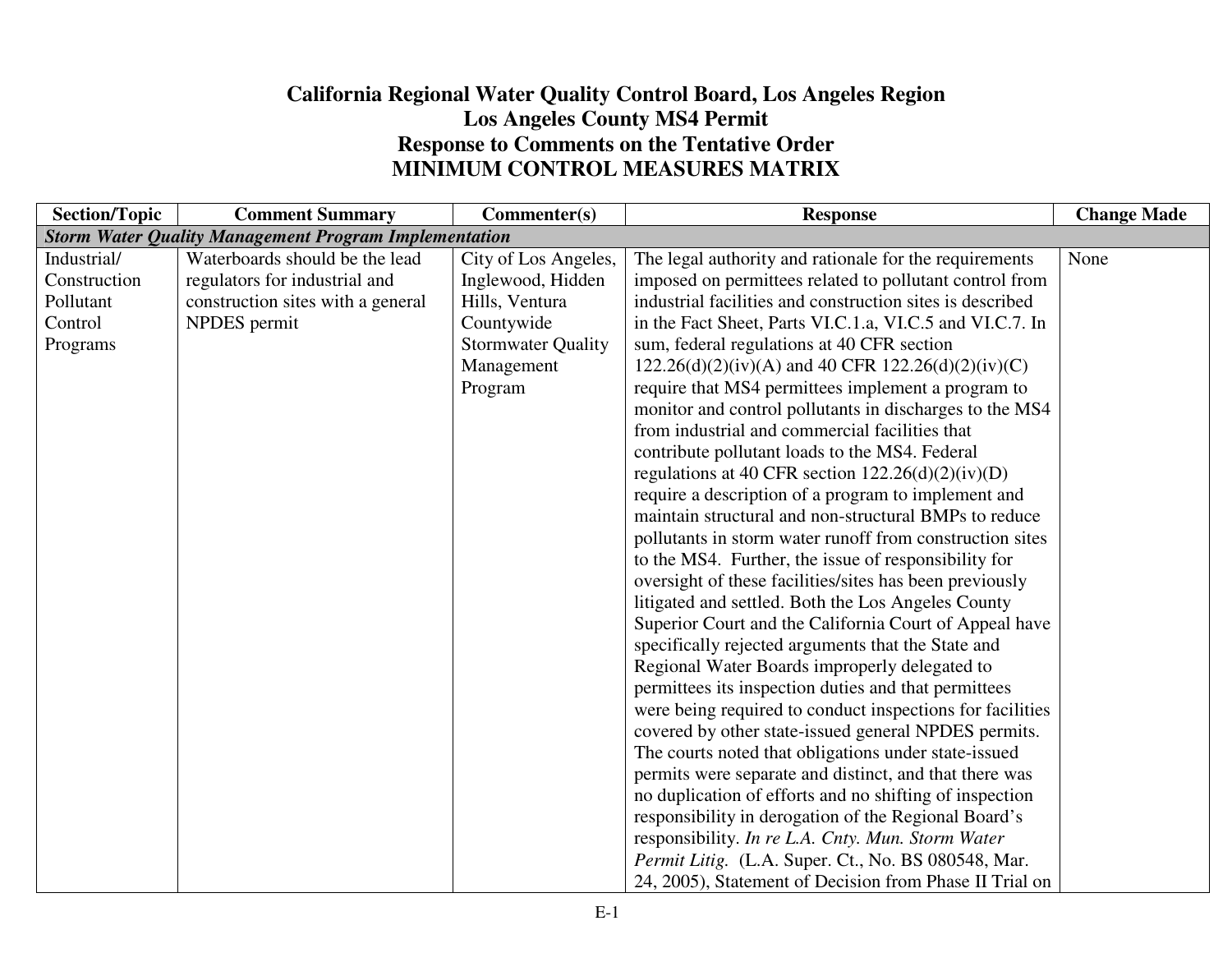# California Regional Water Quality Control Board, Los Angeles Region
## Los Angeles County MS4 Permit
## Response to Comments on the Tentative Order
## MINIMUM CONTROL MEASURES MATRIX

| Section/Topic | Comment Summary | Commenter(s) | Response | Change Made |
|---|---|---|---|---|
| ***Storm Water Quality Management Program Implementation*** | | | | |
| Industrial/ Construction Pollutant Control Programs | Waterboards should be the lead regulators for industrial and construction sites with a general NPDES permit | City of Los Angeles, Inglewood, Hidden Hills, Ventura Countywide Stormwater Quality Management Program | The legal authority and rationale for the requirements imposed on permittees related to pollutant control from industrial facilities and construction sites is described in the Fact Sheet, Parts VI.C.1.a, VI.C.5 and VI.C.7. In sum, federal regulations at 40 CFR section 122.26(d)(2)(iv)(A) and 40 CFR 122.26(d)(2)(iv)(C) require that MS4 permittees implement a program to monitor and control pollutants in discharges to the MS4 from industrial and commercial facilities that contribute pollutant loads to the MS4. Federal regulations at 40 CFR section 122.26(d)(2)(iv)(D) require a description of a program to implement and maintain structural and non-structural BMPs to reduce pollutants in storm water runoff from construction sites to the MS4. Further, the issue of responsibility for oversight of these facilities/sites has been previously litigated and settled. Both the Los Angeles County Superior Court and the California Court of Appeal have specifically rejected arguments that the State and Regional Water Boards improperly delegated to permittees its inspection duties and that permittees were being required to conduct inspections for facilities covered by other state-issued general NPDES permits. The courts noted that obligations under state-issued permits were separate and distinct, and that there was no duplication of efforts and no shifting of inspection responsibility in derogation of the Regional Board's responsibility. *In re L.A. Cnty. Mun. Storm Water Permit Litig.* (L.A. Super. Ct., No. BS 080548, Mar. 24, 2005), Statement of Decision from Phase II Trial on | None |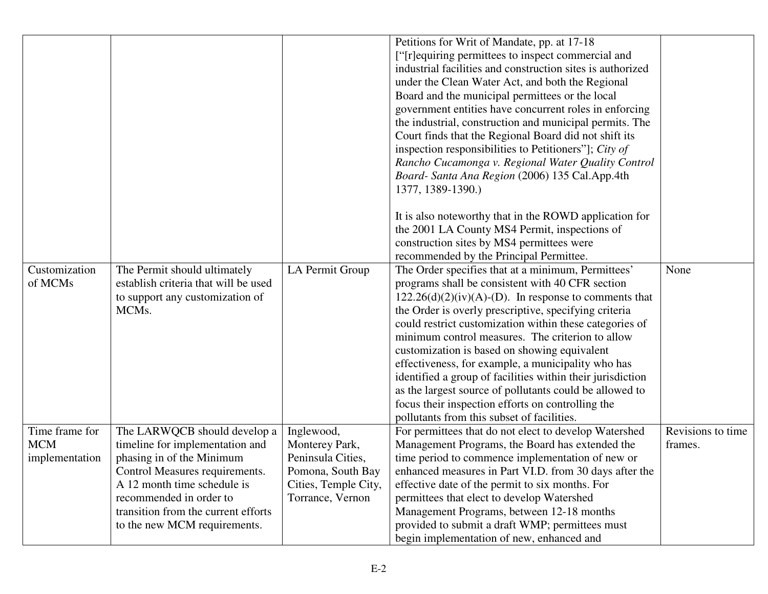| | | | | |
|---|---|---|---|---|
| | | | Petitions for Writ of Mandate, pp. at 17-18 ["[r]equiring permittees to inspect commercial and industrial facilities and construction sites is authorized under the Clean Water Act, and both the Regional Board and the municipal permittees or the local government entities have concurrent roles in enforcing the industrial, construction and municipal permits. The Court finds that the Regional Board did not shift its inspection responsibilities to Petitioners"]; *City of Rancho Cucamonga v. Regional Water Quality Control Board- Santa Ana Region* (2006) 135 Cal.App.4th 1377, 1389-1390.)<br><br>It is also noteworthy that in the ROWD application for the 2001 LA County MS4 Permit, inspections of construction sites by MS4 permittees were recommended by the Principal Permittee. | |
| Customization of MCMs | The Permit should ultimately establish criteria that will be used to support any customization of MCMs. | LA Permit Group | The Order specifies that at a minimum, Permittees' programs shall be consistent with 40 CFR section 122.26(d)(2)(iv)(A)-(D). In response to comments that the Order is overly prescriptive, specifying criteria could restrict customization within these categories of minimum control measures. The criterion to allow customization is based on showing equivalent effectiveness, for example, a municipality who has identified a group of facilities within their jurisdiction as the largest source of pollutants could be allowed to focus their inspection efforts on controlling the pollutants from this subset of facilities. | None |
| Time frame for MCM implementation | The LARWQCB should develop a timeline for implementation and phasing in of the Minimum Control Measures requirements. A 12 month time schedule is recommended in order to transition from the current efforts to the new MCM requirements. | Inglewood, Monterey Park, Peninsula Cities, Pomona, South Bay Cities, Temple City, Torrance, Vernon | For permittees that do not elect to develop Watershed Management Programs, the Board has extended the time period to commence implementation of new or enhanced measures in Part VI.D. from 30 days after the effective date of the permit to six months. For permittees that elect to develop Watershed Management Programs, between 12-18 months provided to submit a draft WMP; permittees must begin implementation of new, enhanced and | Revisions to time frames. |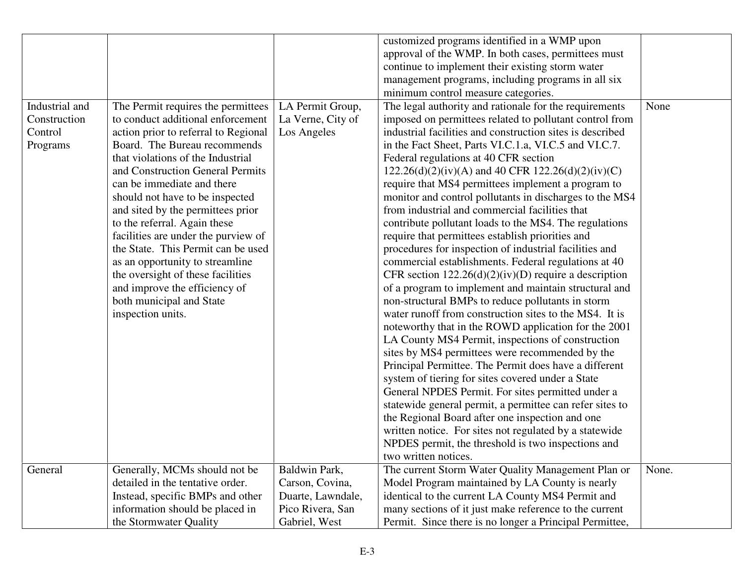| | | | | |
|---|---|---|---|---|
| | | | customized programs identified in a WMP upon approval of the WMP. In both cases, permittees must continue to implement their existing storm water management programs, including programs in all six minimum control measure categories. | |
| Industrial and Construction Control Programs | The Permit requires the permittees to conduct additional enforcement action prior to referral to Regional Board. The Bureau recommends that violations of the Industrial and Construction General Permits can be immediate and there should not have to be inspected and sited by the permittees prior to the referral. Again these facilities are under the purview of the State. This Permit can be used as an opportunity to streamline the oversight of these facilities and improve the efficiency of both municipal and State inspection units. | LA Permit Group, La Verne, City of Los Angeles | The legal authority and rationale for the requirements imposed on permittees related to pollutant control from industrial facilities and construction sites is described in the Fact Sheet, Parts VI.C.1.a, VI.C.5 and VI.C.7. Federal regulations at 40 CFR section 122.26(d)(2)(iv)(A) and 40 CFR 122.26(d)(2)(iv)(C) require that MS4 permittees implement a program to monitor and control pollutants in discharges to the MS4 from industrial and commercial facilities that contribute pollutant loads to the MS4. The regulations require that permittees establish priorities and procedures for inspection of industrial facilities and commercial establishments. Federal regulations at 40 CFR section 122.26(d)(2)(iv)(D) require a description of a program to implement and maintain structural and non-structural BMPs to reduce pollutants in storm water runoff from construction sites to the MS4. It is noteworthy that in the ROWD application for the 2001 LA County MS4 Permit, inspections of construction sites by MS4 permittees were recommended by the Principal Permittee. The Permit does have a different system of tiering for sites covered under a State General NPDES Permit. For sites permitted under a statewide general permit, a permittee can refer sites to the Regional Board after one inspection and one written notice. For sites not regulated by a statewide NPDES permit, the threshold is two inspections and two written notices. | None |
| General | Generally, MCMs should not be detailed in the tentative order. Instead, specific BMPs and other information should be placed in the Stormwater Quality | Baldwin Park, Carson, Covina, Duarte, Lawndale, Pico Rivera, San Gabriel, West | The current Storm Water Quality Management Plan or Model Program maintained by LA County is nearly identical to the current LA County MS4 Permit and many sections of it just make reference to the current Permit. Since there is no longer a Principal Permittee, | None. |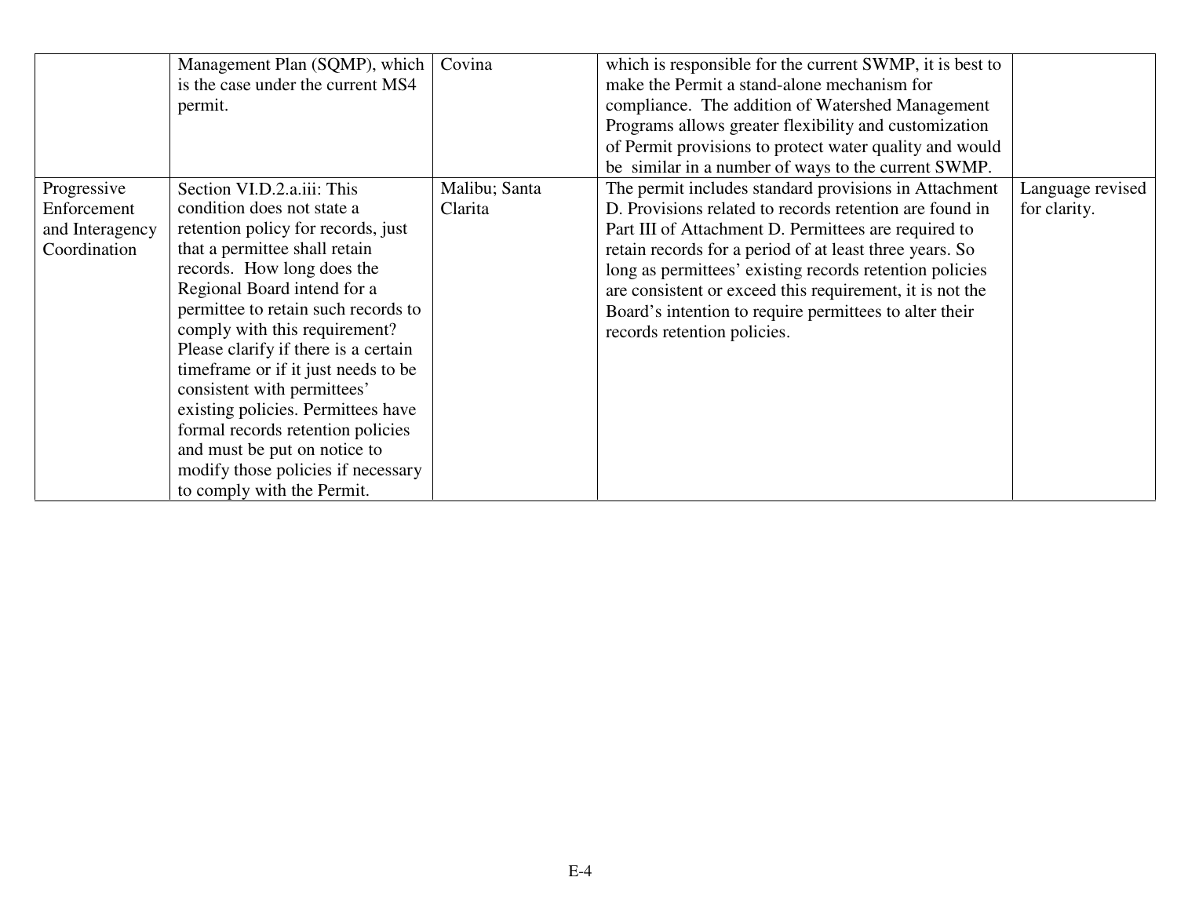| | | | | |
|---|---|---|---|---|
| | Management Plan (SQMP), which is the case under the current MS4 permit. | Covina | which is responsible for the current SWMP, it is best to make the Permit a stand-alone mechanism for compliance. The addition of Watershed Management Programs allows greater flexibility and customization of Permit provisions to protect water quality and would be similar in a number of ways to the current SWMP. | |
| Progressive Enforcement and Interagency Coordination | Section VI.D.2.a.iii: This condition does not state a retention policy for records, just that a permittee shall retain records. How long does the Regional Board intend for a permittee to retain such records to comply with this requirement? Please clarify if there is a certain timeframe or if it just needs to be consistent with permittees' existing policies. Permittees have formal records retention policies and must be put on notice to modify those policies if necessary to comply with the Permit. | Malibu; Santa Clarita | The permit includes standard provisions in Attachment D. Provisions related to records retention are found in Part III of Attachment D. Permittees are required to retain records for a period of at least three years. So long as permittees' existing records retention policies are consistent or exceed this requirement, it is not the Board's intention to require permittees to alter their records retention policies. | Language revised for clarity. |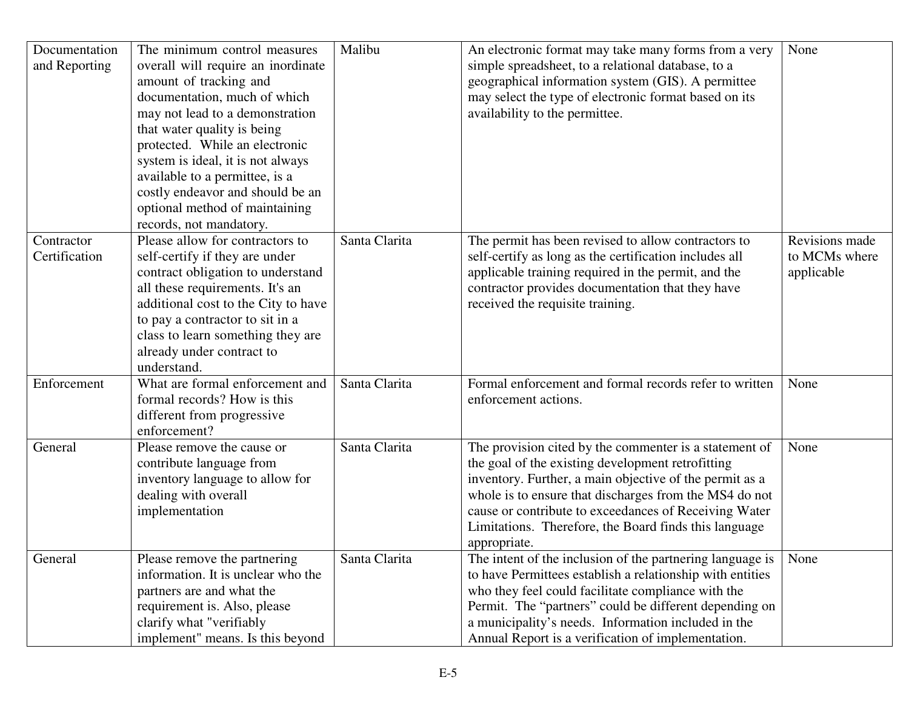| | | | | |
|---|---|---|---|---|
| Documentation and Reporting | The minimum control measures overall will require an inordinate amount of tracking and documentation, much of which may not lead to a demonstration that water quality is being protected. While an electronic system is ideal, it is not always available to a permittee, is a costly endeavor and should be an optional method of maintaining records, not mandatory. | Malibu | An electronic format may take many forms from a very simple spreadsheet, to a relational database, to a geographical information system (GIS). A permittee may select the type of electronic format based on its availability to the permittee. | None |
| Contractor Certification | Please allow for contractors to self-certify if they are under contract obligation to understand all these requirements. It's an additional cost to the City to have to pay a contractor to sit in a class to learn something they are already under contract to understand. | Santa Clarita | The permit has been revised to allow contractors to self-certify as long as the certification includes all applicable training required in the permit, and the contractor provides documentation that they have received the requisite training. | Revisions made to MCMs where applicable |
| Enforcement | What are formal enforcement and formal records? How is this different from progressive enforcement? | Santa Clarita | Formal enforcement and formal records refer to written enforcement actions. | None |
| General | Please remove the cause or contribute language from inventory language to allow for dealing with overall implementation | Santa Clarita | The provision cited by the commenter is a statement of the goal of the existing development retrofitting inventory. Further, a main objective of the permit as a whole is to ensure that discharges from the MS4 do not cause or contribute to exceedances of Receiving Water Limitations. Therefore, the Board finds this language appropriate. | None |
| General | Please remove the partnering information. It is unclear who the partners are and what the requirement is. Also, please clarify what "verifiably implement" means. Is this beyond | Santa Clarita | The intent of the inclusion of the partnering language is to have Permittees establish a relationship with entities who they feel could facilitate compliance with the Permit. The "partners" could be different depending on a municipality's needs. Information included in the Annual Report is a verification of implementation. | None |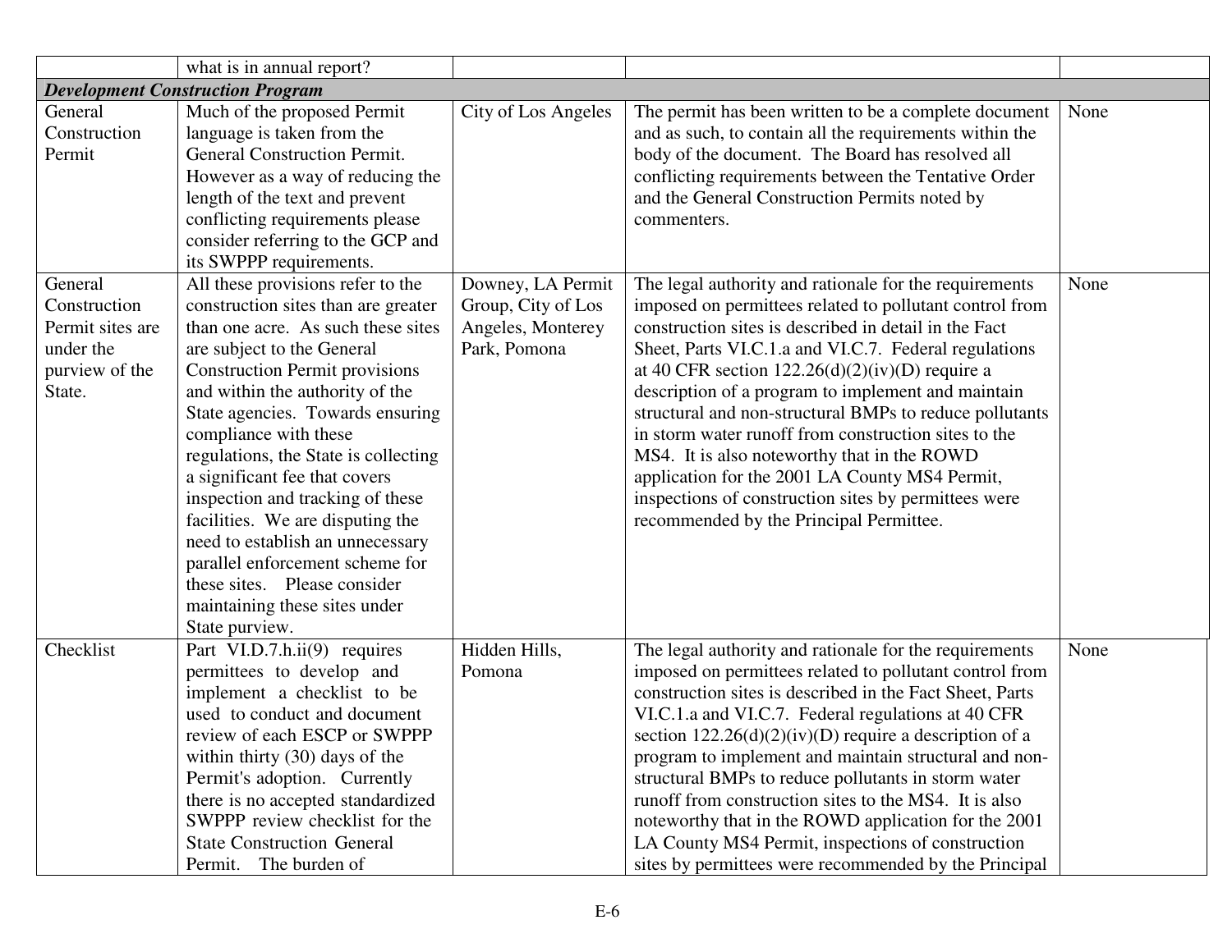| | | | | |
|---|---|---|---|---|
| | what is in annual report? | | | |
| ***Development Construction Program*** | | | | |
| General Construction Permit | Much of the proposed Permit language is taken from the General Construction Permit. However as a way of reducing the length of the text and prevent conflicting requirements please consider referring to the GCP and its SWPPP requirements. | City of Los Angeles | The permit has been written to be a complete document and as such, to contain all the requirements within the body of the document. The Board has resolved all conflicting requirements between the Tentative Order and the General Construction Permits noted by commenters. | None |
| General Construction Permit sites are under the purview of the State. | All these provisions refer to the construction sites than are greater than one acre. As such these sites are subject to the General Construction Permit provisions and within the authority of the State agencies. Towards ensuring compliance with these regulations, the State is collecting a significant fee that covers inspection and tracking of these facilities. We are disputing the need to establish an unnecessary parallel enforcement scheme for these sites. Please consider maintaining these sites under State purview. | Downey, LA Permit Group, City of Los Angeles, Monterey Park, Pomona | The legal authority and rationale for the requirements imposed on permittees related to pollutant control from construction sites is described in detail in the Fact Sheet, Parts VI.C.1.a and VI.C.7. Federal regulations at 40 CFR section 122.26(d)(2)(iv)(D) require a description of a program to implement and maintain structural and non-structural BMPs to reduce pollutants in storm water runoff from construction sites to the MS4. It is also noteworthy that in the ROWD application for the 2001 LA County MS4 Permit, inspections of construction sites by permittees were recommended by the Principal Permittee. | None |
| Checklist | Part VI.D.7.h.ii(9) requires permittees to develop and implement a checklist to be used to conduct and document review of each ESCP or SWPPP within thirty (30) days of the Permit's adoption. Currently there is no accepted standardized SWPPP review checklist for the State Construction General Permit. The burden of | Hidden Hills, Pomona | The legal authority and rationale for the requirements imposed on permittees related to pollutant control from construction sites is described in the Fact Sheet, Parts VI.C.1.a and VI.C.7. Federal regulations at 40 CFR section 122.26(d)(2)(iv)(D) require a description of a program to implement and maintain structural and non-structural BMPs to reduce pollutants in storm water runoff from construction sites to the MS4. It is also noteworthy that in the ROWD application for the 2001 LA County MS4 Permit, inspections of construction sites by permittees were recommended by the Principal | None |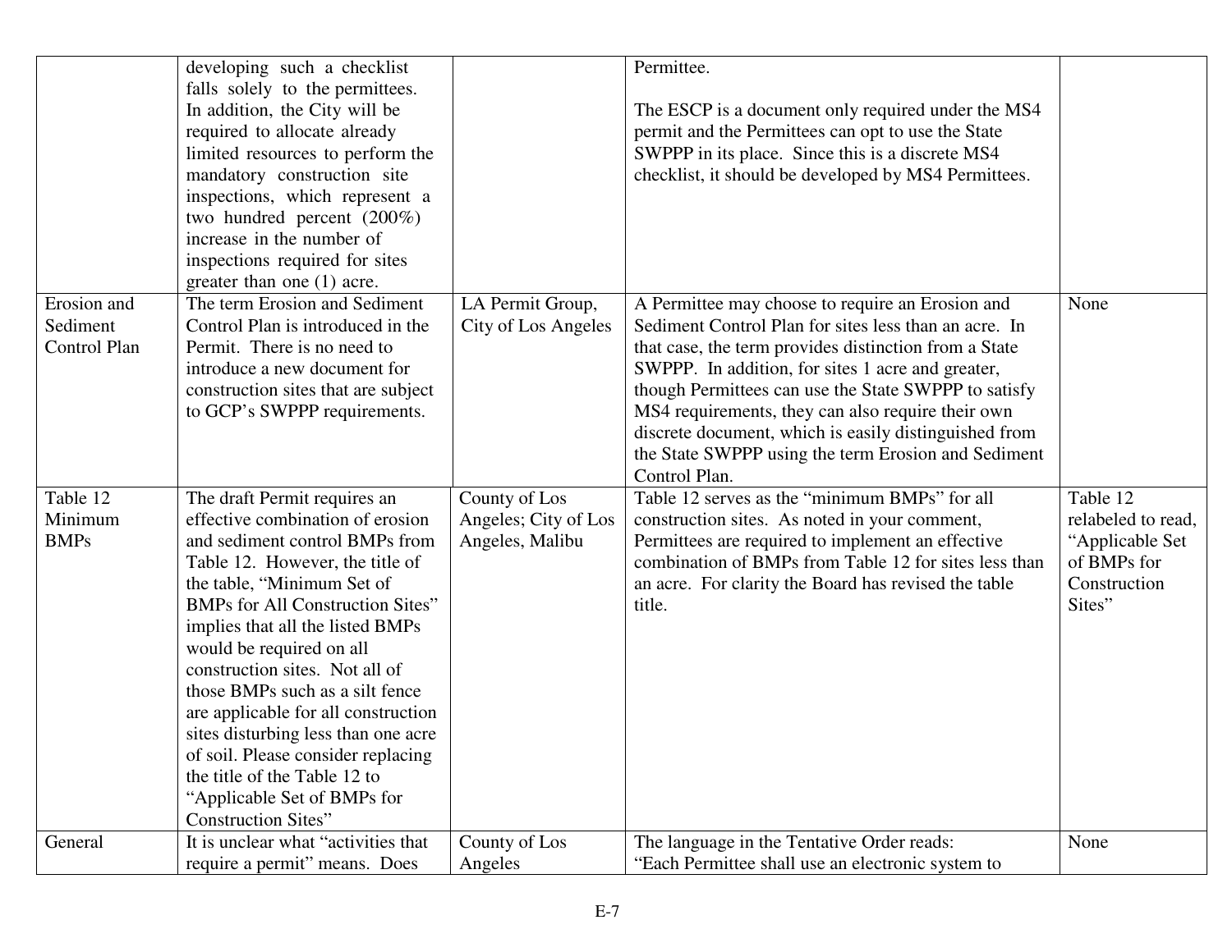| | | | | |
|---|---|---|---|---|
| | developing such a checklist falls solely to the permittees. In addition, the City will be required to allocate already limited resources to perform the mandatory construction site inspections, which represent a two hundred percent (200%) increase in the number of inspections required for sites greater than one (1) acre. | | Permittee.<br><br>The ESCP is a document only required under the MS4 permit and the Permittees can opt to use the State SWPPP in its place. Since this is a discrete MS4 checklist, it should be developed by MS4 Permittees. | |
| Erosion and Sediment Control Plan | The term Erosion and Sediment Control Plan is introduced in the Permit. There is no need to introduce a new document for construction sites that are subject to GCP's SWPPP requirements. | LA Permit Group, City of Los Angeles | A Permittee may choose to require an Erosion and Sediment Control Plan for sites less than an acre. In that case, the term provides distinction from a State SWPPP. In addition, for sites 1 acre and greater, though Permittees can use the State SWPPP to satisfy MS4 requirements, they can also require their own discrete document, which is easily distinguished from the State SWPPP using the term Erosion and Sediment Control Plan. | None |
| Table 12 Minimum BMPs | The draft Permit requires an effective combination of erosion and sediment control BMPs from Table 12. However, the title of the table, "Minimum Set of BMPs for All Construction Sites" implies that all the listed BMPs would be required on all construction sites. Not all of those BMPs such as a silt fence are applicable for all construction sites disturbing less than one acre of soil. Please consider replacing the title of the Table 12 to "Applicable Set of BMPs for Construction Sites" | County of Los Angeles; City of Los Angeles, Malibu | Table 12 serves as the "minimum BMPs" for all construction sites. As noted in your comment, Permittees are required to implement an effective combination of BMPs from Table 12 for sites less than an acre. For clarity the Board has revised the table title. | Table 12 relabeled to read, "Applicable Set of BMPs for Construction Sites" |
| General | It is unclear what "activities that require a permit" means. Does | County of Los Angeles | The language in the Tentative Order reads:<br>"Each Permittee shall use an electronic system to | None |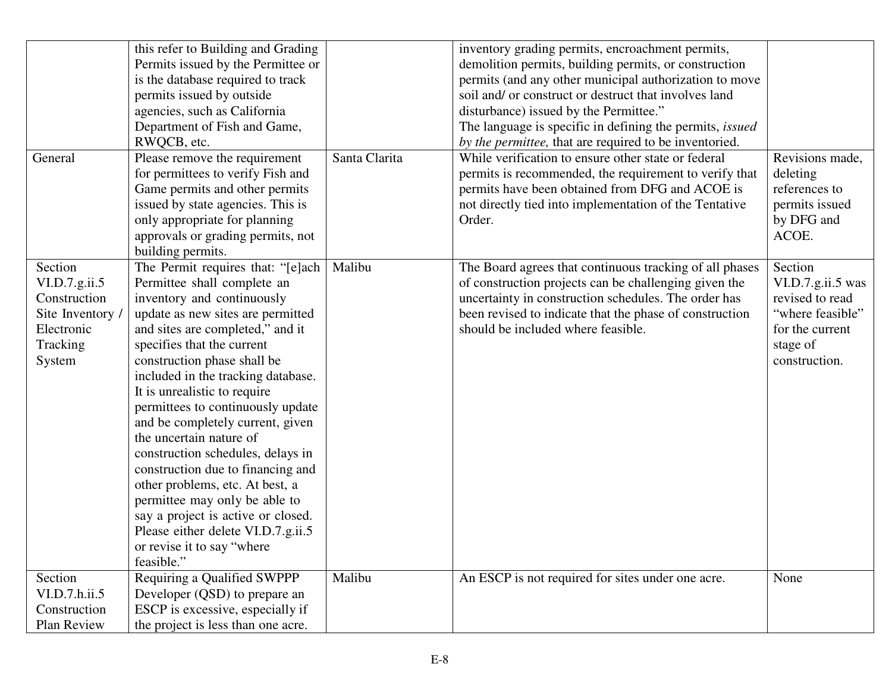| | | | | |
|---|---|---|---|---|
| | this refer to Building and Grading Permits issued by the Permittee or is the database required to track permits issued by outside agencies, such as California Department of Fish and Game, RWQCB, etc. | | inventory grading permits, encroachment permits, demolition permits, building permits, or construction permits (and any other municipal authorization to move soil and/ or construct or destruct that involves land disturbance) issued by the Permittee." The language is specific in defining the permits, *issued by the permittee,* that are required to be inventoried. | |
| General | Please remove the requirement for permittees to verify Fish and Game permits and other permits issued by state agencies. This is only appropriate for planning approvals or grading permits, not building permits. | Santa Clarita | While verification to ensure other state or federal permits is recommended, the requirement to verify that permits have been obtained from DFG and ACOE is not directly tied into implementation of the Tentative Order. | Revisions made, deleting references to permits issued by DFG and ACOE. |
| Section VI.D.7.g.ii.5 Construction Site Inventory / Electronic Tracking System | The Permit requires that: "[e]ach Permittee shall complete an inventory and continuously update as new sites are permitted and sites are completed," and it specifies that the current construction phase shall be included in the tracking database. It is unrealistic to require permittees to continuously update and be completely current, given the uncertain nature of construction schedules, delays in construction due to financing and other problems, etc. At best, a permittee may only be able to say a project is active or closed. Please either delete VI.D.7.g.ii.5 or revise it to say "where feasible." | Malibu | The Board agrees that continuous tracking of all phases of construction projects can be challenging given the uncertainty in construction schedules. The order has been revised to indicate that the phase of construction should be included where feasible. | Section VI.D.7.g.ii.5 was revised to read "where feasible" for the current stage of construction. |
| Section VI.D.7.h.ii.5 Construction Plan Review | Requiring a Qualified SWPPP Developer (QSD) to prepare an ESCP is excessive, especially if the project is less than one acre. | Malibu | An ESCP is not required for sites under one acre. | None |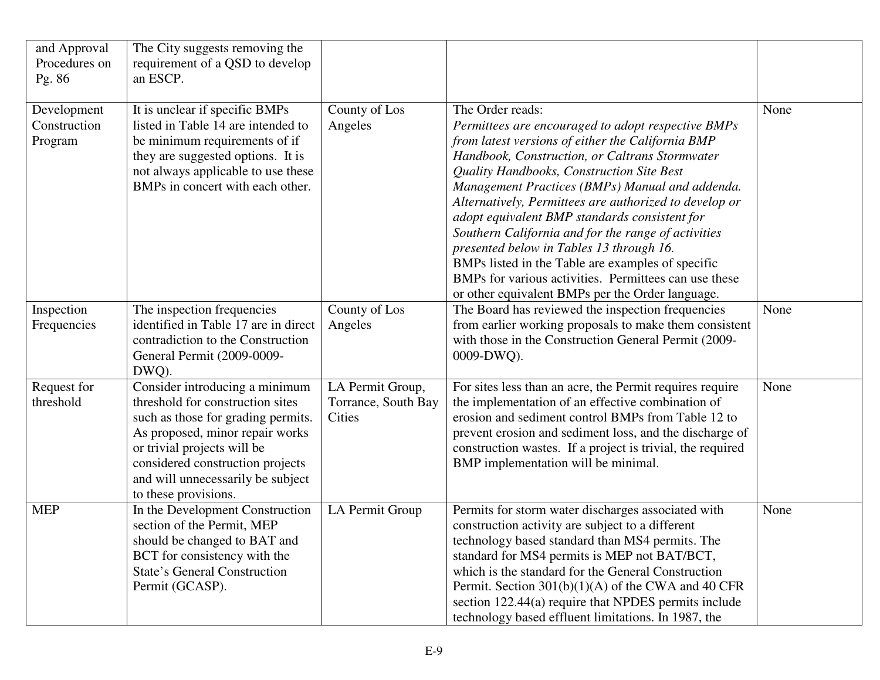| | | | | |
|---|---|---|---|---|
| and Approval Procedures on Pg. 86 | The City suggests removing the requirement of a QSD to develop an ESCP. | | | |
| Development Construction Program | It is unclear if specific BMPs listed in Table 14 are intended to be minimum requirements of if they are suggested options. It is not always applicable to use these BMPs in concert with each other. | County of Los Angeles | The Order reads:<br>*Permittees are encouraged to adopt respective BMPs from latest versions of either the California BMP Handbook, Construction, or Caltrans Stormwater Quality Handbooks, Construction Site Best Management Practices (BMPs) Manual and addenda. Alternatively, Permittees are authorized to develop or adopt equivalent BMP standards consistent for Southern California and for the range of activities presented below in Tables 13 through 16.*<br>BMPs listed in the Table are examples of specific BMPs for various activities. Permittees can use these or other equivalent BMPs per the Order language. | None |
| Inspection Frequencies | The inspection frequencies identified in Table 17 are in direct contradiction to the Construction General Permit (2009-0009-DWQ). | County of Los Angeles | The Board has reviewed the inspection frequencies from earlier working proposals to make them consistent with those in the Construction General Permit (2009-0009-DWQ). | None |
| Request for threshold | Consider introducing a minimum threshold for construction sites such as those for grading permits. As proposed, minor repair works or trivial projects will be considered construction projects and will unnecessarily be subject to these provisions. | LA Permit Group, Torrance, South Bay Cities | For sites less than an acre, the Permit requires require the implementation of an effective combination of erosion and sediment control BMPs from Table 12 to prevent erosion and sediment loss, and the discharge of construction wastes. If a project is trivial, the required BMP implementation will be minimal. | None |
| MEP | In the Development Construction section of the Permit, MEP should be changed to BAT and BCT for consistency with the State's General Construction Permit (GCASP). | LA Permit Group | Permits for storm water discharges associated with construction activity are subject to a different technology based standard than MS4 permits. The standard for MS4 permits is MEP not BAT/BCT, which is the standard for the General Construction Permit. Section 301(b)(1)(A) of the CWA and 40 CFR section 122.44(a) require that NPDES permits include technology based effluent limitations. In 1987, the | None |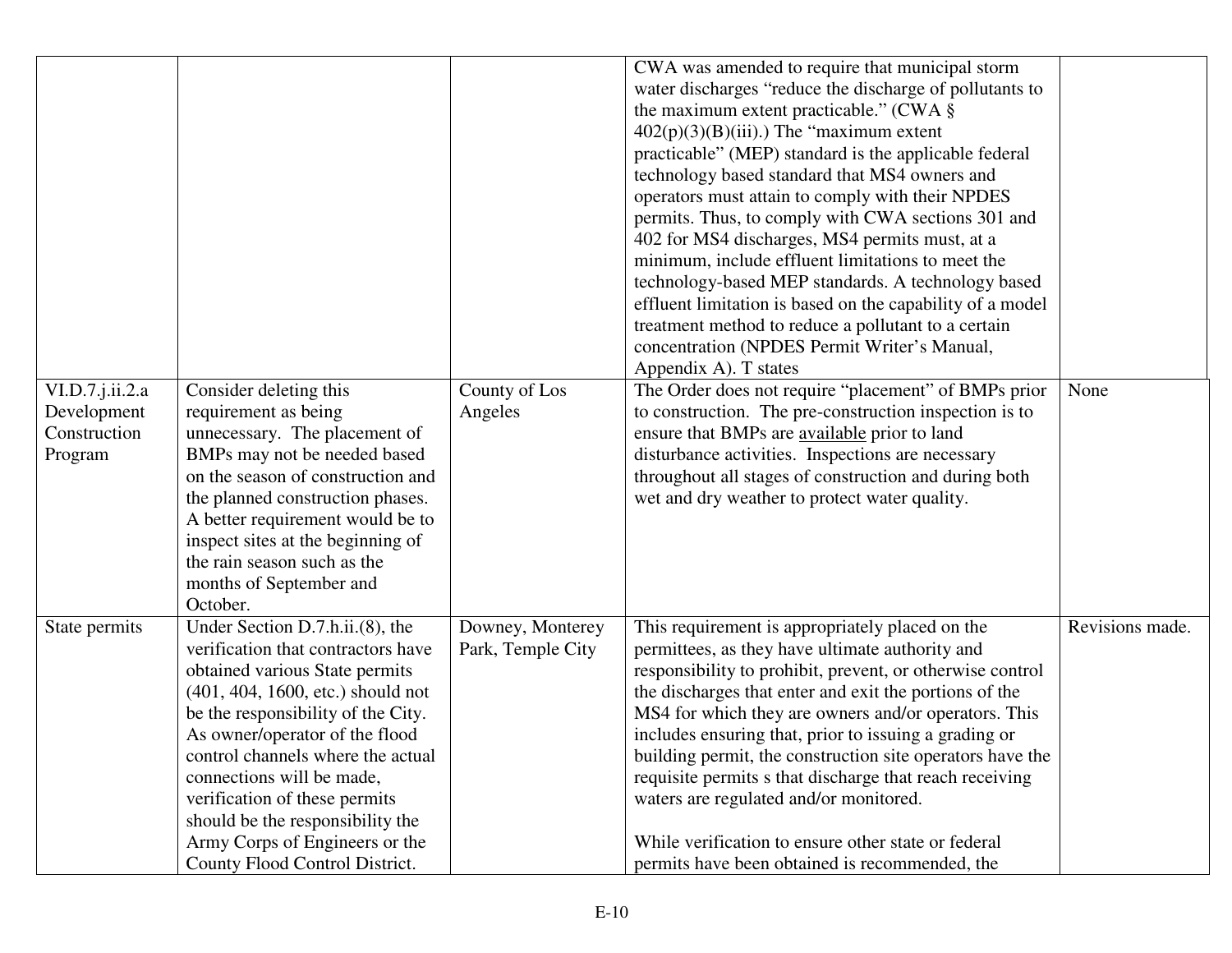| | | | | |
|---|---|---|---|---|
| | | | CWA was amended to require that municipal storm water discharges "reduce the discharge of pollutants to the maximum extent practicable." (CWA § 402(p)(3)(B)(iii).) The "maximum extent practicable" (MEP) standard is the applicable federal technology based standard that MS4 owners and operators must attain to comply with their NPDES permits. Thus, to comply with CWA sections 301 and 402 for MS4 discharges, MS4 permits must, at a minimum, include effluent limitations to meet the technology-based MEP standards. A technology based effluent limitation is based on the capability of a model treatment method to reduce a pollutant to a certain concentration (NPDES Permit Writer's Manual, Appendix A). T states | |
| VI.D.7.j.ii.2.a Development Construction Program | Consider deleting this requirement as being unnecessary. The placement of BMPs may not be needed based on the season of construction and the planned construction phases. A better requirement would be to inspect sites at the beginning of the rain season such as the months of September and October. | County of Los Angeles | The Order does not require "placement" of BMPs prior to construction. The pre-construction inspection is to ensure that BMPs are available prior to land disturbance activities. Inspections are necessary throughout all stages of construction and during both wet and dry weather to protect water quality. | None |
| State permits | Under Section D.7.h.ii.(8), the verification that contractors have obtained various State permits (401, 404, 1600, etc.) should not be the responsibility of the City. As owner/operator of the flood control channels where the actual connections will be made, verification of these permits should be the responsibility the Army Corps of Engineers or the County Flood Control District. | Downey, Monterey Park, Temple City | This requirement is appropriately placed on the permittees, as they have ultimate authority and responsibility to prohibit, prevent, or otherwise control the discharges that enter and exit the portions of the MS4 for which they are owners and/or operators. This includes ensuring that, prior to issuing a grading or building permit, the construction site operators have the requisite permits s that discharge that reach receiving waters are regulated and/or monitored.<br><br>While verification to ensure other state or federal permits have been obtained is recommended, the | Revisions made. |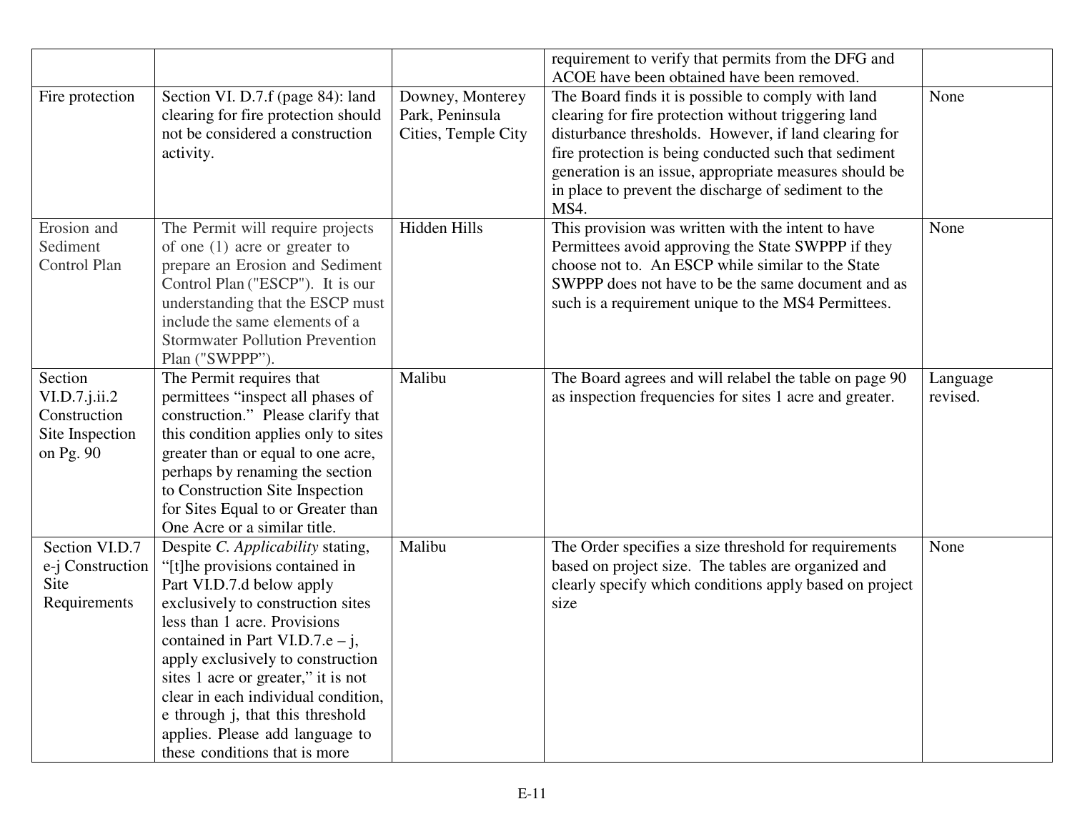| | | | | |
|---|---|---|---|---|
| | | | requirement to verify that permits from the DFG and ACOE have been obtained have been removed. | |
| Fire protection | Section VI. D.7.f (page 84): land clearing for fire protection should not be considered a construction activity. | Downey, Monterey Park, Peninsula Cities, Temple City | The Board finds it is possible to comply with land clearing for fire protection without triggering land disturbance thresholds. However, if land clearing for fire protection is being conducted such that sediment generation is an issue, appropriate measures should be in place to prevent the discharge of sediment to the MS4. | None |
| Erosion and Sediment Control Plan | The Permit will require projects of one (1) acre or greater to prepare an Erosion and Sediment Control Plan ("ESCP"). It is our understanding that the ESCP must include the same elements of a Stormwater Pollution Prevention Plan ("SWPPP"). | Hidden Hills | This provision was written with the intent to have Permittees avoid approving the State SWPPP if they choose not to. An ESCP while similar to the State SWPPP does not have to be the same document and as such is a requirement unique to the MS4 Permittees. | None |
| Section VI.D.7.j.ii.2 Construction Site Inspection on Pg. 90 | The Permit requires that permittees "inspect all phases of construction." Please clarify that this condition applies only to sites greater than or equal to one acre, perhaps by renaming the section to Construction Site Inspection for Sites Equal to or Greater than One Acre or a similar title. | Malibu | The Board agrees and will relabel the table on page 90 as inspection frequencies for sites 1 acre and greater. | Language revised. |
| Section VI.D.7 e-j Construction Site Requirements | Despite *C. Applicability* stating, "[t]he provisions contained in Part VI.D.7.d below apply exclusively to construction sites less than 1 acre. Provisions contained in Part VI.D.7.e – j, apply exclusively to construction sites 1 acre or greater," it is not clear in each individual condition, e through j, that this threshold applies. Please add language to these conditions that is more | Malibu | The Order specifies a size threshold for requirements based on project size. The tables are organized and clearly specify which conditions apply based on project size | None |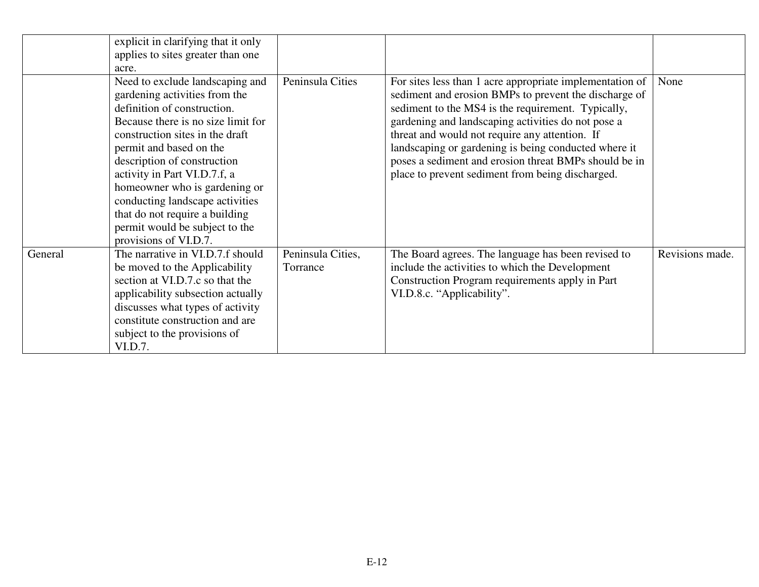| | | | | |
|---|---|---|---|---|
| | explicit in clarifying that it only applies to sites greater than one acre. | | | |
| | Need to exclude landscaping and gardening activities from the definition of construction. Because there is no size limit for construction sites in the draft permit and based on the description of construction activity in Part VI.D.7.f, a homeowner who is gardening or conducting landscape activities that do not require a building permit would be subject to the provisions of VI.D.7. | Peninsula Cities | For sites less than 1 acre appropriate implementation of sediment and erosion BMPs to prevent the discharge of sediment to the MS4 is the requirement. Typically, gardening and landscaping activities do not pose a threat and would not require any attention. If landscaping or gardening is being conducted where it poses a sediment and erosion threat BMPs should be in place to prevent sediment from being discharged. | None |
| General | The narrative in VI.D.7.f should be moved to the Applicability section at VI.D.7.c so that the applicability subsection actually discusses what types of activity constitute construction and are subject to the provisions of VI.D.7. | Peninsula Cities, Torrance | The Board agrees. The language has been revised to include the activities to which the Development Construction Program requirements apply in Part VI.D.8.c. "Applicability". | Revisions made. |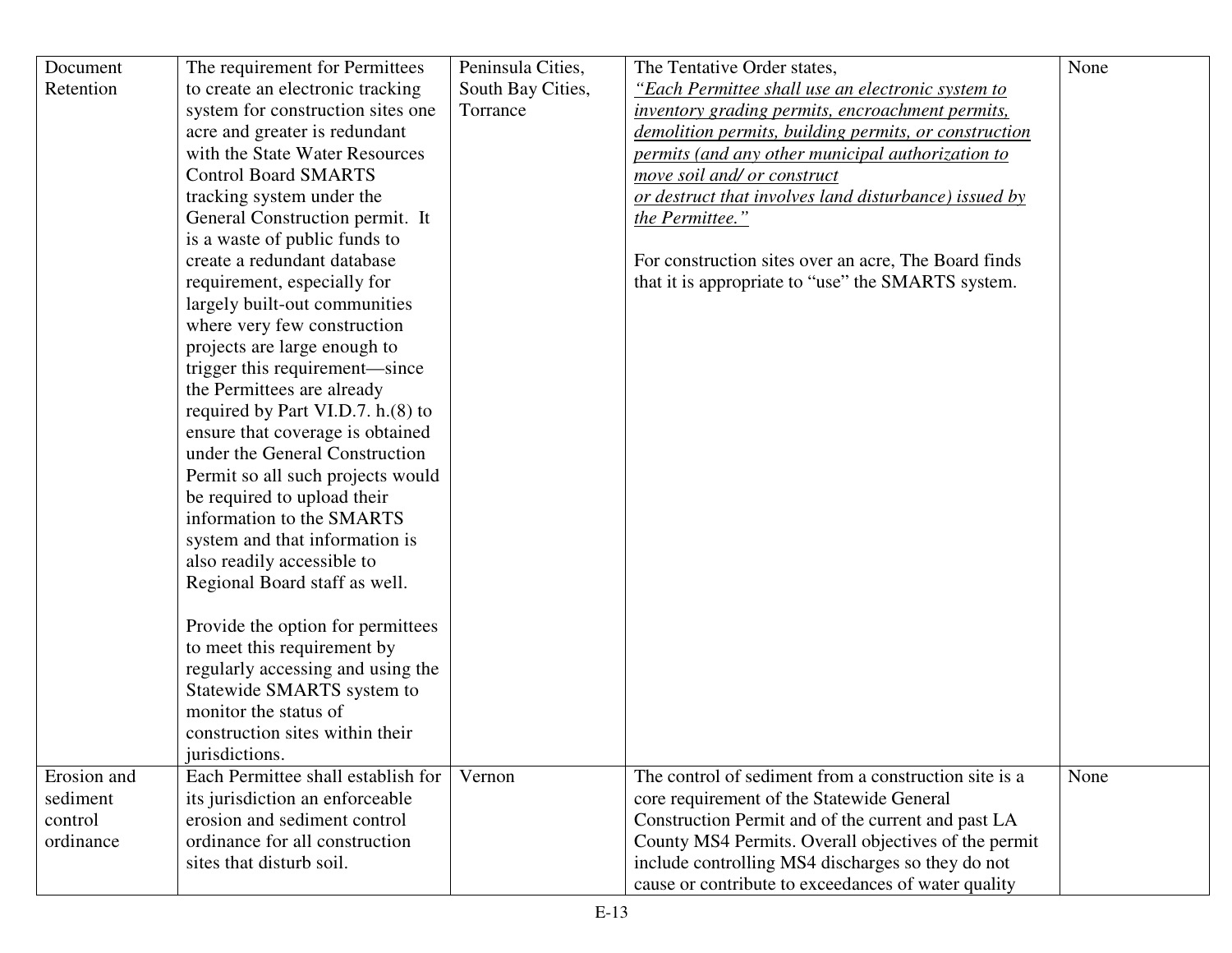| | | | | |
|---|---|---|---|---|
| Document Retention | The requirement for Permittees to create an electronic tracking system for construction sites one acre and greater is redundant with the State Water Resources Control Board SMARTS tracking system under the General Construction permit. It is a waste of public funds to create a redundant database requirement, especially for largely built-out communities where very few construction projects are large enough to trigger this requirement—since the Permittees are already required by Part VI.D.7. h.(8) to ensure that coverage is obtained under the General Construction Permit so all such projects would be required to upload their information to the SMARTS system and that information is also readily accessible to Regional Board staff as well.<br><br>Provide the option for permittees to meet this requirement by regularly accessing and using the Statewide SMARTS system to monitor the status of construction sites within their jurisdictions. | Peninsula Cities, South Bay Cities, Torrance | The Tentative Order states, *"Each Permittee shall use an electronic system to inventory grading permits, encroachment permits, demolition permits, building permits, or construction permits (and any other municipal authorization to move soil and/ or construct or destruct that involves land disturbance) issued by the Permittee."*<br><br>For construction sites over an acre, The Board finds that it is appropriate to "use" the SMARTS system. | None |
| Erosion and sediment control ordinance | Each Permittee shall establish for its jurisdiction an enforceable erosion and sediment control ordinance for all construction sites that disturb soil. | Vernon | The control of sediment from a construction site is a core requirement of the Statewide General Construction Permit and of the current and past LA County MS4 Permits. Overall objectives of the permit include controlling MS4 discharges so they do not cause or contribute to exceedances of water quality | None |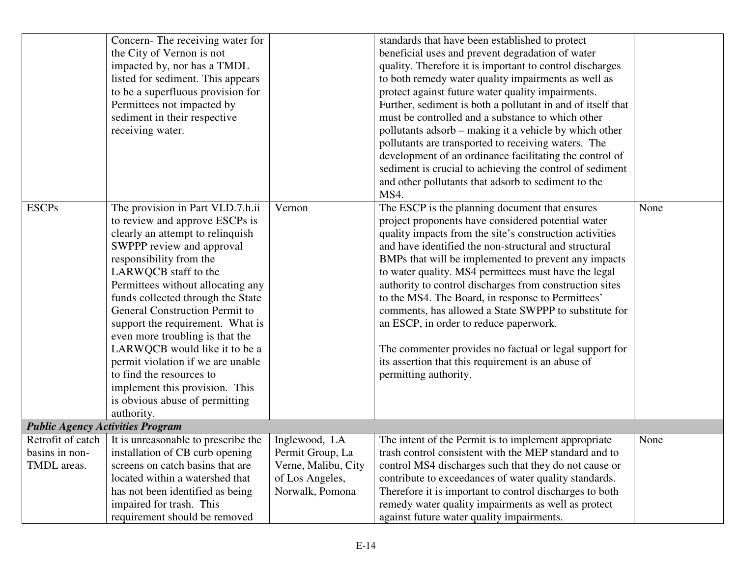| | | | | |
|---|---|---|---|---|
| | Concern- The receiving water for the City of Vernon is not impacted by, nor has a TMDL listed for sediment. This appears to be a superfluous provision for Permittees not impacted by sediment in their respective receiving water. | | standards that have been established to protect beneficial uses and prevent degradation of water quality. Therefore it is important to control discharges to both remedy water quality impairments as well as protect against future water quality impairments. Further, sediment is both a pollutant in and of itself that must be controlled and a substance to which other pollutants adsorb – making it a vehicle by which other pollutants are transported to receiving waters. The development of an ordinance facilitating the control of sediment is crucial to achieving the control of sediment and other pollutants that adsorb to sediment to the MS4. | |
| ESCPs | The provision in Part VI.D.7.h.ii to review and approve ESCPs is clearly an attempt to relinquish SWPPP review and approval responsibility from the LARWQCB staff to the Permittees without allocating any funds collected through the State General Construction Permit to support the requirement. What is even more troubling is that the LARWQCB would like it to be a permit violation if we are unable to find the resources to implement this provision. This is obvious abuse of permitting authority. | Vernon | The ESCP is the planning document that ensures project proponents have considered potential water quality impacts from the site's construction activities and have identified the non-structural and structural BMPs that will be implemented to prevent any impacts to water quality. MS4 permittees must have the legal authority to control discharges from construction sites to the MS4. The Board, in response to Permittees' comments, has allowed a State SWPPP to substitute for an ESCP, in order to reduce paperwork.<br><br>The commenter provides no factual or legal support for its assertion that this requirement is an abuse of permitting authority. | None |
| ***Public Agency Activities Program*** | | | | |
| Retrofit of catch basins in non-TMDL areas. | It is unreasonable to prescribe the installation of CB curb opening screens on catch basins that are located within a watershed that has not been identified as being impaired for trash. This requirement should be removed | Inglewood, LA Permit Group, La Verne, Malibu, City of Los Angeles, Norwalk, Pomona | The intent of the Permit is to implement appropriate trash control consistent with the MEP standard and to control MS4 discharges such that they do not cause or contribute to exceedances of water quality standards. Therefore it is important to control discharges to both remedy water quality impairments as well as protect against future water quality impairments. | None |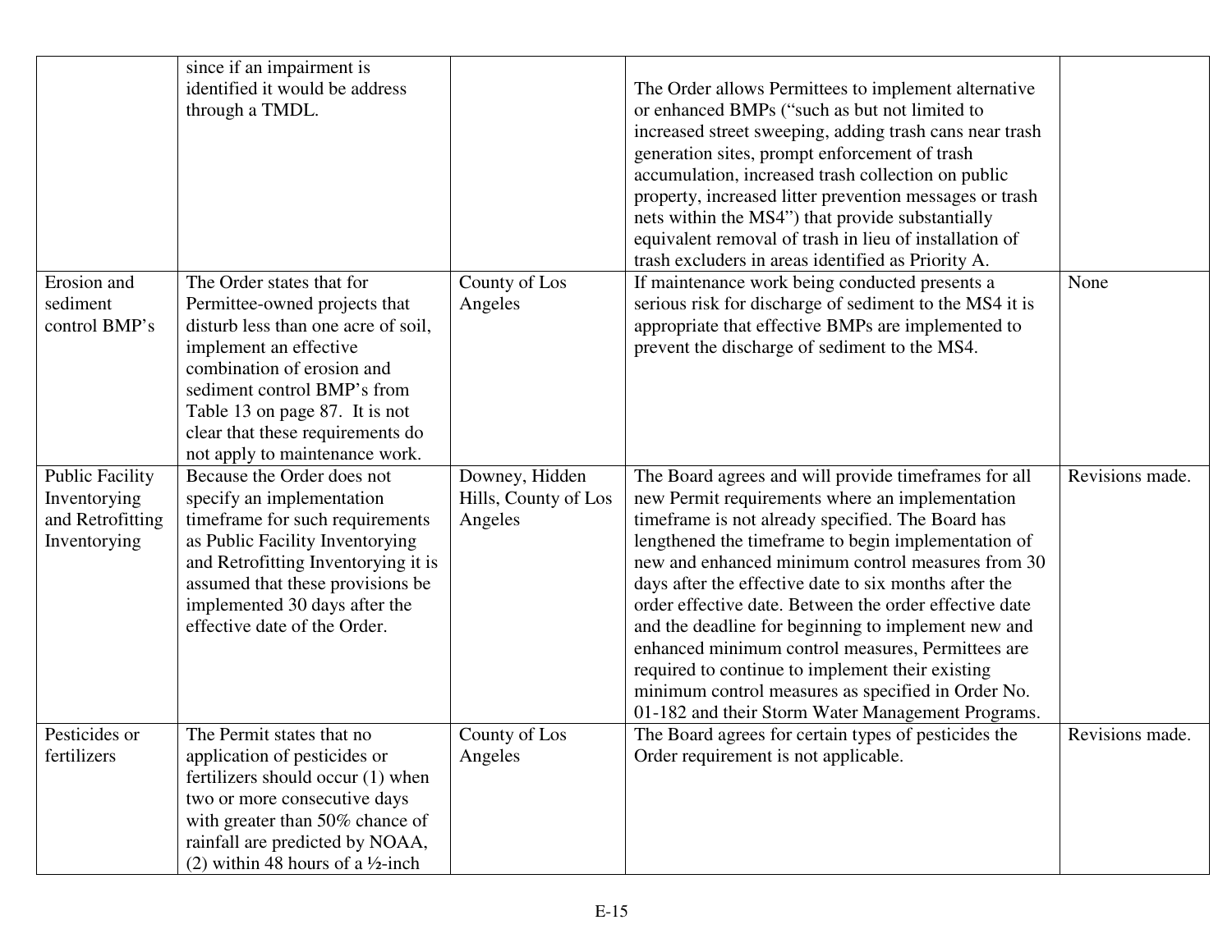| | | | | |
|---|---|---|---|---|
| | since if an impairment is identified it would be address through a TMDL. | | The Order allows Permittees to implement alternative or enhanced BMPs ("such as but not limited to increased street sweeping, adding trash cans near trash generation sites, prompt enforcement of trash accumulation, increased trash collection on public property, increased litter prevention messages or trash nets within the MS4") that provide substantially equivalent removal of trash in lieu of installation of trash excluders in areas identified as Priority A. | |
| Erosion and sediment control BMP's | The Order states that for Permittee-owned projects that disturb less than one acre of soil, implement an effective combination of erosion and sediment control BMP's from Table 13 on page 87. It is not clear that these requirements do not apply to maintenance work. | County of Los Angeles | If maintenance work being conducted presents a serious risk for discharge of sediment to the MS4 it is appropriate that effective BMPs are implemented to prevent the discharge of sediment to the MS4. | None |
| Public Facility Inventorying and Retrofitting Inventorying | Because the Order does not specify an implementation timeframe for such requirements as Public Facility Inventorying and Retrofitting Inventorying it is assumed that these provisions be implemented 30 days after the effective date of the Order. | Downey, Hidden Hills, County of Los Angeles | The Board agrees and will provide timeframes for all new Permit requirements where an implementation timeframe is not already specified. The Board has lengthened the timeframe to begin implementation of new and enhanced minimum control measures from 30 days after the effective date to six months after the order effective date. Between the order effective date and the deadline for beginning to implement new and enhanced minimum control measures, Permittees are required to continue to implement their existing minimum control measures as specified in Order No. 01-182 and their Storm Water Management Programs. | Revisions made. |
| Pesticides or fertilizers | The Permit states that no application of pesticides or fertilizers should occur (1) when two or more consecutive days with greater than 50% chance of rainfall are predicted by NOAA, (2) within 48 hours of a ½-inch | County of Los Angeles | The Board agrees for certain types of pesticides the Order requirement is not applicable. | Revisions made. |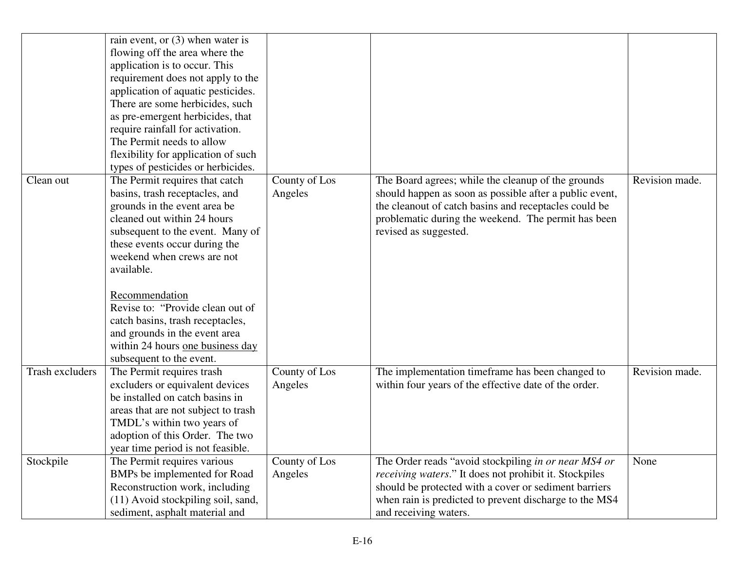| | | | | |
|---|---|---|---|---|
| | rain event, or (3) when water is flowing off the area where the application is to occur. This requirement does not apply to the application of aquatic pesticides. There are some herbicides, such as pre-emergent herbicides, that require rainfall for activation. The Permit needs to allow flexibility for application of such types of pesticides or herbicides. | | | |
| Clean out | The Permit requires that catch basins, trash receptacles, and grounds in the event area be cleaned out within 24 hours subsequent to the event. Many of these events occur during the weekend when crews are not available.<br><br>Recommendation<br>Revise to: "Provide clean out of catch basins, trash receptacles, and grounds in the event area within 24 hours one business day subsequent to the event. | County of Los Angeles | The Board agrees; while the cleanup of the grounds should happen as soon as possible after a public event, the cleanout of catch basins and receptacles could be problematic during the weekend. The permit has been revised as suggested. | Revision made. |
| Trash excluders | The Permit requires trash excluders or equivalent devices be installed on catch basins in areas that are not subject to trash TMDL's within two years of adoption of this Order. The two year time period is not feasible. | County of Los Angeles | The implementation timeframe has been changed to within four years of the effective date of the order. | Revision made. |
| Stockpile | The Permit requires various BMPs be implemented for Road Reconstruction work, including (11) Avoid stockpiling soil, sand, sediment, asphalt material and | County of Los Angeles | The Order reads "avoid stockpiling *in or near MS4 or receiving waters*." It does not prohibit it. Stockpiles should be protected with a cover or sediment barriers when rain is predicted to prevent discharge to the MS4 and receiving waters. | None |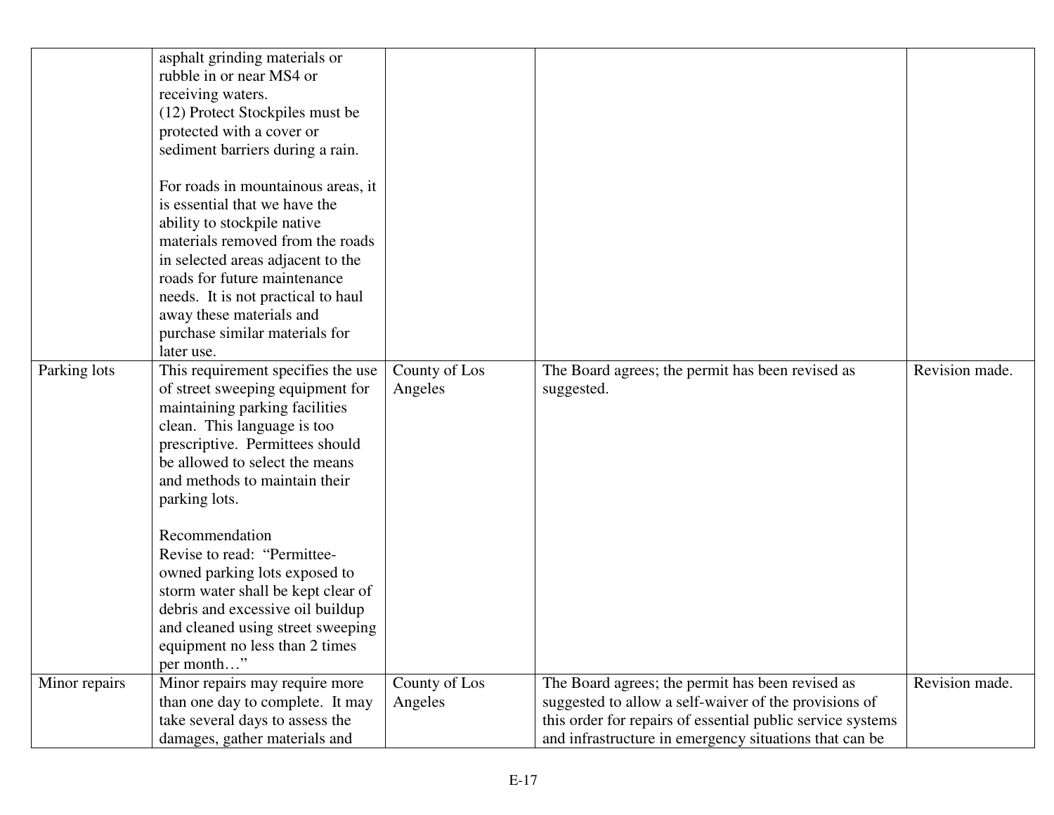| | | | | |
|---|---|---|---|---|
| | asphalt grinding materials or rubble in or near MS4 or receiving waters.<br>(12) Protect Stockpiles must be protected with a cover or sediment barriers during a rain.<br><br>For roads in mountainous areas, it is essential that we have the ability to stockpile native materials removed from the roads in selected areas adjacent to the roads for future maintenance needs. It is not practical to haul away these materials and purchase similar materials for later use. | | | |
| Parking lots | This requirement specifies the use of street sweeping equipment for maintaining parking facilities clean. This language is too prescriptive. Permittees should be allowed to select the means and methods to maintain their parking lots.<br><br>Recommendation<br>Revise to read: "Permittee-owned parking lots exposed to storm water shall be kept clear of debris and excessive oil buildup and cleaned using street sweeping equipment no less than 2 times per month…" | County of Los Angeles | The Board agrees; the permit has been revised as suggested. | Revision made. |
| Minor repairs | Minor repairs may require more than one day to complete. It may take several days to assess the damages, gather materials and | County of Los Angeles | The Board agrees; the permit has been revised as suggested to allow a self-waiver of the provisions of this order for repairs of essential public service systems and infrastructure in emergency situations that can be | Revision made. |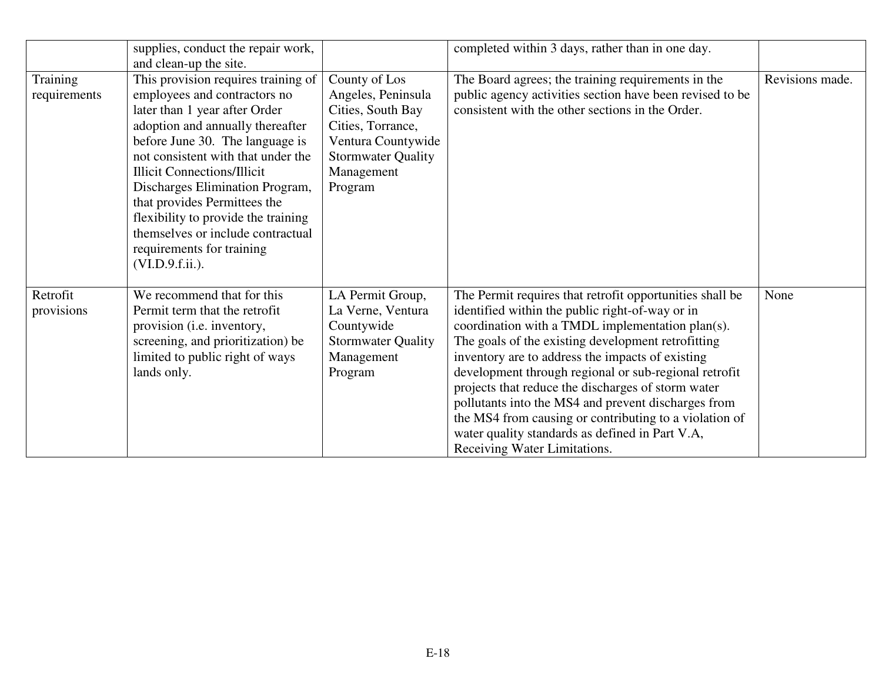| | | | | |
|---|---|---|---|---|
| | supplies, conduct the repair work, and clean-up the site. | | completed within 3 days, rather than in one day. | |
| Training requirements | This provision requires training of employees and contractors no later than 1 year after Order adoption and annually thereafter before June 30. The language is not consistent with that under the Illicit Connections/Illicit Discharges Elimination Program, that provides Permittees the flexibility to provide the training themselves or include contractual requirements for training (VI.D.9.f.ii.). | County of Los Angeles, Peninsula Cities, South Bay Cities, Torrance, Ventura Countywide Stormwater Quality Management Program | The Board agrees; the training requirements in the public agency activities section have been revised to be consistent with the other sections in the Order. | Revisions made. |
| Retrofit provisions | We recommend that for this Permit term that the retrofit provision (i.e. inventory, screening, and prioritization) be limited to public right of ways lands only. | LA Permit Group, La Verne, Ventura Countywide Stormwater Quality Management Program | The Permit requires that retrofit opportunities shall be identified within the public right-of-way or in coordination with a TMDL implementation plan(s). The goals of the existing development retrofitting inventory are to address the impacts of existing development through regional or sub-regional retrofit projects that reduce the discharges of storm water pollutants into the MS4 and prevent discharges from the MS4 from causing or contributing to a violation of water quality standards as defined in Part V.A, Receiving Water Limitations. | None |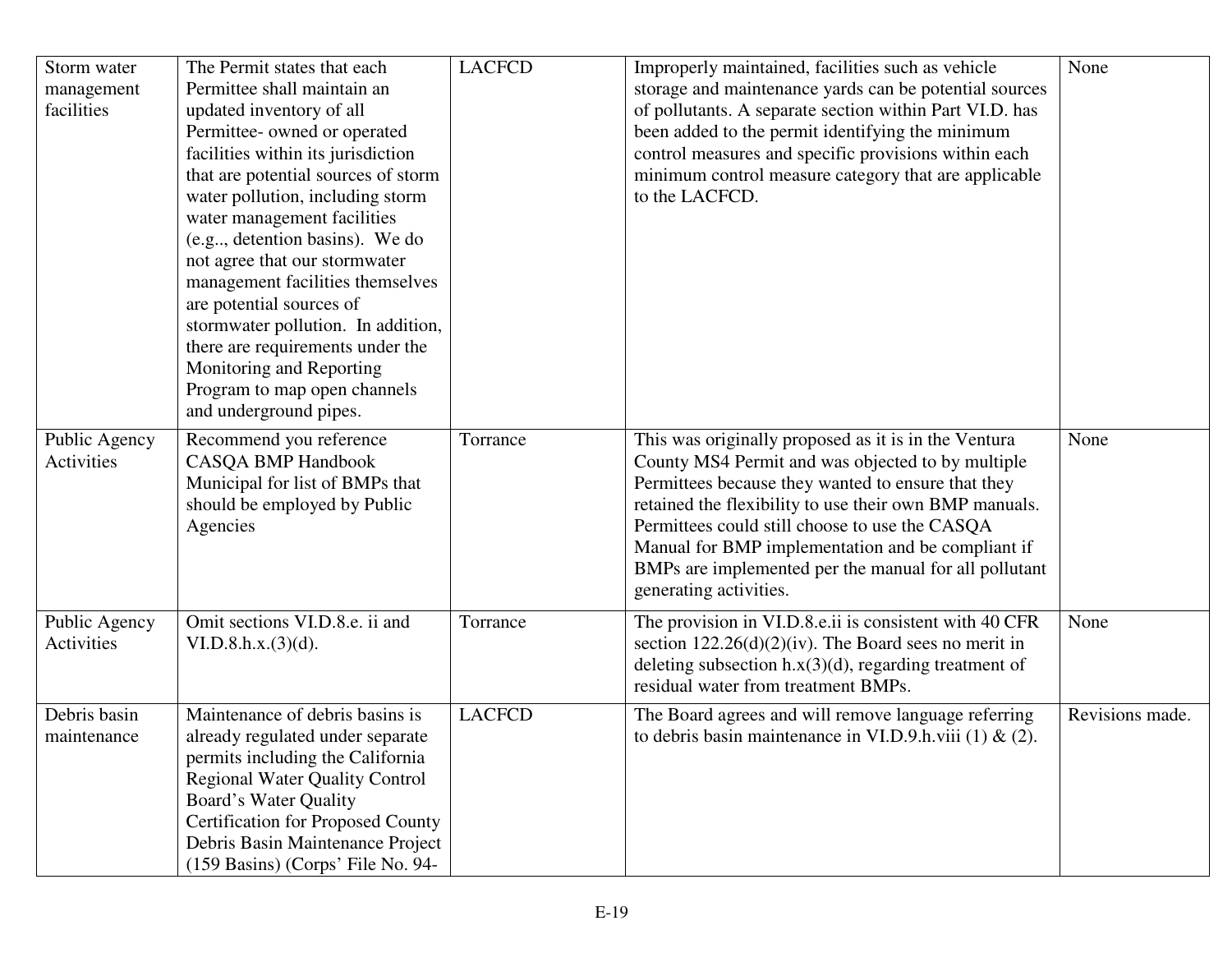| | | | | |
|---|---|---|---|---|
| Storm water management facilities | The Permit states that each Permittee shall maintain an updated inventory of all Permittee- owned or operated facilities within its jurisdiction that are potential sources of storm water pollution, including storm water management facilities (e.g.., detention basins). We do not agree that our stormwater management facilities themselves are potential sources of stormwater pollution. In addition, there are requirements under the Monitoring and Reporting Program to map open channels and underground pipes. | LACFCD | Improperly maintained, facilities such as vehicle storage and maintenance yards can be potential sources of pollutants. A separate section within Part VI.D. has been added to the permit identifying the minimum control measures and specific provisions within each minimum control measure category that are applicable to the LACFCD. | None |
| Public Agency Activities | Recommend you reference CASQA BMP Handbook Municipal for list of BMPs that should be employed by Public Agencies | Torrance | This was originally proposed as it is in the Ventura County MS4 Permit and was objected to by multiple Permittees because they wanted to ensure that they retained the flexibility to use their own BMP manuals. Permittees could still choose to use the CASQA Manual for BMP implementation and be compliant if BMPs are implemented per the manual for all pollutant generating activities. | None |
| Public Agency Activities | Omit sections VI.D.8.e. ii and VI.D.8.h.x.(3)(d). | Torrance | The provision in VI.D.8.e.ii is consistent with 40 CFR section 122.26(d)(2)(iv). The Board sees no merit in deleting subsection h.x(3)(d), regarding treatment of residual water from treatment BMPs. | None |
| Debris basin maintenance | Maintenance of debris basins is already regulated under separate permits including the California Regional Water Quality Control Board's Water Quality Certification for Proposed County Debris Basin Maintenance Project (159 Basins) (Corps' File No. 94- | LACFCD | The Board agrees and will remove language referring to debris basin maintenance in VI.D.9.h.viii (1) & (2). | Revisions made. |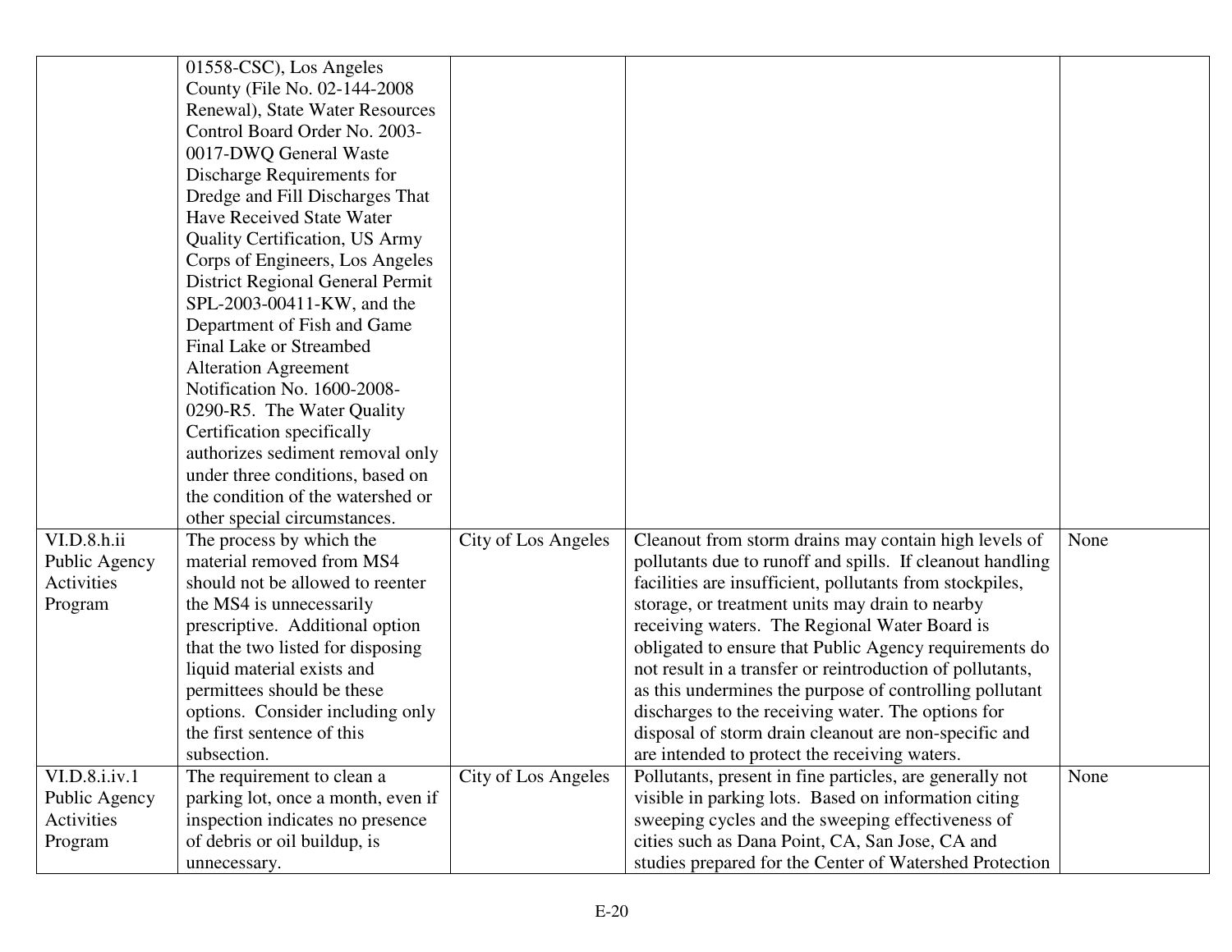| | | | | |
|---|---|---|---|---|
| | 01558-CSC), Los Angeles County (File No. 02-144-2008 Renewal), State Water Resources Control Board Order No. 2003-0017-DWQ General Waste Discharge Requirements for Dredge and Fill Discharges That Have Received State Water Quality Certification, US Army Corps of Engineers, Los Angeles District Regional General Permit SPL-2003-00411-KW, and the Department of Fish and Game Final Lake or Streambed Alteration Agreement Notification No. 1600-2008-0290-R5. The Water Quality Certification specifically authorizes sediment removal only under three conditions, based on the condition of the watershed or other special circumstances. | | | |
| VI.D.8.h.ii Public Agency Activities Program | The process by which the material removed from MS4 should not be allowed to reenter the MS4 is unnecessarily prescriptive. Additional option that the two listed for disposing liquid material exists and permittees should be these options. Consider including only the first sentence of this subsection. | City of Los Angeles | Cleanout from storm drains may contain high levels of pollutants due to runoff and spills. If cleanout handling facilities are insufficient, pollutants from stockpiles, storage, or treatment units may drain to nearby receiving waters. The Regional Water Board is obligated to ensure that Public Agency requirements do not result in a transfer or reintroduction of pollutants, as this undermines the purpose of controlling pollutant discharges to the receiving water. The options for disposal of storm drain cleanout are non-specific and are intended to protect the receiving waters. | None |
| VI.D.8.i.iv.1 Public Agency Activities Program | The requirement to clean a parking lot, once a month, even if inspection indicates no presence of debris or oil buildup, is unnecessary. | City of Los Angeles | Pollutants, present in fine particles, are generally not visible in parking lots. Based on information citing sweeping cycles and the sweeping effectiveness of cities such as Dana Point, CA, San Jose, CA and studies prepared for the Center of Watershed Protection | None |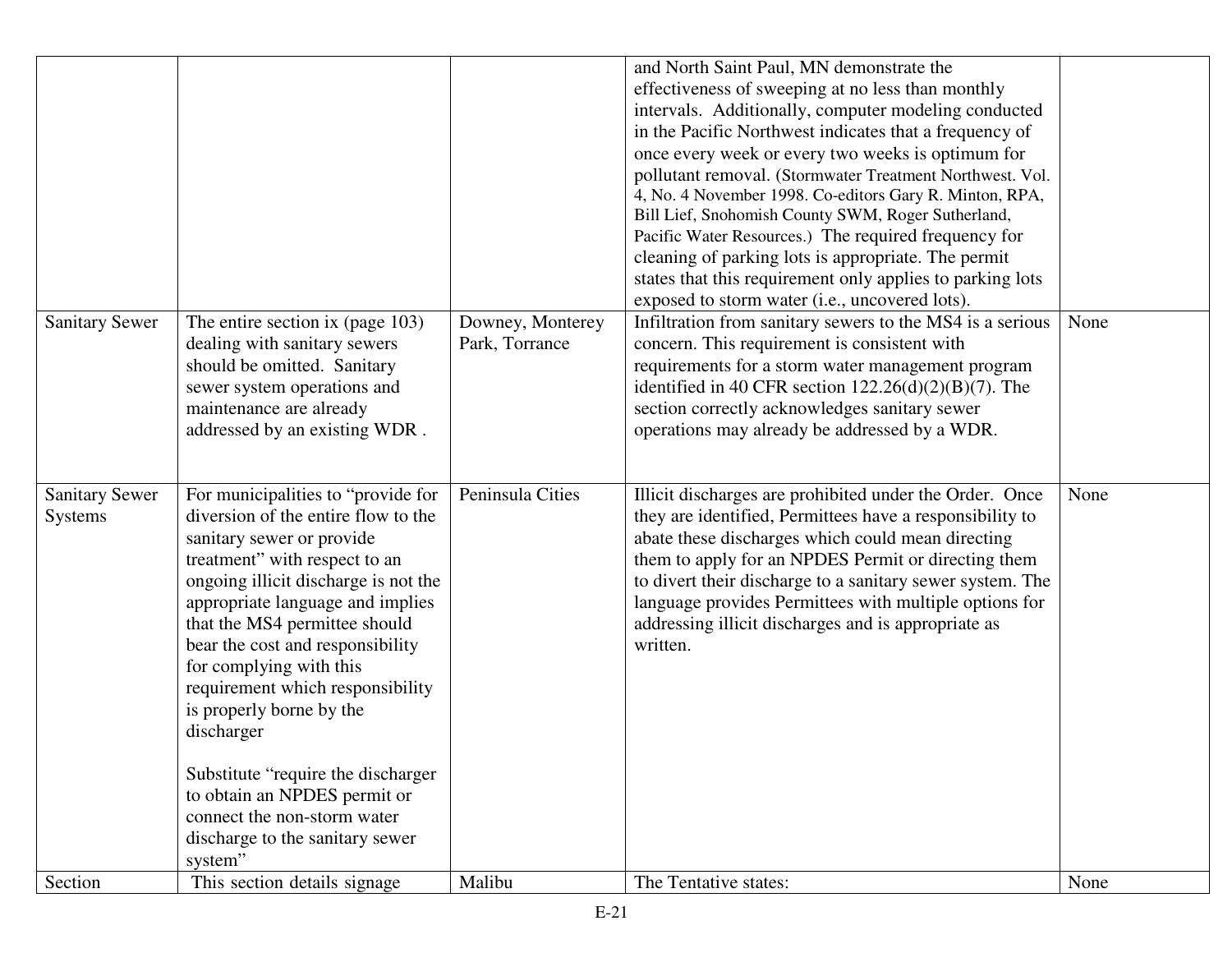| | | | | |
|---|---|---|---|---|
| | | | and North Saint Paul, MN demonstrate the effectiveness of sweeping at no less than monthly intervals. Additionally, computer modeling conducted in the Pacific Northwest indicates that a frequency of once every week or every two weeks is optimum for pollutant removal. (Stormwater Treatment Northwest. Vol. 4, No. 4 November 1998. Co-editors Gary R. Minton, RPA, Bill Lief, Snohomish County SWM, Roger Sutherland, Pacific Water Resources.) The required frequency for cleaning of parking lots is appropriate. The permit states that this requirement only applies to parking lots exposed to storm water (i.e., uncovered lots). | |
| Sanitary Sewer | The entire section ix (page 103) dealing with sanitary sewers should be omitted. Sanitary sewer system operations and maintenance are already addressed by an existing WDR . | Downey, Monterey Park, Torrance | Infiltration from sanitary sewers to the MS4 is a serious concern. This requirement is consistent with requirements for a storm water management program identified in 40 CFR section 122.26(d)(2)(B)(7). The section correctly acknowledges sanitary sewer operations may already be addressed by a WDR. | None |
| Sanitary Sewer Systems | For municipalities to "provide for diversion of the entire flow to the sanitary sewer or provide treatment" with respect to an ongoing illicit discharge is not the appropriate language and implies that the MS4 permittee should bear the cost and responsibility for complying with this requirement which responsibility is properly borne by the discharger<br><br>Substitute "require the discharger to obtain an NPDES permit or connect the non-storm water discharge to the sanitary sewer system" | Peninsula Cities | Illicit discharges are prohibited under the Order. Once they are identified, Permittees have a responsibility to abate these discharges which could mean directing them to apply for an NPDES Permit or directing them to divert their discharge to a sanitary sewer system. The language provides Permittees with multiple options for addressing illicit discharges and is appropriate as written. | None |
| Section | This section details signage | Malibu | The Tentative states: | None |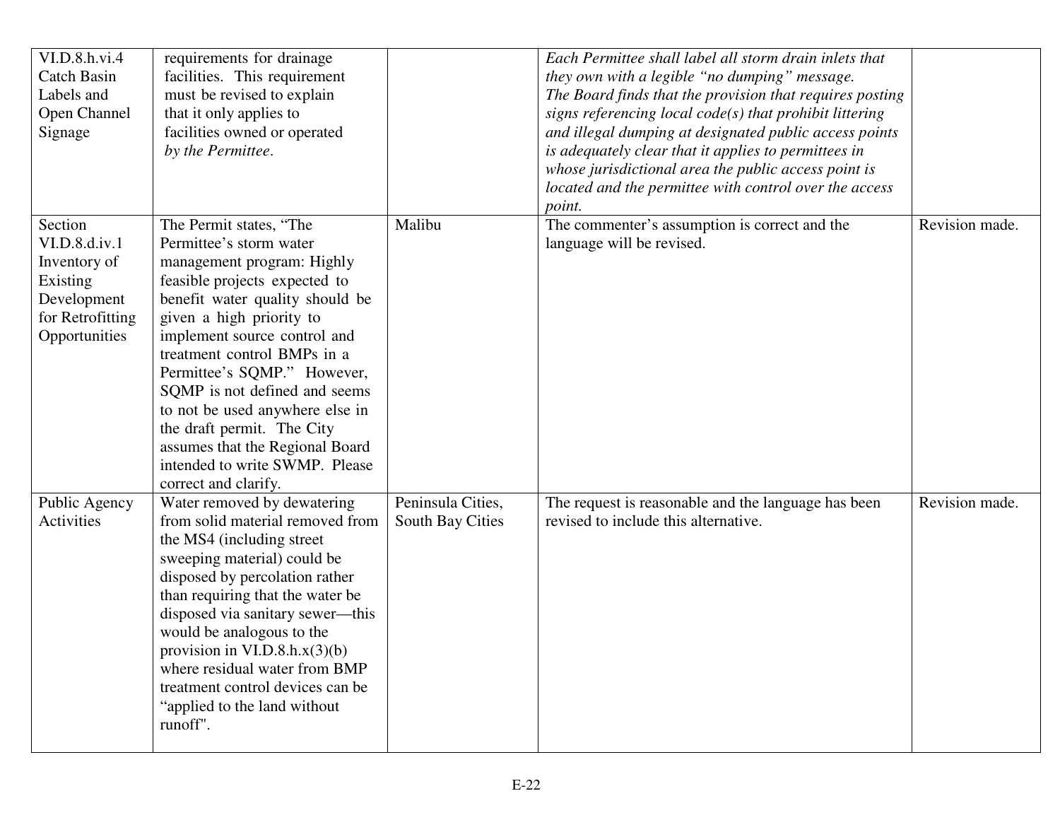| | | | | |
|---|---|---|---|---|
| VI.D.8.h.vi.4 Catch Basin Labels and Open Channel Signage | requirements for drainage facilities. This requirement must be revised to explain that it only applies to facilities owned or operated *by the Permittee*. | | *Each Permittee shall label all storm drain inlets that they own with a legible "no dumping" message.* *The Board finds that the provision that requires posting signs referencing local code(s) that prohibit littering and illegal dumping at designated public access points is adequately clear that it applies to permittees in whose jurisdictional area the public access point is located and the permittee with control over the access point.* | |
| Section VI.D.8.d.iv.1 Inventory of Existing Development for Retrofitting Opportunities | The Permit states, "The Permittee's storm water management program: Highly feasible projects expected to benefit water quality should be given a high priority to implement source control and treatment control BMPs in a Permittee's SQMP." However, SQMP is not defined and seems to not be used anywhere else in the draft permit. The City assumes that the Regional Board intended to write SWMP. Please correct and clarify. | Malibu | The commenter's assumption is correct and the language will be revised. | Revision made. |
| Public Agency Activities | Water removed by dewatering from solid material removed from the MS4 (including street sweeping material) could be disposed by percolation rather than requiring that the water be disposed via sanitary sewer—this would be analogous to the provision in VI.D.8.h.x(3)(b) where residual water from BMP treatment control devices can be "applied to the land without runoff". | Peninsula Cities, South Bay Cities | The request is reasonable and the language has been revised to include this alternative. | Revision made. |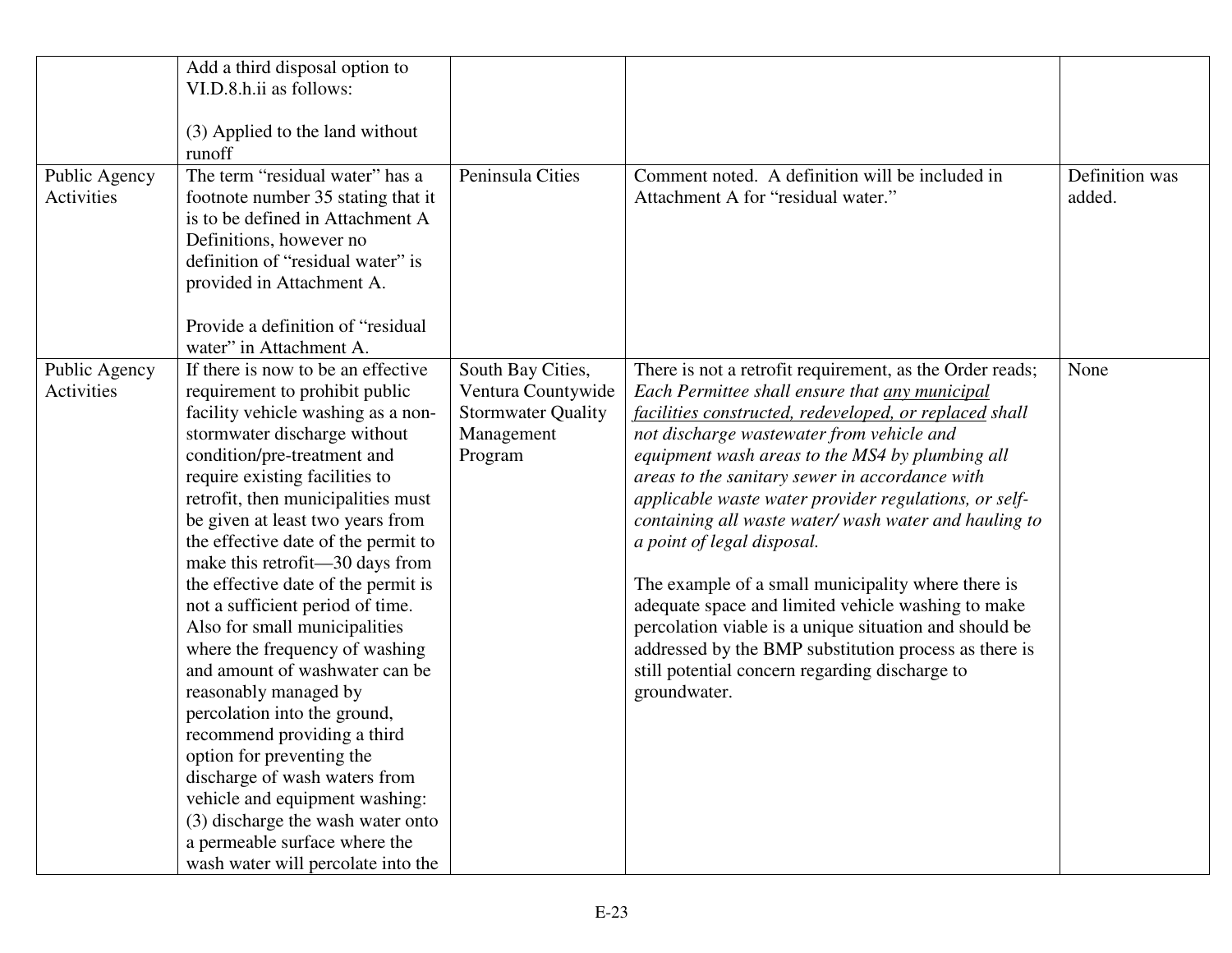| | | | | |
|---|---|---|---|---|
| | Add a third disposal option to VI.D.8.h.ii as follows:<br><br>(3) Applied to the land without runoff | | | |
| Public Agency Activities | The term "residual water" has a footnote number 35 stating that it is to be defined in Attachment A Definitions, however no definition of "residual water" is provided in Attachment A.<br><br>Provide a definition of "residual water" in Attachment A. | Peninsula Cities | Comment noted. A definition will be included in Attachment A for "residual water." | Definition was added. |
| Public Agency Activities | If there is now to be an effective requirement to prohibit public facility vehicle washing as a non-stormwater discharge without condition/pre-treatment and require existing facilities to retrofit, then municipalities must be given at least two years from the effective date of the permit to make this retrofit—30 days from the effective date of the permit is not a sufficient period of time. Also for small municipalities where the frequency of washing and amount of washwater can be reasonably managed by percolation into the ground, recommend providing a third option for preventing the discharge of wash waters from vehicle and equipment washing: (3) discharge the wash water onto a permeable surface where the wash water will percolate into the | South Bay Cities, Ventura Countywide Stormwater Quality Management Program | There is not a retrofit requirement, as the Order reads; *Each Permittee shall ensure that <u>any municipal facilities constructed, redeveloped, or replaced</u> shall not discharge wastewater from vehicle and equipment wash areas to the MS4 by plumbing all areas to the sanitary sewer in accordance with applicable waste water provider regulations, or self-containing all waste water/ wash water and hauling to a point of legal disposal.*<br><br>The example of a small municipality where there is adequate space and limited vehicle washing to make percolation viable is a unique situation and should be addressed by the BMP substitution process as there is still potential concern regarding discharge to groundwater. | None |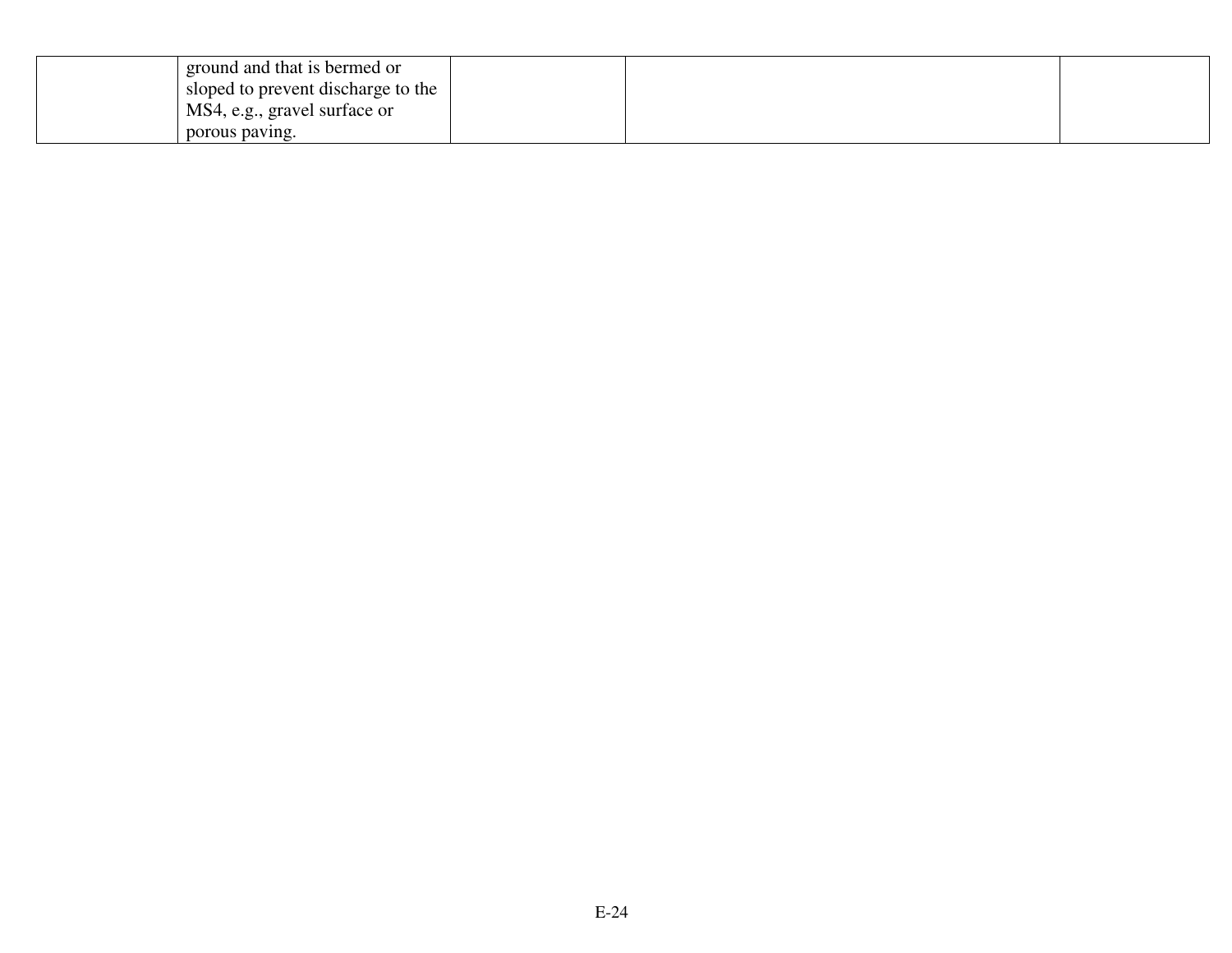| | | | | |
|---|---|---|---|---|
| | ground and that is bermed or sloped to prevent discharge to the MS4, e.g., gravel surface or porous paving. | | | |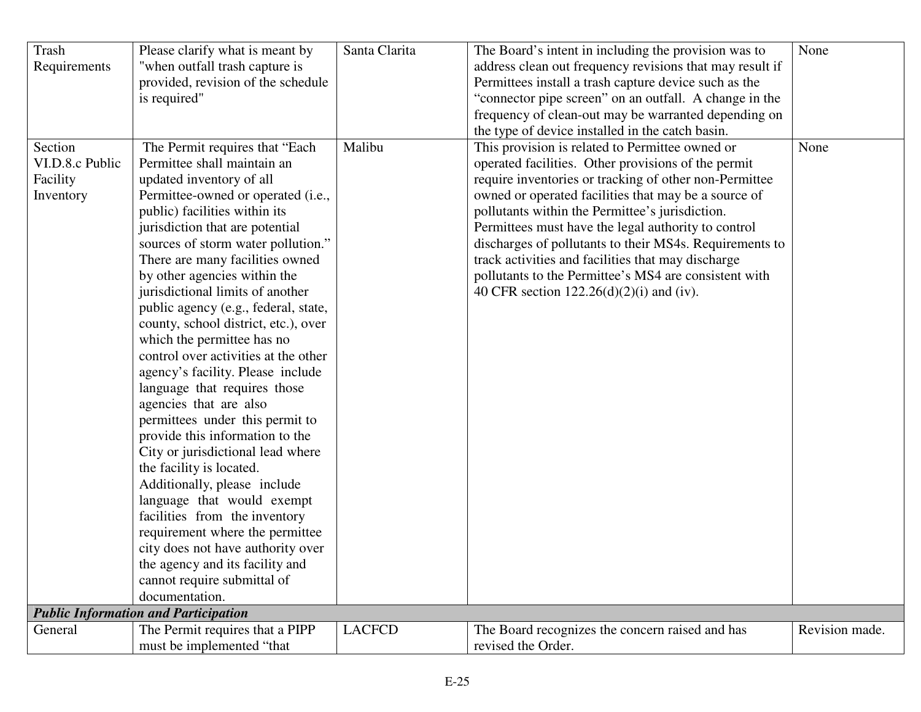| | | | | |
|---|---|---|---|---|
| Trash Requirements | Please clarify what is meant by "when outfall trash capture is provided, revision of the schedule is required" | Santa Clarita | The Board's intent in including the provision was to address clean out frequency revisions that may result if Permittees install a trash capture device such as the "connector pipe screen" on an outfall. A change in the frequency of clean-out may be warranted depending on the type of device installed in the catch basin. | None |
| Section VI.D.8.c Public Facility Inventory | The Permit requires that "Each Permittee shall maintain an updated inventory of all Permittee-owned or operated (i.e., public) facilities within its jurisdiction that are potential sources of storm water pollution." There are many facilities owned by other agencies within the jurisdictional limits of another public agency (e.g., federal, state, county, school district, etc.), over which the permittee has no control over activities at the other agency's facility. Please include language that requires those agencies that are also permittees under this permit to provide this information to the City or jurisdictional lead where the facility is located. Additionally, please include language that would exempt facilities from the inventory requirement where the permittee city does not have authority over the agency and its facility and cannot require submittal of documentation. | Malibu | This provision is related to Permittee owned or operated facilities. Other provisions of the permit require inventories or tracking of other non-Permittee owned or operated facilities that may be a source of pollutants within the Permittee's jurisdiction. Permittees must have the legal authority to control discharges of pollutants to their MS4s. Requirements to track activities and facilities that may discharge pollutants to the Permittee's MS4 are consistent with 40 CFR section 122.26(d)(2)(i) and (iv). | None |
| ***Public Information and Participation*** | | | | |
| General | The Permit requires that a PIPP must be implemented "that | LACFCD | The Board recognizes the concern raised and has revised the Order. | Revision made. |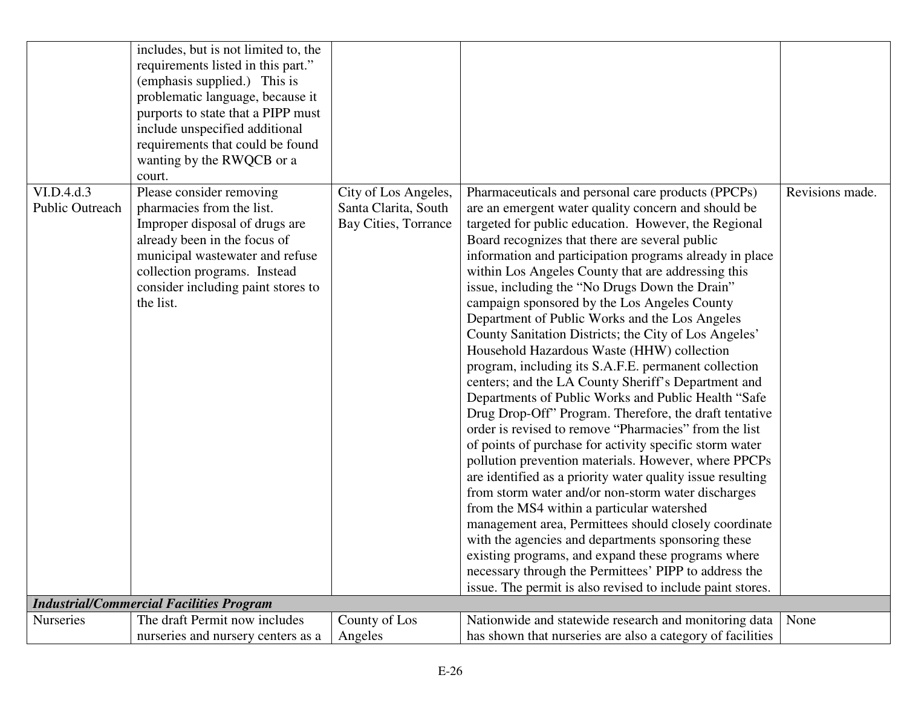| | | | | |
|---|---|---|---|---|
| | includes, but is not limited to, the requirements listed in this part." (emphasis supplied.) This is problematic language, because it purports to state that a PIPP must include unspecified additional requirements that could be found wanting by the RWQCB or a court. | | | |
| VI.D.4.d.3 Public Outreach | Please consider removing pharmacies from the list. Improper disposal of drugs are already been in the focus of municipal wastewater and refuse collection programs. Instead consider including paint stores to the list. | City of Los Angeles, Santa Clarita, South Bay Cities, Torrance | Pharmaceuticals and personal care products (PPCPs) are an emergent water quality concern and should be targeted for public education. However, the Regional Board recognizes that there are several public information and participation programs already in place within Los Angeles County that are addressing this issue, including the "No Drugs Down the Drain" campaign sponsored by the Los Angeles County Department of Public Works and the Los Angeles County Sanitation Districts; the City of Los Angeles' Household Hazardous Waste (HHW) collection program, including its S.A.F.E. permanent collection centers; and the LA County Sheriff's Department and Departments of Public Works and Public Health "Safe Drug Drop-Off" Program. Therefore, the draft tentative order is revised to remove "Pharmacies" from the list of points of purchase for activity specific storm water pollution prevention materials. However, where PPCPs are identified as a priority water quality issue resulting from storm water and/or non-storm water discharges from the MS4 within a particular watershed management area, Permittees should closely coordinate with the agencies and departments sponsoring these existing programs, and expand these programs where necessary through the Permittees' PIPP to address the issue. The permit is also revised to include paint stores. | Revisions made. |
| ***Industrial/Commercial Facilities Program*** | | | | |
| Nurseries | The draft Permit now includes nurseries and nursery centers as a | County of Los Angeles | Nationwide and statewide research and monitoring data has shown that nurseries are also a category of facilities | None |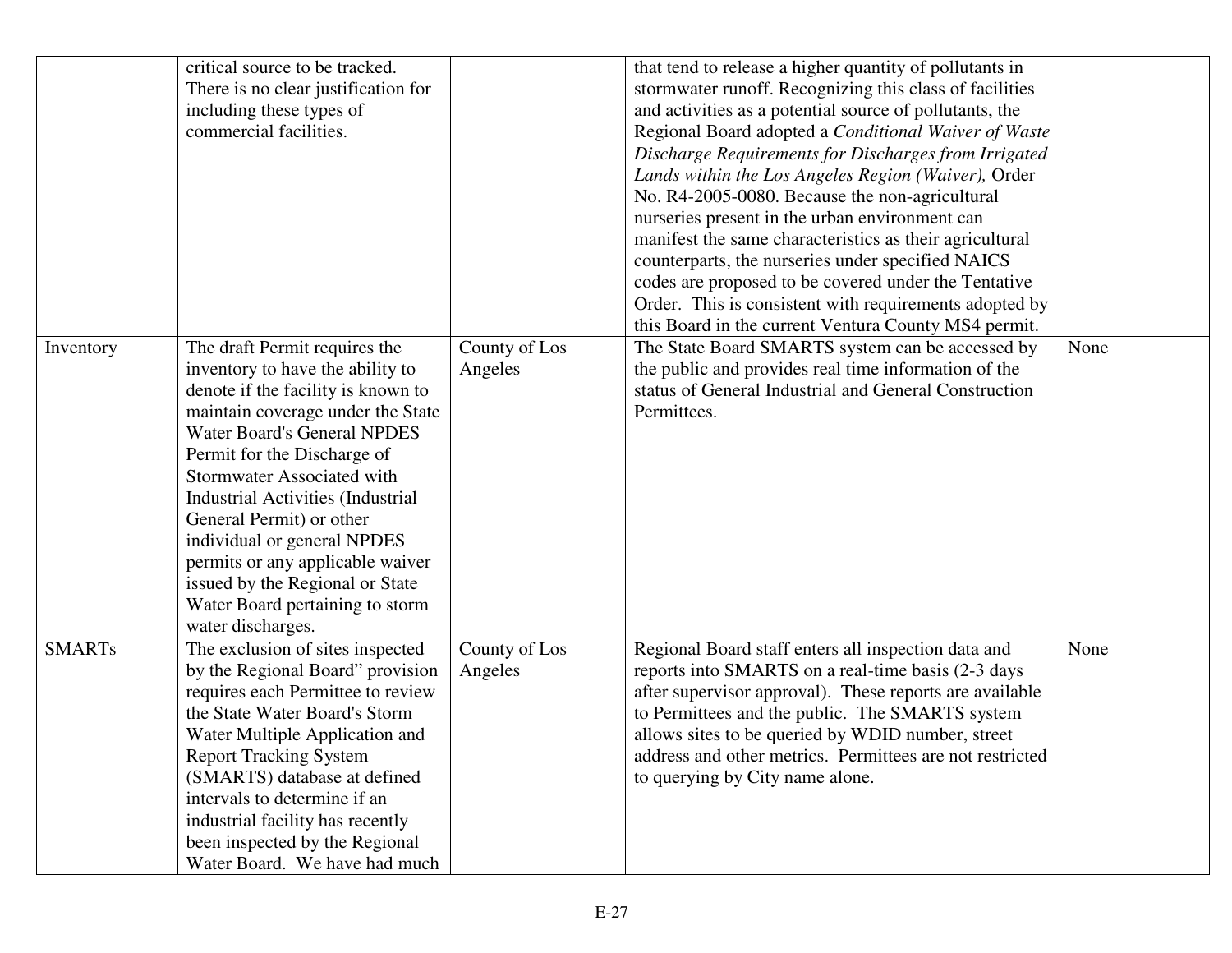| | | | | |
|---|---|---|---|---|
| | critical source to be tracked. There is no clear justification for including these types of commercial facilities. | | that tend to release a higher quantity of pollutants in stormwater runoff. Recognizing this class of facilities and activities as a potential source of pollutants, the Regional Board adopted a *Conditional Waiver of Waste Discharge Requirements for Discharges from Irrigated Lands within the Los Angeles Region (Waiver),* Order No. R4-2005-0080. Because the non-agricultural nurseries present in the urban environment can manifest the same characteristics as their agricultural counterparts, the nurseries under specified NAICS codes are proposed to be covered under the Tentative Order. This is consistent with requirements adopted by this Board in the current Ventura County MS4 permit. | |
| Inventory | The draft Permit requires the inventory to have the ability to denote if the facility is known to maintain coverage under the State Water Board's General NPDES Permit for the Discharge of Stormwater Associated with Industrial Activities (Industrial General Permit) or other individual or general NPDES permits or any applicable waiver issued by the Regional or State Water Board pertaining to storm water discharges. | County of Los Angeles | The State Board SMARTS system can be accessed by the public and provides real time information of the status of General Industrial and General Construction Permittees. | None |
| SMARTs | The exclusion of sites inspected by the Regional Board" provision requires each Permittee to review the State Water Board's Storm Water Multiple Application and Report Tracking System (SMARTS) database at defined intervals to determine if an industrial facility has recently been inspected by the Regional Water Board. We have had much | County of Los Angeles | Regional Board staff enters all inspection data and reports into SMARTS on a real-time basis (2-3 days after supervisor approval). These reports are available to Permittees and the public. The SMARTS system allows sites to be queried by WDID number, street address and other metrics. Permittees are not restricted to querying by City name alone. | None |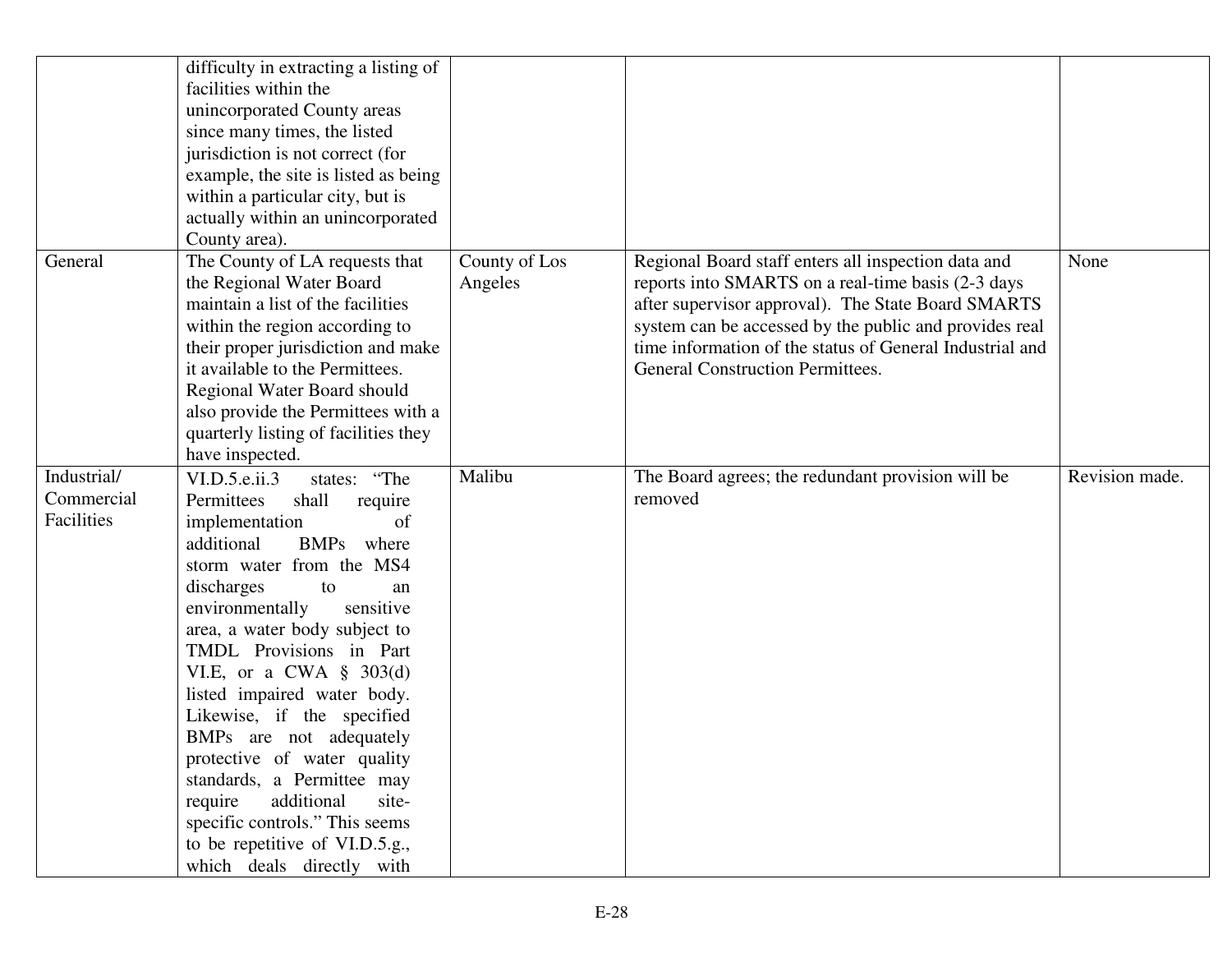| | | | | |
|---|---|---|---|---|
| | difficulty in extracting a listing of facilities within the unincorporated County areas since many times, the listed jurisdiction is not correct (for example, the site is listed as being within a particular city, but is actually within an unincorporated County area). | | | |
| General | The County of LA requests that the Regional Water Board maintain a list of the facilities within the region according to their proper jurisdiction and make it available to the Permittees. Regional Water Board should also provide the Permittees with a quarterly listing of facilities they have inspected. | County of Los Angeles | Regional Board staff enters all inspection data and reports into SMARTS on a real-time basis (2-3 days after supervisor approval). The State Board SMARTS system can be accessed by the public and provides real time information of the status of General Industrial and General Construction Permittees. | None |
| Industrial/ Commercial Facilities | VI.D.5.e.ii.3 states: "The Permittees shall require implementation of additional BMPs where storm water from the MS4 discharges to an environmentally sensitive area, a water body subject to TMDL Provisions in Part VI.E, or a CWA § 303(d) listed impaired water body. Likewise, if the specified BMPs are not adequately protective of water quality standards, a Permittee may require additional site-specific controls." This seems to be repetitive of VI.D.5.g., which deals directly with | Malibu | The Board agrees; the redundant provision will be removed | Revision made. |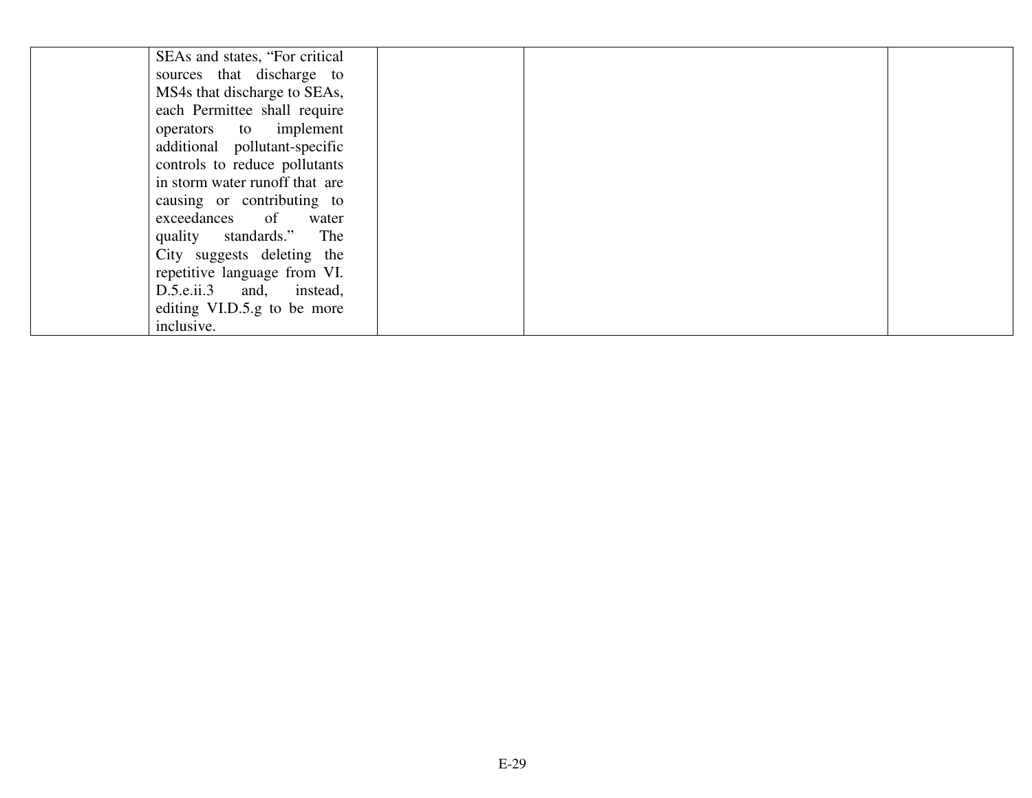| | | | | |
|---|---|---|---|---|
| | SEAs and states, “For critical sources that discharge to MS4s that discharge to SEAs, each Permittee shall require operators to implement additional pollutant-specific controls to reduce pollutants in storm water runoff that are causing or contributing to exceedances of water quality standards.” The City suggests deleting the repetitive language from VI. D.5.e.ii.3 and, instead, editing VI.D.5.g to be more inclusive. | | | |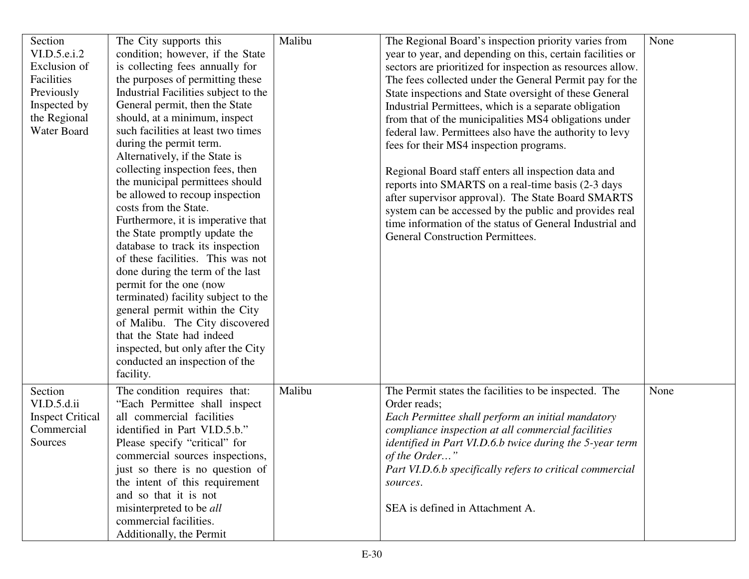| Section VI.D.5.e.i.2 Exclusion of Facilities Previously Inspected by the Regional Water Board | The City supports this condition; however, if the State is collecting fees annually for the purposes of permitting these Industrial Facilities subject to the General permit, then the State should, at a minimum, inspect such facilities at least two times during the permit term. Alternatively, if the State is collecting inspection fees, then the municipal permittees should be allowed to recoup inspection costs from the State. Furthermore, it is imperative that the State promptly update the database to track its inspection of these facilities. This was not done during the term of the last permit for the one (now terminated) facility subject to the general permit within the City of Malibu. The City discovered that the State had indeed inspected, but only after the City conducted an inspection of the facility. | Malibu | The Regional Board's inspection priority varies from year to year, and depending on this, certain facilities or sectors are prioritized for inspection as resources allow. The fees collected under the General Permit pay for the State inspections and State oversight of these General Industrial Permittees, which is a separate obligation from that of the municipalities MS4 obligations under federal law. Permittees also have the authority to levy fees for their MS4 inspection programs.<br><br>Regional Board staff enters all inspection data and reports into SMARTS on a real-time basis (2-3 days after supervisor approval). The State Board SMARTS system can be accessed by the public and provides real time information of the status of General Industrial and General Construction Permittees. | None |
|---|---|---|---|---|
| Section VI.D.5.d.ii Inspect Critical Commercial Sources | The condition requires that: "Each Permittee shall inspect all commercial facilities identified in Part VI.D.5.b." Please specify "critical" for commercial sources inspections, just so there is no question of the intent of this requirement and so that it is not misinterpreted to be *all* commercial facilities. Additionally, the Permit | Malibu | The Permit states the facilities to be inspected. The Order reads;<br>*Each Permittee shall perform an initial mandatory compliance inspection at all commercial facilities identified in Part VI.D.6.b twice during the 5-year term of the Order…"*<br>*Part VI.D.6.b specifically refers to critical commercial sources.*<br><br>SEA is defined in Attachment A. | None |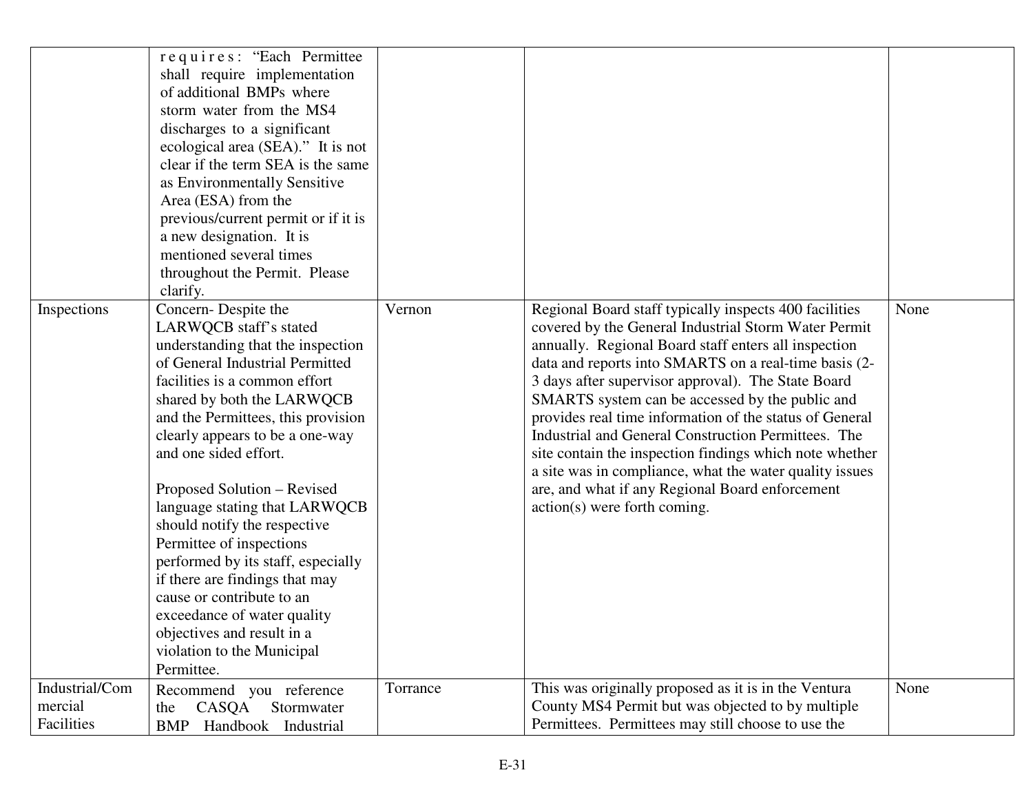| | | | | |
|---|---|---|---|---|
| | requires: "Each Permittee shall require implementation of additional BMPs where storm water from the MS4 discharges to a significant ecological area (SEA)." It is not clear if the term SEA is the same as Environmentally Sensitive Area (ESA) from the previous/current permit or if it is a new designation. It is mentioned several times throughout the Permit. Please clarify. | | | |
| Inspections | Concern- Despite the LARWQCB staff's stated understanding that the inspection of General Industrial Permitted facilities is a common effort shared by both the LARWQCB and the Permittees, this provision clearly appears to be a one-way and one sided effort.<br><br>Proposed Solution – Revised language stating that LARWQCB should notify the respective Permittee of inspections performed by its staff, especially if there are findings that may cause or contribute to an exceedance of water quality objectives and result in a violation to the Municipal Permittee. | Vernon | Regional Board staff typically inspects 400 facilities covered by the General Industrial Storm Water Permit annually. Regional Board staff enters all inspection data and reports into SMARTS on a real-time basis (2-3 days after supervisor approval). The State Board SMARTS system can be accessed by the public and provides real time information of the status of General Industrial and General Construction Permittees. The site contain the inspection findings which note whether a site was in compliance, what the water quality issues are, and what if any Regional Board enforcement action(s) were forth coming. | None |
| Industrial/Commercial Facilities | Recommend you reference the CASQA Stormwater BMP Handbook Industrial | Torrance | This was originally proposed as it is in the Ventura County MS4 Permit but was objected to by multiple Permittees. Permittees may still choose to use the | None |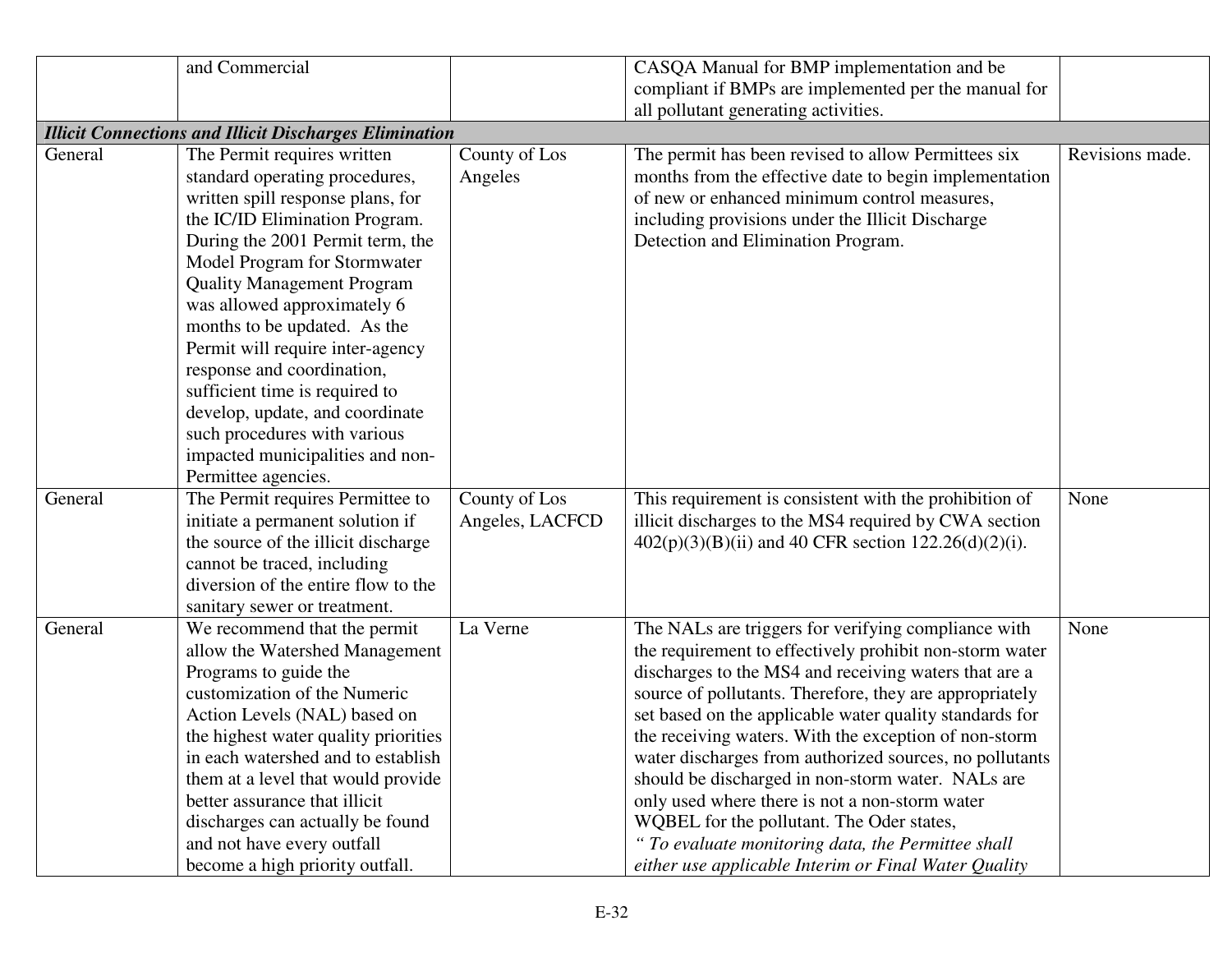| | | | | |
|---|---|---|---|---|
| | and Commercial | | CASQA Manual for BMP implementation and be compliant if BMPs are implemented per the manual for all pollutant generating activities. | |
| ***Illicit Connections and Illicit Discharges Elimination*** | | | | |
| General | The Permit requires written standard operating procedures, written spill response plans, for the IC/ID Elimination Program. During the 2001 Permit term, the Model Program for Stormwater Quality Management Program was allowed approximately 6 months to be updated. As the Permit will require inter-agency response and coordination, sufficient time is required to develop, update, and coordinate such procedures with various impacted municipalities and non-Permittee agencies. | County of Los Angeles | The permit has been revised to allow Permittees six months from the effective date to begin implementation of new or enhanced minimum control measures, including provisions under the Illicit Discharge Detection and Elimination Program. | Revisions made. |
| General | The Permit requires Permittee to initiate a permanent solution if the source of the illicit discharge cannot be traced, including diversion of the entire flow to the sanitary sewer or treatment. | County of Los Angeles, LACFCD | This requirement is consistent with the prohibition of illicit discharges to the MS4 required by CWA section 402(p)(3)(B)(ii) and 40 CFR section 122.26(d)(2)(i). | None |
| General | We recommend that the permit allow the Watershed Management Programs to guide the customization of the Numeric Action Levels (NAL) based on the highest water quality priorities in each watershed and to establish them at a level that would provide better assurance that illicit discharges can actually be found and not have every outfall become a high priority outfall. | La Verne | The NALs are triggers for verifying compliance with the requirement to effectively prohibit non-storm water discharges to the MS4 and receiving waters that are a source of pollutants. Therefore, they are appropriately set based on the applicable water quality standards for the receiving waters. With the exception of non-storm water discharges from authorized sources, no pollutants should be discharged in non-storm water. NALs are only used where there is not a non-storm water WQBEL for the pollutant. The Oder states, *" To evaluate monitoring data, the Permittee shall either use applicable Interim or Final Water Quality* | None |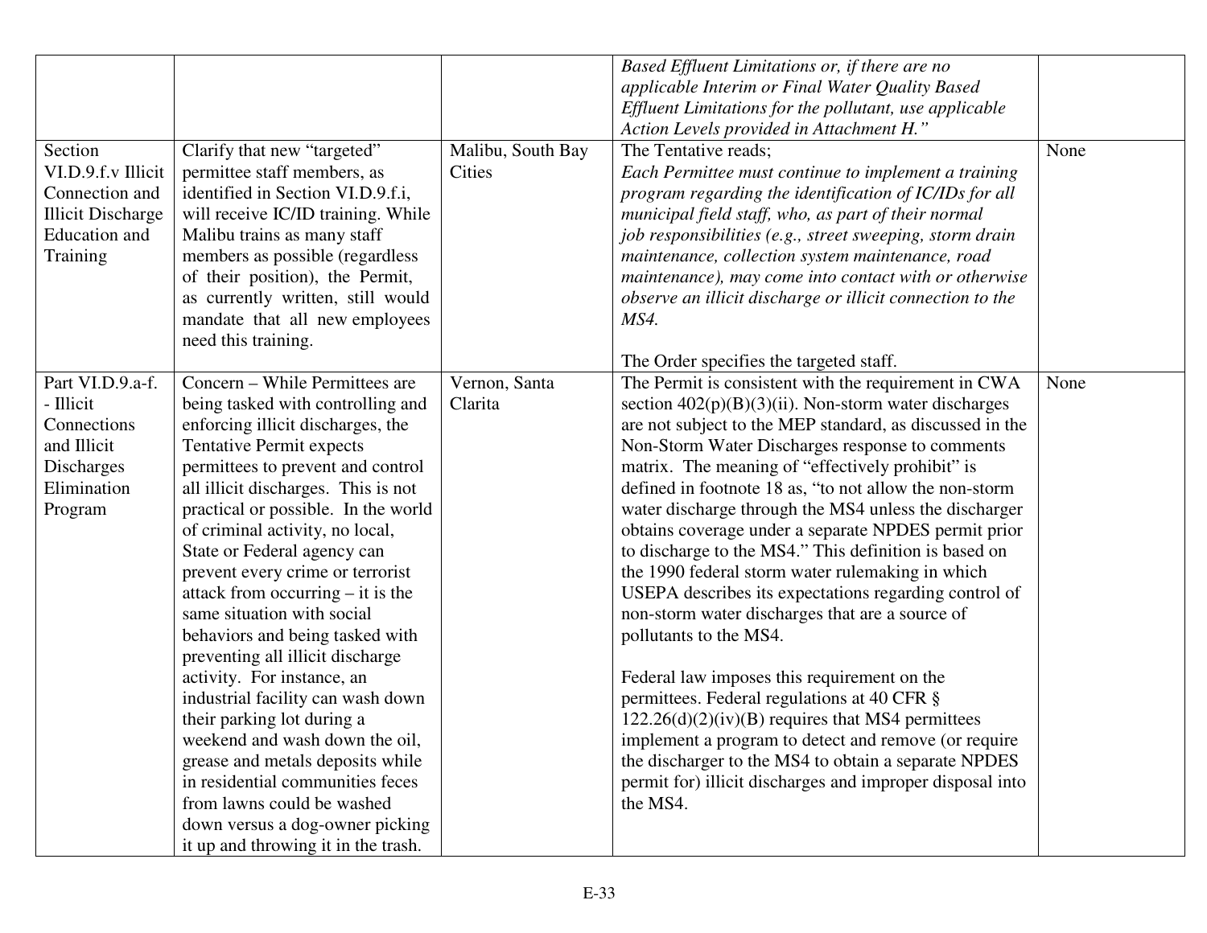| | | | | |
|---|---|---|---|---|
| | | | *Based Effluent Limitations or, if there are no applicable Interim or Final Water Quality Based Effluent Limitations for the pollutant, use applicable Action Levels provided in Attachment H."* | |
| Section VI.D.9.f.v Illicit Connection and Illicit Discharge Education and Training | Clarify that new "targeted" permittee staff members, as identified in Section VI.D.9.f.i, will receive IC/ID training. While Malibu trains as many staff members as possible (regardless of their position), the Permit, as currently written, still would mandate that all new employees need this training. | Malibu, South Bay Cities | The Tentative reads;<br>*Each Permittee must continue to implement a training program regarding the identification of IC/IDs for all municipal field staff, who, as part of their normal job responsibilities (e.g., street sweeping, storm drain maintenance, collection system maintenance, road maintenance), may come into contact with or otherwise observe an illicit discharge or illicit connection to the MS4.*<br><br>The Order specifies the targeted staff. | None |
| Part VI.D.9.a-f. - Illicit Connections and Illicit Discharges Elimination Program | Concern – While Permittees are being tasked with controlling and enforcing illicit discharges, the Tentative Permit expects permittees to prevent and control all illicit discharges. This is not practical or possible. In the world of criminal activity, no local, State or Federal agency can prevent every crime or terrorist attack from occurring – it is the same situation with social behaviors and being tasked with preventing all illicit discharge activity. For instance, an industrial facility can wash down their parking lot during a weekend and wash down the oil, grease and metals deposits while in residential communities feces from lawns could be washed down versus a dog-owner picking it up and throwing it in the trash. | Vernon, Santa Clarita | The Permit is consistent with the requirement in CWA section 402(p)(B)(3)(ii). Non-storm water discharges are not subject to the MEP standard, as discussed in the Non-Storm Water Discharges response to comments matrix. The meaning of "effectively prohibit" is defined in footnote 18 as, "to not allow the non-storm water discharge through the MS4 unless the discharger obtains coverage under a separate NPDES permit prior to discharge to the MS4." This definition is based on the 1990 federal storm water rulemaking in which USEPA describes its expectations regarding control of non-storm water discharges that are a source of pollutants to the MS4.<br><br>Federal law imposes this requirement on the permittees. Federal regulations at 40 CFR § 122.26(d)(2)(iv)(B) requires that MS4 permittees implement a program to detect and remove (or require the discharger to the MS4 to obtain a separate NPDES permit for) illicit discharges and improper disposal into the MS4. | None |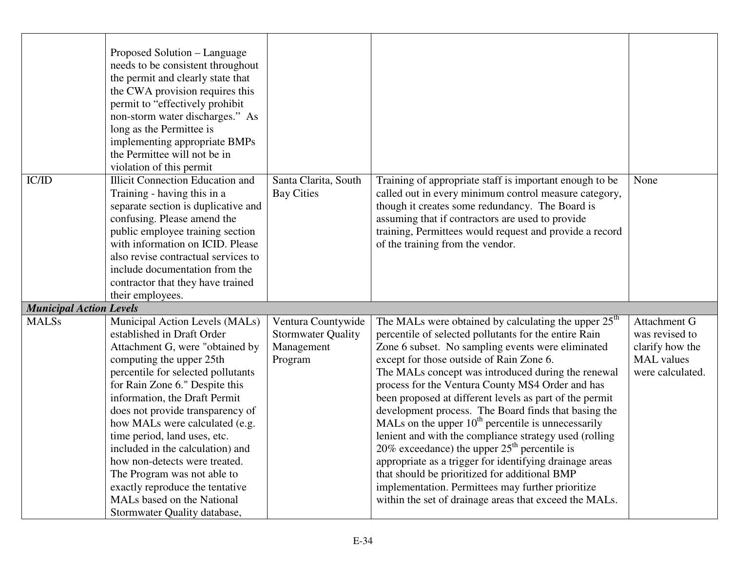| | | | | |
|---|---|---|---|---|
| | Proposed Solution – Language needs to be consistent throughout the permit and clearly state that the CWA provision requires this permit to "effectively prohibit non-storm water discharges." As long as the Permittee is implementing appropriate BMPs the Permittee will not be in violation of this permit | | | |
| IC/ID | Illicit Connection Education and Training - having this in a separate section is duplicative and confusing. Please amend the public employee training section with information on ICID. Please also revise contractual services to include documentation from the contractor that they have trained their employees. | Santa Clarita, South Bay Cities | Training of appropriate staff is important enough to be called out in every minimum control measure category, though it creates some redundancy. The Board is assuming that if contractors are used to provide training, Permittees would request and provide a record of the training from the vendor. | None |
| ***Municipal Action Levels*** | | | | |
| MALSs | Municipal Action Levels (MALs) established in Draft Order Attachment G, were "obtained by computing the upper 25th percentile for selected pollutants for Rain Zone 6." Despite this information, the Draft Permit does not provide transparency of how MALs were calculated (e.g. time period, land uses, etc. included in the calculation) and how non-detects were treated. The Program was not able to exactly reproduce the tentative MALs based on the National Stormwater Quality database, | Ventura Countywide Stormwater Quality Management Program | The MALs were obtained by calculating the upper 25th percentile of selected pollutants for the entire Rain Zone 6 subset. No sampling events were eliminated except for those outside of Rain Zone 6.<br>The MALs concept was introduced during the renewal process for the Ventura County MS4 Order and has been proposed at different levels as part of the permit development process. The Board finds that basing the MALs on the upper 10th percentile is unnecessarily lenient and with the compliance strategy used (rolling 20% exceedance) the upper 25th percentile is appropriate as a trigger for identifying drainage areas that should be prioritized for additional BMP implementation. Permittees may further prioritize within the set of drainage areas that exceed the MALs. | Attachment G was revised to clarify how the MAL values were calculated. |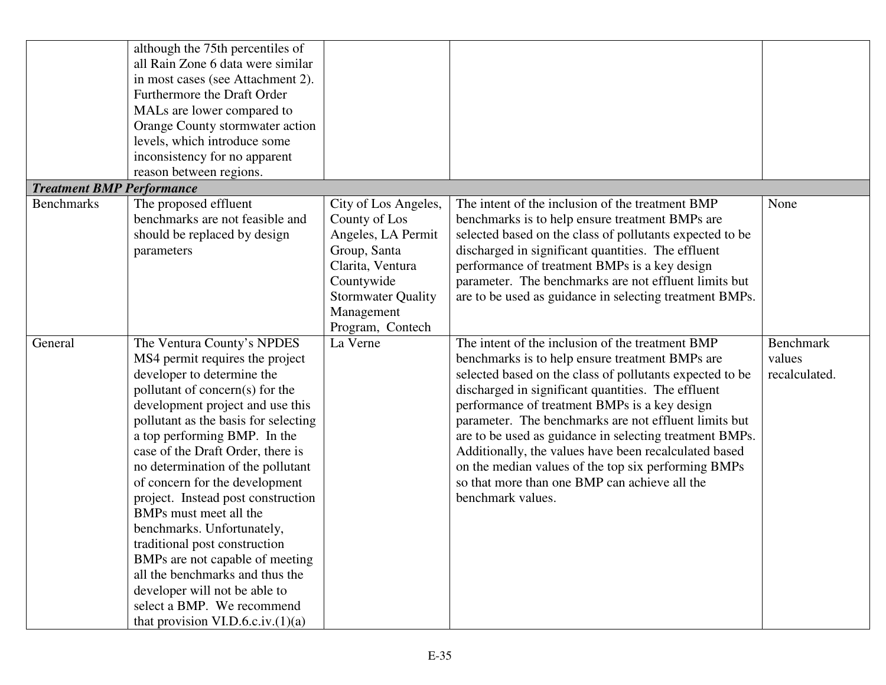| | | | | |
|---|---|---|---|---|
| | although the 75th percentiles of all Rain Zone 6 data were similar in most cases (see Attachment 2). Furthermore the Draft Order MALs are lower compared to Orange County stormwater action levels, which introduce some inconsistency for no apparent reason between regions. | | | |
| ***Treatment BMP Performance*** | | | | |
| Benchmarks | The proposed effluent benchmarks are not feasible and should be replaced by design parameters | City of Los Angeles, County of Los Angeles, LA Permit Group, Santa Clarita, Ventura Countywide Stormwater Quality Management Program, Contech | The intent of the inclusion of the treatment BMP benchmarks is to help ensure treatment BMPs are selected based on the class of pollutants expected to be discharged in significant quantities. The effluent performance of treatment BMPs is a key design parameter. The benchmarks are not effluent limits but are to be used as guidance in selecting treatment BMPs. | None |
| General | The Ventura County's NPDES MS4 permit requires the project developer to determine the pollutant of concern(s) for the development project and use this pollutant as the basis for selecting a top performing BMP. In the case of the Draft Order, there is no determination of the pollutant of concern for the development project. Instead post construction BMPs must meet all the benchmarks. Unfortunately, traditional post construction BMPs are not capable of meeting all the benchmarks and thus the developer will not be able to select a BMP. We recommend that provision VI.D.6.c.iv.(1)(a) | La Verne | The intent of the inclusion of the treatment BMP benchmarks is to help ensure treatment BMPs are selected based on the class of pollutants expected to be discharged in significant quantities. The effluent performance of treatment BMPs is a key design parameter. The benchmarks are not effluent limits but are to be used as guidance in selecting treatment BMPs. Additionally, the values have been recalculated based on the median values of the top six performing BMPs so that more than one BMP can achieve all the benchmark values. | Benchmark values recalculated. |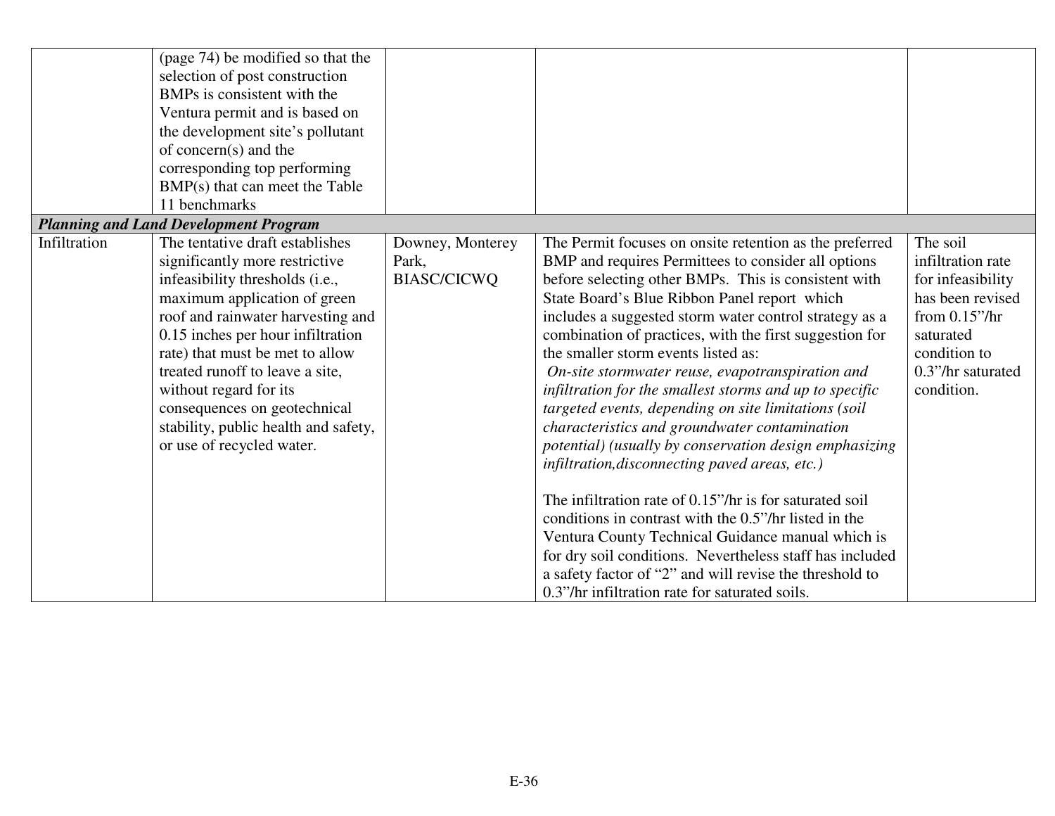| | | | | |
|---|---|---|---|---|
| | (page 74) be modified so that the selection of post construction BMPs is consistent with the Ventura permit and is based on the development site's pollutant of concern(s) and the corresponding top performing BMP(s) that can meet the Table 11 benchmarks | | | |
| ***Planning and Land Development Program*** | | | | |
| Infiltration | The tentative draft establishes significantly more restrictive infeasibility thresholds (i.e., maximum application of green roof and rainwater harvesting and 0.15 inches per hour infiltration rate) that must be met to allow treated runoff to leave a site, without regard for its consequences on geotechnical stability, public health and safety, or use of recycled water. | Downey, Monterey Park, BIASC/CICWQ | The Permit focuses on onsite retention as the preferred BMP and requires Permittees to consider all options before selecting other BMPs. This is consistent with State Board's Blue Ribbon Panel report which includes a suggested storm water control strategy as a combination of practices, with the first suggestion for the smaller storm events listed as: *On-site stormwater reuse, evapotranspiration and infiltration for the smallest storms and up to specific targeted events, depending on site limitations (soil characteristics and groundwater contamination potential) (usually by conservation design emphasizing infiltration,disconnecting paved areas, etc.)*<br><br>The infiltration rate of 0.15"/hr is for saturated soil conditions in contrast with the 0.5"/hr listed in the Ventura County Technical Guidance manual which is for dry soil conditions. Nevertheless staff has included a safety factor of "2" and will revise the threshold to 0.3"/hr infiltration rate for saturated soils. | The soil infiltration rate for infeasibility has been revised from 0.15"/hr saturated condition to 0.3"/hr saturated condition. |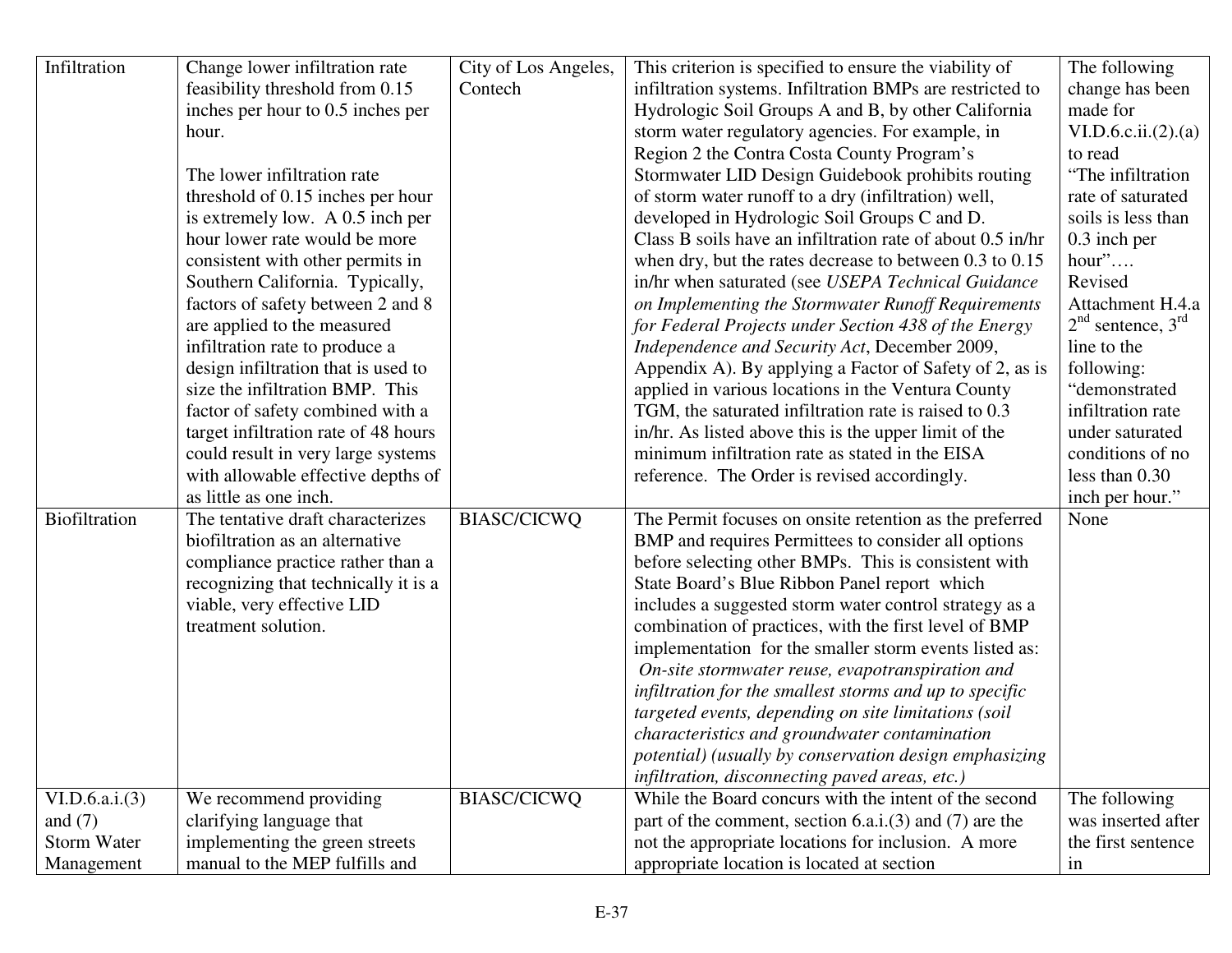| Infiltration | Change lower infiltration rate feasibility threshold from 0.15 inches per hour to 0.5 inches per hour.<br><br>The lower infiltration rate threshold of 0.15 inches per hour is extremely low. A 0.5 inch per hour lower rate would be more consistent with other permits in Southern California. Typically, factors of safety between 2 and 8 are applied to the measured infiltration rate to produce a design infiltration that is used to size the infiltration BMP. This factor of safety combined with a target infiltration rate of 48 hours could result in very large systems with allowable effective depths of as little as one inch. | City of Los Angeles, Contech | This criterion is specified to ensure the viability of infiltration systems. Infiltration BMPs are restricted to Hydrologic Soil Groups A and B, by other California storm water regulatory agencies. For example, in Region 2 the Contra Costa County Program's Stormwater LID Design Guidebook prohibits routing of storm water runoff to a dry (infiltration) well, developed in Hydrologic Soil Groups C and D. Class B soils have an infiltration rate of about 0.5 in/hr when dry, but the rates decrease to between 0.3 to 0.15 in/hr when saturated (see *USEPA Technical Guidance on Implementing the Stormwater Runoff Requirements for Federal Projects under Section 438 of the Energy Independence and Security Act*, December 2009, Appendix A). By applying a Factor of Safety of 2, as is applied in various locations in the Ventura County TGM, the saturated infiltration rate is raised to 0.3 in/hr. As listed above this is the upper limit of the minimum infiltration rate as stated in the EISA reference. The Order is revised accordingly. | The following change has been made for VI.D.6.c.ii.(2).(a) to read "The infiltration rate of saturated soils is less than 0.3 inch per hour"….<br>Revised Attachment H.4.a 2nd sentence, 3rd line to the following: "demonstrated infiltration rate under saturated conditions of no less than 0.30 inch per hour." |
|---|---|---|---|---|
| Biofiltration | The tentative draft characterizes biofiltration as an alternative compliance practice rather than a recognizing that technically it is a viable, very effective LID treatment solution. | BIASC/CICWQ | The Permit focuses on onsite retention as the preferred BMP and requires Permittees to consider all options before selecting other BMPs. This is consistent with State Board's Blue Ribbon Panel report which includes a suggested storm water control strategy as a combination of practices, with the first level of BMP implementation for the smaller storm events listed as: *On-site stormwater reuse, evapotranspiration and infiltration for the smallest storms and up to specific targeted events, depending on site limitations (soil characteristics and groundwater contamination potential) (usually by conservation design emphasizing infiltration, disconnecting paved areas, etc.)* | None |
| VI.D.6.a.i.(3) and (7) Storm Water Management | We recommend providing clarifying language that implementing the green streets manual to the MEP fulfills and | BIASC/CICWQ | While the Board concurs with the intent of the second part of the comment, section 6.a.i.(3) and (7) are the not the appropriate locations for inclusion. A more appropriate location is located at section | The following was inserted after the first sentence in |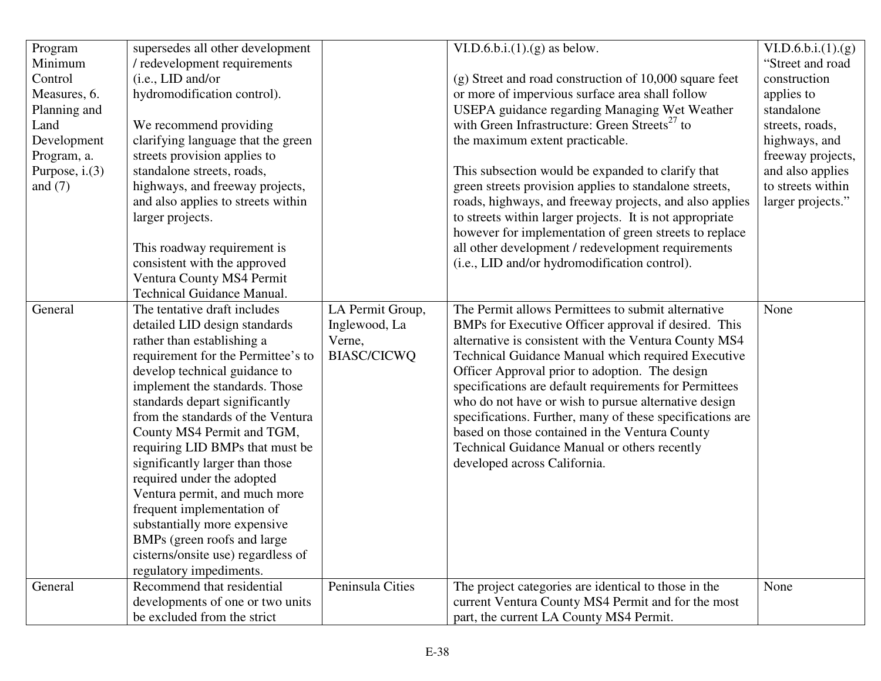| | | | | |
|---|---|---|---|---|
| Program Minimum Control Measures, 6. Planning and Land Development Program, a. Purpose, i.(3) and (7) | supersedes all other development / redevelopment requirements (i.e., LID and/or hydromodification control).<br><br>We recommend providing clarifying language that the green streets provision applies to standalone streets, roads, highways, and freeway projects, and also applies to streets within larger projects.<br><br>This roadway requirement is consistent with the approved Ventura County MS4 Permit Technical Guidance Manual. | | VI.D.6.b.i.(1).(g) as below.<br><br>(g) Street and road construction of 10,000 square feet or more of impervious surface area shall follow USEPA guidance regarding Managing Wet Weather with Green Infrastructure: Green Streets[27] to the maximum extent practicable.<br><br>This subsection would be expanded to clarify that green streets provision applies to standalone streets, roads, highways, and freeway projects, and also applies to streets within larger projects. It is not appropriate however for implementation of green streets to replace all other development / redevelopment requirements (i.e., LID and/or hydromodification control). | VI.D.6.b.i.(1).(g) "Street and road construction applies to standalone streets, roads, highways, and freeway projects, and also applies to streets within larger projects." |
| General | The tentative draft includes detailed LID design standards rather than establishing a requirement for the Permittee's to develop technical guidance to implement the standards. Those standards depart significantly from the standards of the Ventura County MS4 Permit and TGM, requiring LID BMPs that must be significantly larger than those required under the adopted Ventura permit, and much more frequent implementation of substantially more expensive BMPs (green roofs and large cisterns/onsite use) regardless of regulatory impediments. | LA Permit Group, Inglewood, La Verne, BIASC/CICWQ | The Permit allows Permittees to submit alternative BMPs for Executive Officer approval if desired. This alternative is consistent with the Ventura County MS4 Technical Guidance Manual which required Executive Officer Approval prior to adoption. The design specifications are default requirements for Permittees who do not have or wish to pursue alternative design specifications. Further, many of these specifications are based on those contained in the Ventura County Technical Guidance Manual or others recently developed across California. | None |
| General | Recommend that residential developments of one or two units be excluded from the strict | Peninsula Cities | The project categories are identical to those in the current Ventura County MS4 Permit and for the most part, the current LA County MS4 Permit. | None |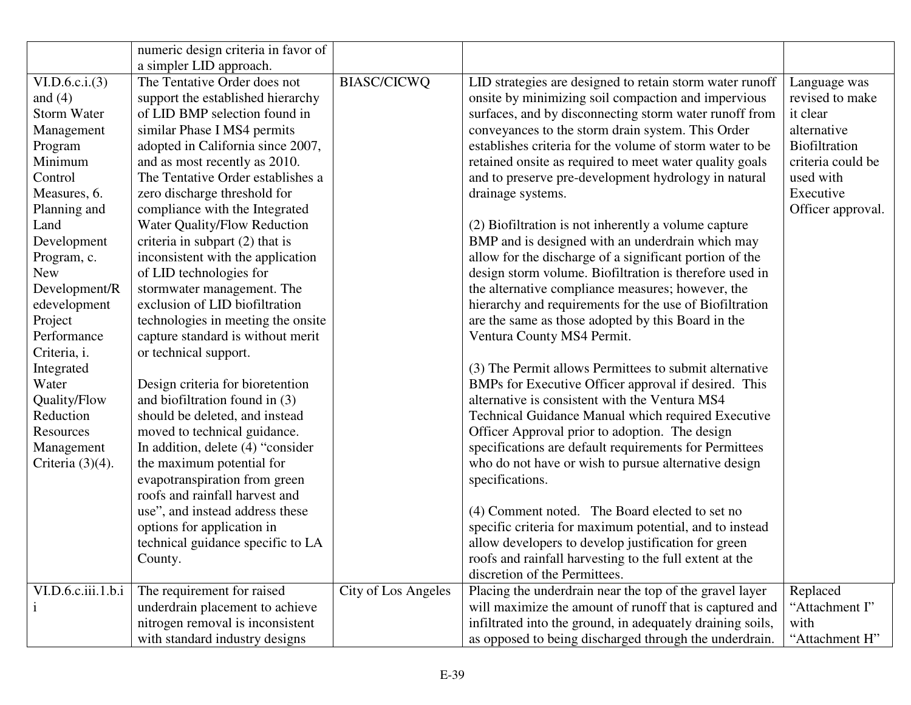| | | | | |
|---|---|---|---|---|
| | numeric design criteria in favor of a simpler LID approach. | | | |
| VI.D.6.c.i.(3) and (4) Storm Water Management Program Minimum Control Measures, 6. Planning and Land Development Program, c. New Development/Redevelopment Project Performance Criteria, i. Integrated Water Quality/Flow Reduction Resources Management Criteria (3)(4). | The Tentative Order does not support the established hierarchy of LID BMP selection found in similar Phase I MS4 permits adopted in California since 2007, and as most recently as 2010. The Tentative Order establishes a zero discharge threshold for compliance with the Integrated Water Quality/Flow Reduction criteria in subpart (2) that is inconsistent with the application of LID technologies for stormwater management. The exclusion of LID biofiltration technologies in meeting the onsite capture standard is without merit or technical support.<br><br>Design criteria for bioretention and biofiltration found in (3) should be deleted, and instead moved to technical guidance. In addition, delete (4) "consider the maximum potential for evapotranspiration from green roofs and rainfall harvest and use", and instead address these options for application in technical guidance specific to LA County. | BIASC/CICWQ | LID strategies are designed to retain storm water runoff onsite by minimizing soil compaction and impervious surfaces, and by disconnecting storm water runoff from conveyances to the storm drain system. This Order establishes criteria for the volume of storm water to be retained onsite as required to meet water quality goals and to preserve pre-development hydrology in natural drainage systems.<br><br>(2) Biofiltration is not inherently a volume capture BMP and is designed with an underdrain which may allow for the discharge of a significant portion of the design storm volume. Biofiltration is therefore used in the alternative compliance measures; however, the hierarchy and requirements for the use of Biofiltration are the same as those adopted by this Board in the Ventura County MS4 Permit.<br><br>(3) The Permit allows Permittees to submit alternative BMPs for Executive Officer approval if desired. This alternative is consistent with the Ventura MS4 Technical Guidance Manual which required Executive Officer Approval prior to adoption. The design specifications are default requirements for Permittees who do not have or wish to pursue alternative design specifications.<br><br>(4) Comment noted. The Board elected to set no specific criteria for maximum potential, and to instead allow developers to develop justification for green roofs and rainfall harvesting to the full extent at the discretion of the Permittees. | Language was revised to make it clear alternative Biofiltration criteria could be used with Executive Officer approval. |
| VI.D.6.c.iii.1.b.ii | The requirement for raised underdrain placement to achieve nitrogen removal is inconsistent with standard industry designs | City of Los Angeles | Placing the underdrain near the top of the gravel layer will maximize the amount of runoff that is captured and infiltrated into the ground, in adequately draining soils, as opposed to being discharged through the underdrain. | Replaced "Attachment I" with "Attachment H" |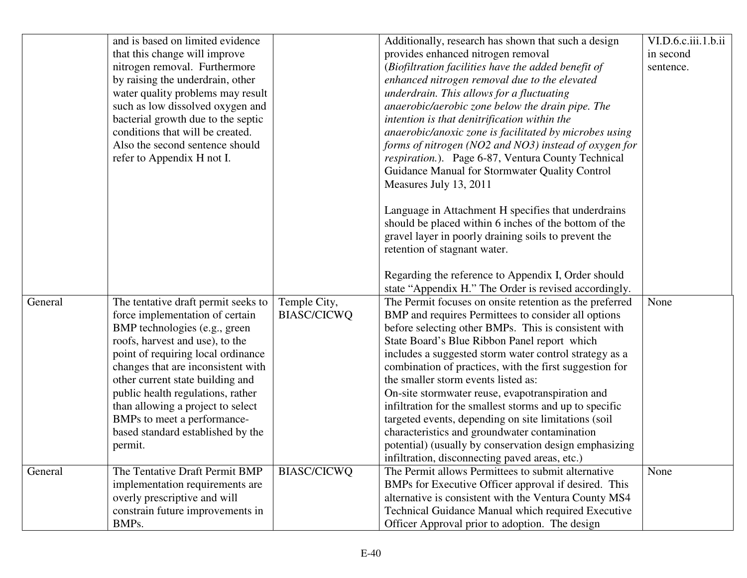| | | | | |
|---|---|---|---|---|
| | and is based on limited evidence that this change will improve nitrogen removal. Furthermore by raising the underdrain, other water quality problems may result such as low dissolved oxygen and bacterial growth due to the septic conditions that will be created. Also the second sentence should refer to Appendix H not I. | | Additionally, research has shown that such a design provides enhanced nitrogen removal (*Biofiltration facilities have the added benefit of enhanced nitrogen removal due to the elevated underdrain. This allows for a fluctuating anaerobic/aerobic zone below the drain pipe. The intention is that denitrification within the anaerobic/anoxic zone is facilitated by microbes using forms of nitrogen (NO2 and NO3) instead of oxygen for respiration.*). Page 6-87, Ventura County Technical Guidance Manual for Stormwater Quality Control Measures July 13, 2011<br><br>Language in Attachment H specifies that underdrains should be placed within 6 inches of the bottom of the gravel layer in poorly draining soils to prevent the retention of stagnant water.<br><br>Regarding the reference to Appendix I, Order should state "Appendix H." The Order is revised accordingly. | VI.D.6.c.iii.1.b.ii in second sentence. |
| General | The tentative draft permit seeks to force implementation of certain BMP technologies (e.g., green roofs, harvest and use), to the point of requiring local ordinance changes that are inconsistent with other current state building and public health regulations, rather than allowing a project to select BMPs to meet a performance-based standard established by the permit. | Temple City, BIASC/CICWQ | The Permit focuses on onsite retention as the preferred BMP and requires Permittees to consider all options before selecting other BMPs. This is consistent with State Board's Blue Ribbon Panel report which includes a suggested storm water control strategy as a combination of practices, with the first suggestion for the smaller storm events listed as:<br>On-site stormwater reuse, evapotranspiration and infiltration for the smallest storms and up to specific targeted events, depending on site limitations (soil characteristics and groundwater contamination potential) (usually by conservation design emphasizing infiltration, disconnecting paved areas, etc.) | None |
| General | The Tentative Draft Permit BMP implementation requirements are overly prescriptive and will constrain future improvements in BMPs. | BIASC/CICWQ | The Permit allows Permittees to submit alternative BMPs for Executive Officer approval if desired. This alternative is consistent with the Ventura County MS4 Technical Guidance Manual which required Executive Officer Approval prior to adoption. The design | None |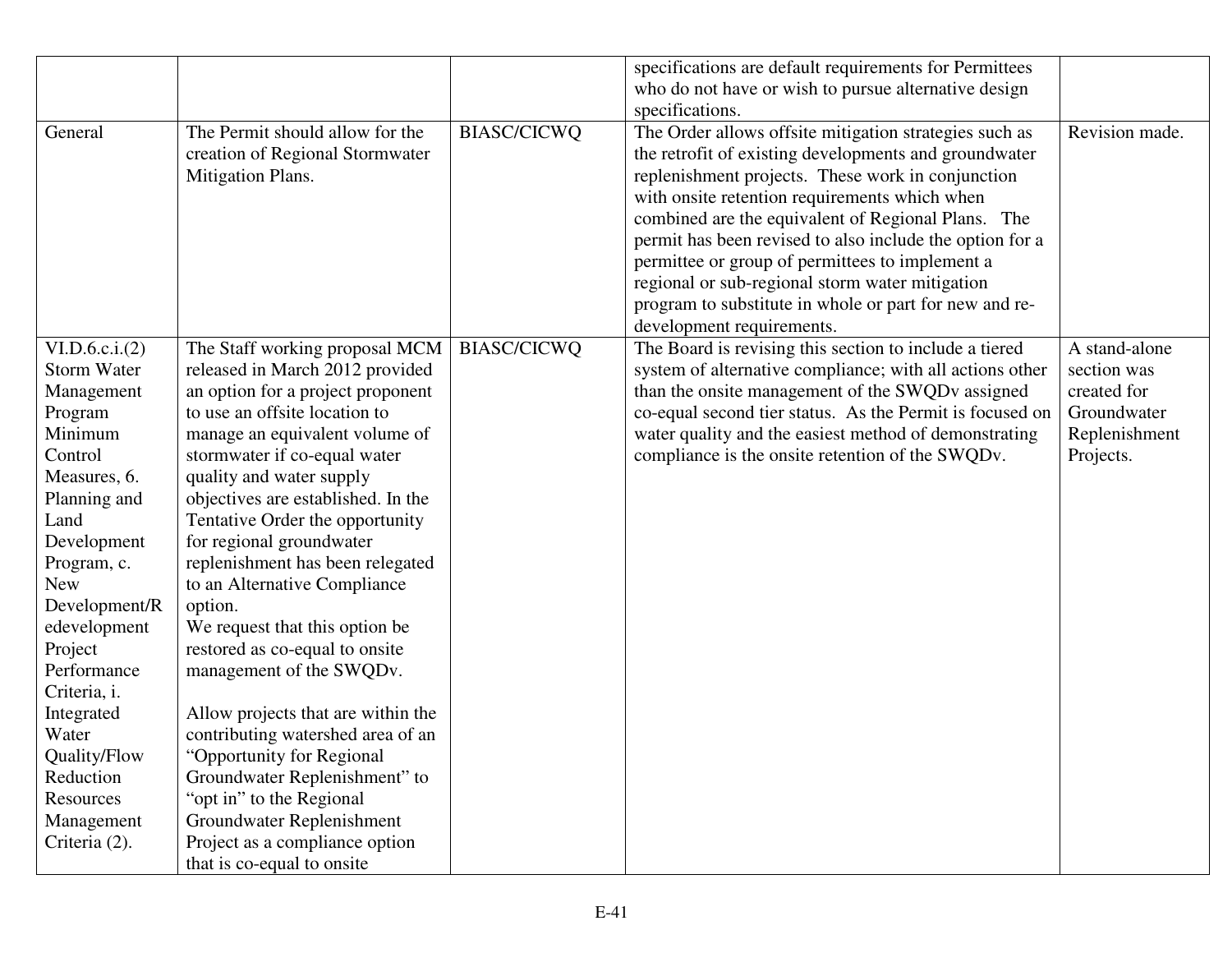| | | | | |
|---|---|---|---|---|
| | | | specifications are default requirements for Permittees who do not have or wish to pursue alternative design specifications. | |
| General | The Permit should allow for the creation of Regional Stormwater Mitigation Plans. | BIASC/CICWQ | The Order allows offsite mitigation strategies such as the retrofit of existing developments and groundwater replenishment projects. These work in conjunction with onsite retention requirements which when combined are the equivalent of Regional Plans. The permit has been revised to also include the option for a permittee or group of permittees to implement a regional or sub-regional storm water mitigation program to substitute in whole or part for new and re-development requirements. | Revision made. |
| VI.D.6.c.i.(2) Storm Water Management Program Minimum Control Measures, 6. Planning and Land Development Program, c. New Development/Redevelopment Project Performance Criteria, i. Integrated Water Quality/Flow Reduction Resources Management Criteria (2). | The Staff working proposal MCM released in March 2012 provided an option for a project proponent to use an offsite location to manage an equivalent volume of stormwater if co-equal water quality and water supply objectives are established. In the Tentative Order the opportunity for regional groundwater replenishment has been relegated to an Alternative Compliance option.<br>We request that this option be restored as co-equal to onsite management of the SWQDv.<br><br>Allow projects that are within the contributing watershed area of an "Opportunity for Regional Groundwater Replenishment" to "opt in" to the Regional Groundwater Replenishment Project as a compliance option that is co-equal to onsite | BIASC/CICWQ | The Board is revising this section to include a tiered system of alternative compliance; with all actions other than the onsite management of the SWQDv assigned co-equal second tier status. As the Permit is focused on water quality and the easiest method of demonstrating compliance is the onsite retention of the SWQDv. | A stand-alone section was created for Groundwater Replenishment Projects. |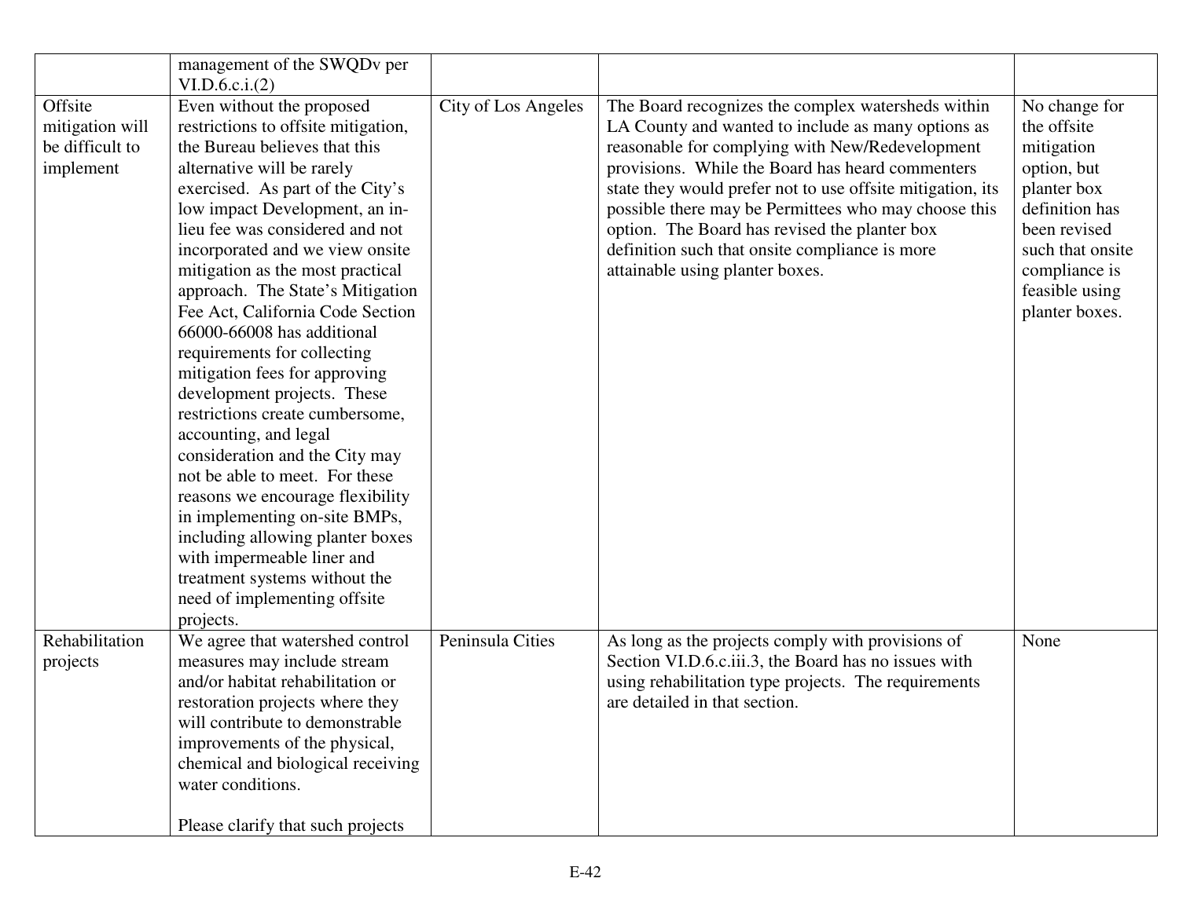| | | | | |
|---|---|---|---|---|
| | management of the SWQDv per VI.D.6.c.i.(2) | | | |
| Offsite mitigation will be difficult to implement | Even without the proposed restrictions to offsite mitigation, the Bureau believes that this alternative will be rarely exercised. As part of the City's low impact Development, an in-lieu fee was considered and not incorporated and we view onsite mitigation as the most practical approach. The State's Mitigation Fee Act, California Code Section 66000-66008 has additional requirements for collecting mitigation fees for approving development projects. These restrictions create cumbersome, accounting, and legal consideration and the City may not be able to meet. For these reasons we encourage flexibility in implementing on-site BMPs, including allowing planter boxes with impermeable liner and treatment systems without the need of implementing offsite projects. | City of Los Angeles | The Board recognizes the complex watersheds within LA County and wanted to include as many options as reasonable for complying with New/Redevelopment provisions. While the Board has heard commenters state they would prefer not to use offsite mitigation, its possible there may be Permittees who may choose this option. The Board has revised the planter box definition such that onsite compliance is more attainable using planter boxes. | No change for the offsite mitigation option, but planter box definition has been revised such that onsite compliance is feasible using planter boxes. |
| Rehabilitation projects | We agree that watershed control measures may include stream and/or habitat rehabilitation or restoration projects where they will contribute to demonstrable improvements of the physical, chemical and biological receiving water conditions.<br><br>Please clarify that such projects | Peninsula Cities | As long as the projects comply with provisions of Section VI.D.6.c.iii.3, the Board has no issues with using rehabilitation type projects. The requirements are detailed in that section. | None |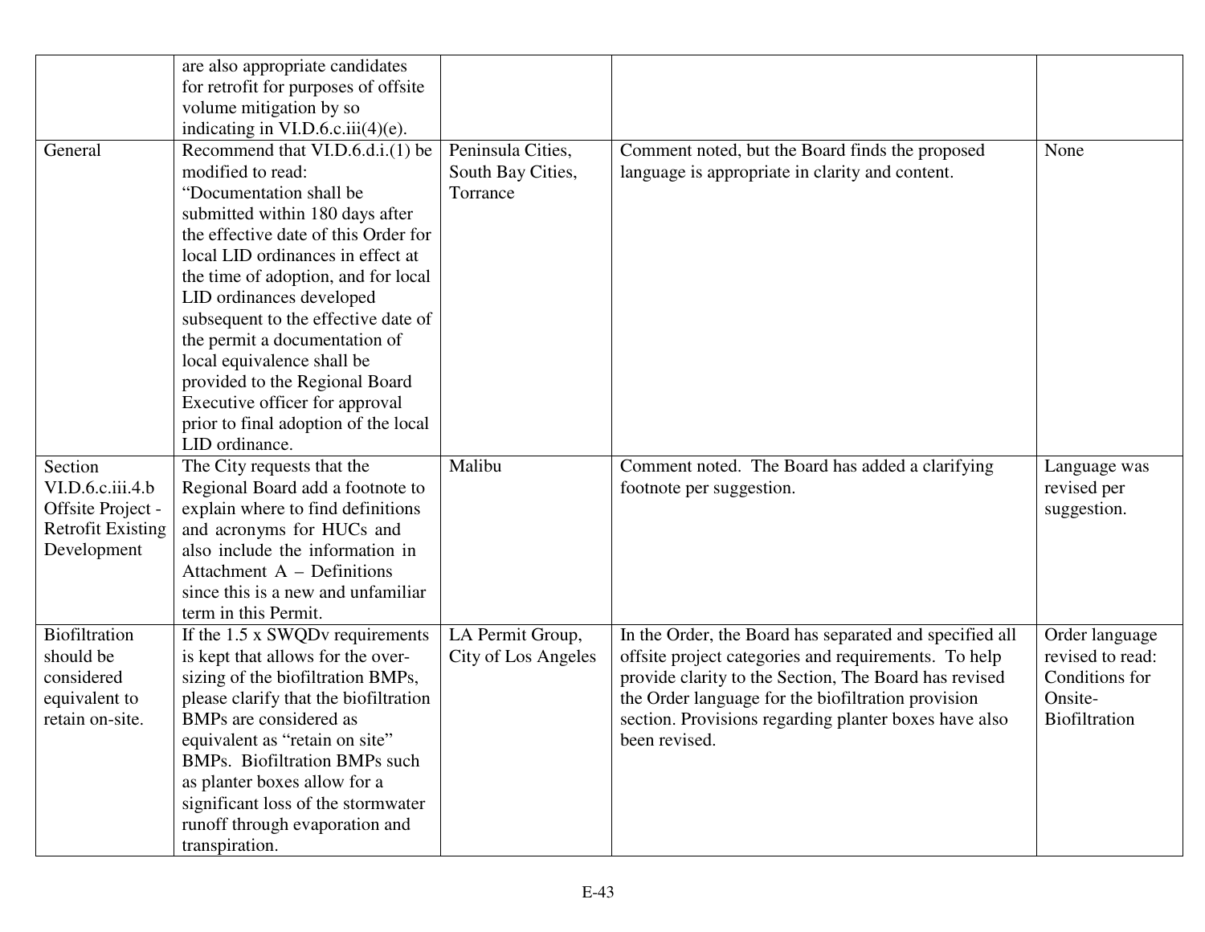| | | | | |
|---|---|---|---|---|
| | are also appropriate candidates for retrofit for purposes of offsite volume mitigation by so indicating in VI.D.6.c.iii(4)(e). | | | |
| General | Recommend that VI.D.6.d.i.(1) be modified to read: “Documentation shall be submitted within 180 days after the effective date of this Order for local LID ordinances in effect at the time of adoption, and for local LID ordinances developed subsequent to the effective date of the permit a documentation of local equivalence shall be provided to the Regional Board Executive officer for approval prior to final adoption of the local LID ordinance. | Peninsula Cities, South Bay Cities, Torrance | Comment noted, but the Board finds the proposed language is appropriate in clarity and content. | None |
| Section VI.D.6.c.iii.4.b Offsite Project - Retrofit Existing Development | The City requests that the Regional Board add a footnote to explain where to find definitions and acronyms for HUCs and also include the information in Attachment A – Definitions since this is a new and unfamiliar term in this Permit. | Malibu | Comment noted. The Board has added a clarifying footnote per suggestion. | Language was revised per suggestion. |
| Biofiltration should be considered equivalent to retain on-site. | If the 1.5 x SWQDv requirements is kept that allows for the over-sizing of the biofiltration BMPs, please clarify that the biofiltration BMPs are considered as equivalent as “retain on site” BMPs. Biofiltration BMPs such as planter boxes allow for a significant loss of the stormwater runoff through evaporation and transpiration. | LA Permit Group, City of Los Angeles | In the Order, the Board has separated and specified all offsite project categories and requirements. To help provide clarity to the Section, The Board has revised the Order language for the biofiltration provision section. Provisions regarding planter boxes have also been revised. | Order language revised to read: Conditions for Onsite-Biofiltration |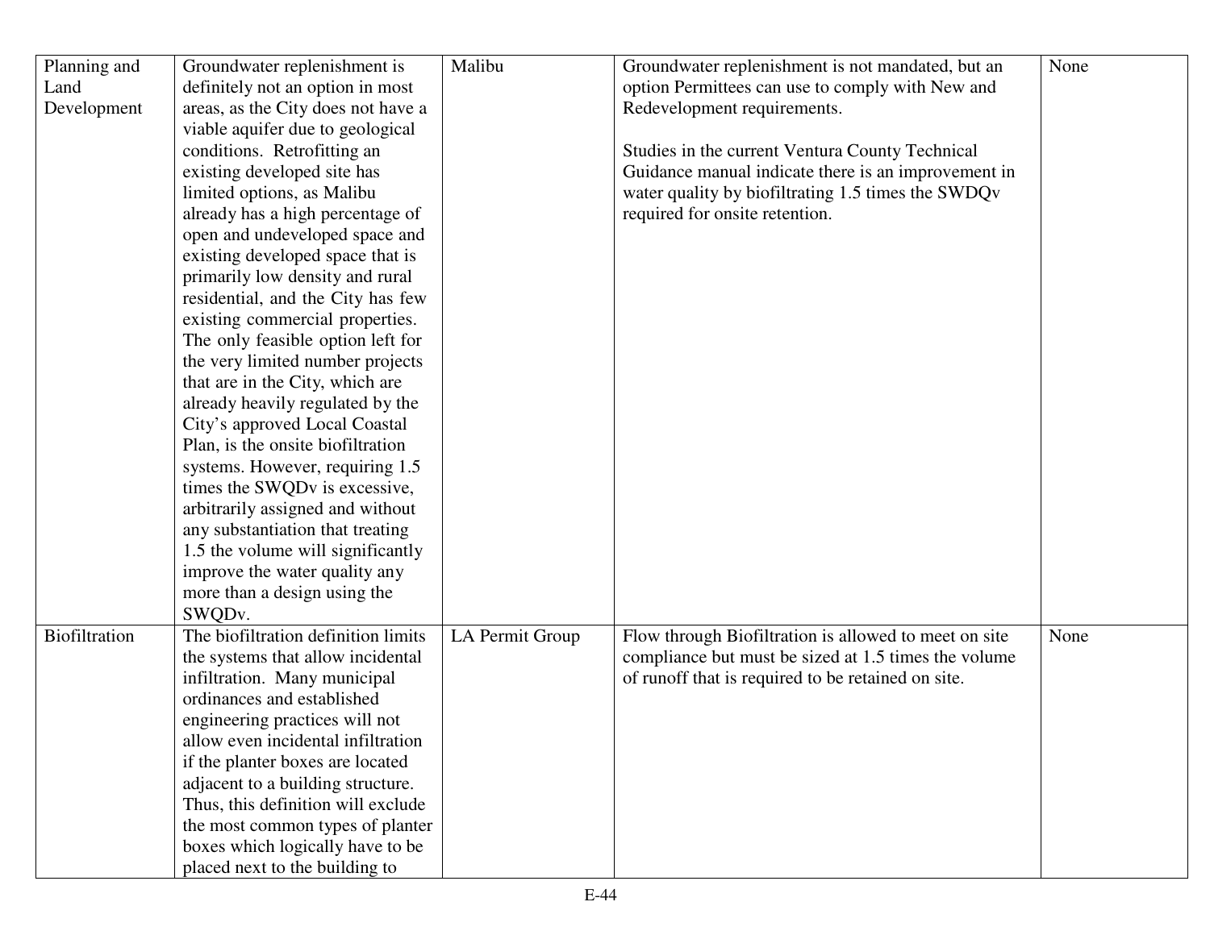| | | | | |
|---|---|---|---|---|
| Planning and Land Development | Groundwater replenishment is definitely not an option in most areas, as the City does not have a viable aquifer due to geological conditions. Retrofitting an existing developed site has limited options, as Malibu already has a high percentage of open and undeveloped space and existing developed space that is primarily low density and rural residential, and the City has few existing commercial properties. The only feasible option left for the very limited number projects that are in the City, which are already heavily regulated by the City's approved Local Coastal Plan, is the onsite biofiltration systems. However, requiring 1.5 times the SWQDv is excessive, arbitrarily assigned and without any substantiation that treating 1.5 the volume will significantly improve the water quality any more than a design using the SWQDv. | Malibu | Groundwater replenishment is not mandated, but an option Permittees can use to comply with New and Redevelopment requirements.<br><br>Studies in the current Ventura County Technical Guidance manual indicate there is an improvement in water quality by biofiltrating 1.5 times the SWDQv required for onsite retention. | None |
| Biofiltration | The biofiltration definition limits the systems that allow incidental infiltration. Many municipal ordinances and established engineering practices will not allow even incidental infiltration if the planter boxes are located adjacent to a building structure. Thus, this definition will exclude the most common types of planter boxes which logically have to be placed next to the building to | LA Permit Group | Flow through Biofiltration is allowed to meet on site compliance but must be sized at 1.5 times the volume of runoff that is required to be retained on site. | None |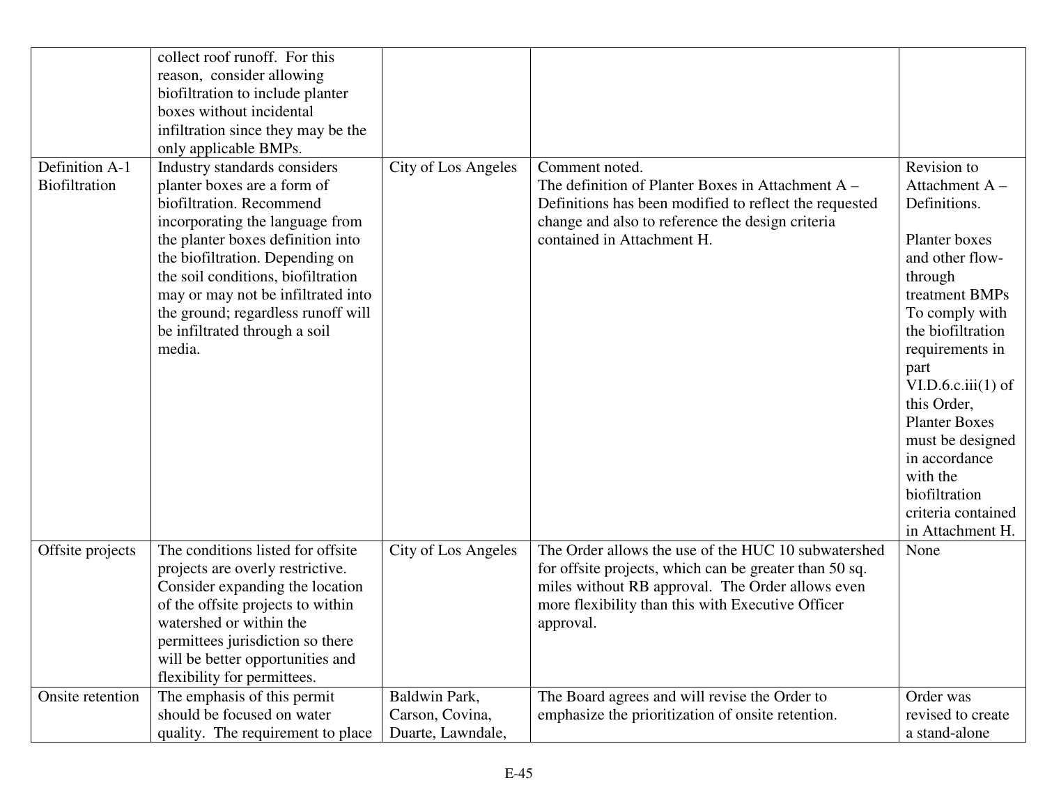| | | | | |
|---|---|---|---|---|
| | collect roof runoff. For this reason, consider allowing biofiltration to include planter boxes without incidental infiltration since they may be the only applicable BMPs. | | | |
| Definition A-1 Biofiltration | Industry standards considers planter boxes are a form of biofiltration. Recommend incorporating the language from the planter boxes definition into the biofiltration. Depending on the soil conditions, biofiltration may or may not be infiltrated into the ground; regardless runoff will be infiltrated through a soil media. | City of Los Angeles | Comment noted.<br>The definition of Planter Boxes in Attachment A – Definitions has been modified to reflect the requested change and also to reference the design criteria contained in Attachment H. | Revision to Attachment A – Definitions.<br><br>Planter boxes and other flow-through treatment BMPs To comply with the biofiltration requirements in part VI.D.6.c.iii(1) of this Order, Planter Boxes must be designed in accordance with the biofiltration criteria contained in Attachment H. |
| Offsite projects | The conditions listed for offsite projects are overly restrictive. Consider expanding the location of the offsite projects to within watershed or within the permittees jurisdiction so there will be better opportunities and flexibility for permittees. | City of Los Angeles | The Order allows the use of the HUC 10 subwatershed for offsite projects, which can be greater than 50 sq. miles without RB approval. The Order allows even more flexibility than this with Executive Officer approval. | None |
| Onsite retention | The emphasis of this permit should be focused on water quality. The requirement to place | Baldwin Park, Carson, Covina, Duarte, Lawndale, | The Board agrees and will revise the Order to emphasize the prioritization of onsite retention. | Order was revised to create a stand-alone |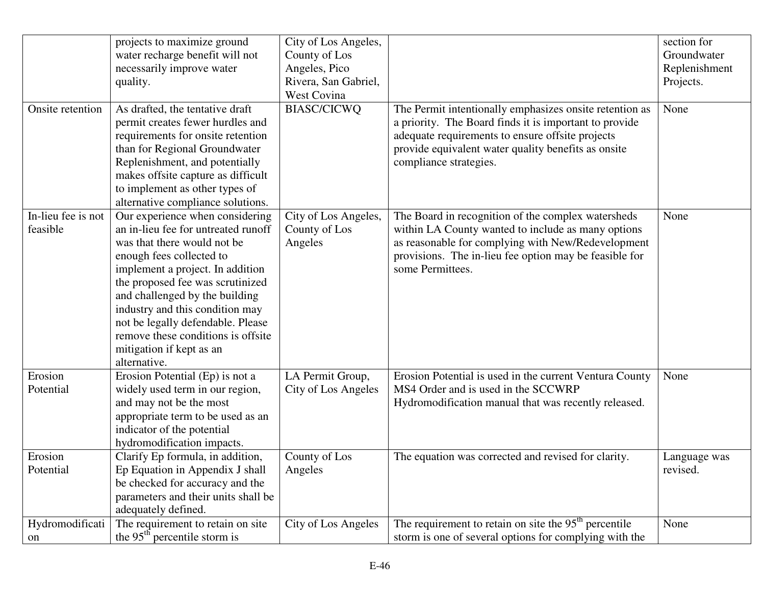| | | | | |
|---|---|---|---|---|
| | projects to maximize ground water recharge benefit will not necessarily improve water quality. | City of Los Angeles, County of Los Angeles, Pico Rivera, San Gabriel, West Covina | | section for Groundwater Replenishment Projects. |
| Onsite retention | As drafted, the tentative draft permit creates fewer hurdles and requirements for onsite retention than for Regional Groundwater Replenishment, and potentially makes offsite capture as difficult to implement as other types of alternative compliance solutions. | BIASC/CICWQ | The Permit intentionally emphasizes onsite retention as a priority. The Board finds it is important to provide adequate requirements to ensure offsite projects provide equivalent water quality benefits as onsite compliance strategies. | None |
| In-lieu fee is not feasible | Our experience when considering an in-lieu fee for untreated runoff was that there would not be enough fees collected to implement a project. In addition the proposed fee was scrutinized and challenged by the building industry and this condition may not be legally defendable. Please remove these conditions is offsite mitigation if kept as an alternative. | City of Los Angeles, County of Los Angeles | The Board in recognition of the complex watersheds within LA County wanted to include as many options as reasonable for complying with New/Redevelopment provisions. The in-lieu fee option may be feasible for some Permittees. | None |
| Erosion Potential | Erosion Potential (Ep) is not a widely used term in our region, and may not be the most appropriate term to be used as an indicator of the potential hydromodification impacts. | LA Permit Group, City of Los Angeles | Erosion Potential is used in the current Ventura County MS4 Order and is used in the SCCWRP Hydromodification manual that was recently released. | None |
| Erosion Potential | Clarify Ep formula, in addition, Ep Equation in Appendix J shall be checked for accuracy and the parameters and their units shall be adequately defined. | County of Los Angeles | The equation was corrected and revised for clarity. | Language was revised. |
| Hydromodification | The requirement to retain on site the $95^{th}$ percentile storm is | City of Los Angeles | The requirement to retain on site the $95^{th}$ percentile storm is one of several options for complying with the | None |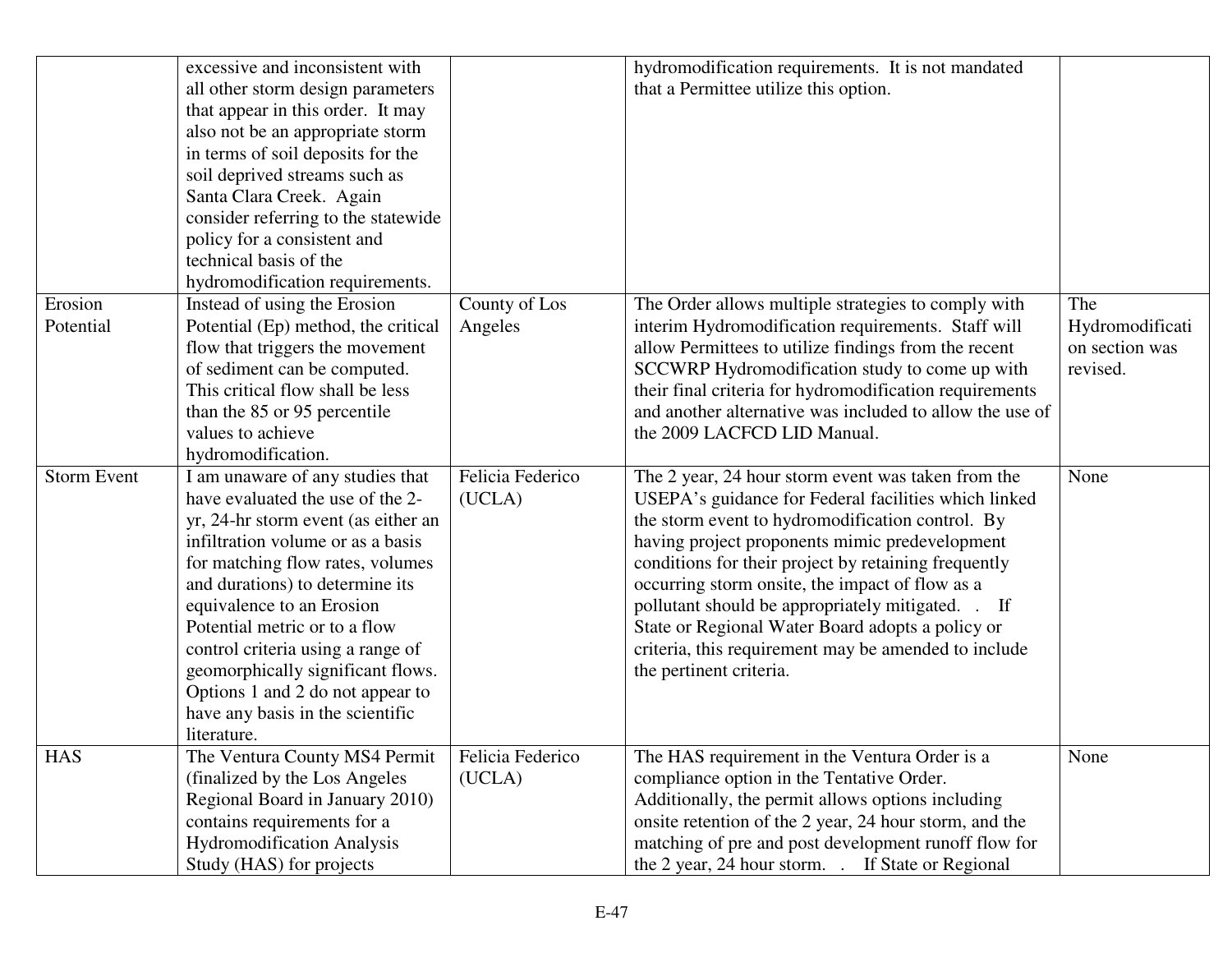| | | | | |
|---|---|---|---|---|
| | excessive and inconsistent with all other storm design parameters that appear in this order. It may also not be an appropriate storm in terms of soil deposits for the soil deprived streams such as Santa Clara Creek. Again consider referring to the statewide policy for a consistent and technical basis of the hydromodification requirements. | | hydromodification requirements. It is not mandated that a Permittee utilize this option. | |
| Erosion Potential | Instead of using the Erosion Potential (Ep) method, the critical flow that triggers the movement of sediment can be computed. This critical flow shall be less than the 85 or 95 percentile values to achieve hydromodification. | County of Los Angeles | The Order allows multiple strategies to comply with interim Hydromodification requirements. Staff will allow Permittees to utilize findings from the recent SCCWRP Hydromodification study to come up with their final criteria for hydromodification requirements and another alternative was included to allow the use of the 2009 LACFCD LID Manual. | The Hydromodification section was revised. |
| Storm Event | I am unaware of any studies that have evaluated the use of the 2-yr, 24-hr storm event (as either an infiltration volume or as a basis for matching flow rates, volumes and durations) to determine its equivalence to an Erosion Potential metric or to a flow control criteria using a range of geomorphically significant flows. Options 1 and 2 do not appear to have any basis in the scientific literature. | Felicia Federico (UCLA) | The 2 year, 24 hour storm event was taken from the USEPA's guidance for Federal facilities which linked the storm event to hydromodification control. By having project proponents mimic predevelopment conditions for their project by retaining frequently occurring storm onsite, the impact of flow as a pollutant should be appropriately mitigated. . If State or Regional Water Board adopts a policy or criteria, this requirement may be amended to include the pertinent criteria. | None |
| HAS | The Ventura County MS4 Permit (finalized by the Los Angeles Regional Board in January 2010) contains requirements for a Hydromodification Analysis Study (HAS) for projects | Felicia Federico (UCLA) | The HAS requirement in the Ventura Order is a compliance option in the Tentative Order. Additionally, the permit allows options including onsite retention of the 2 year, 24 hour storm, and the matching of pre and post development runoff flow for the 2 year, 24 hour storm. . If State or Regional | None |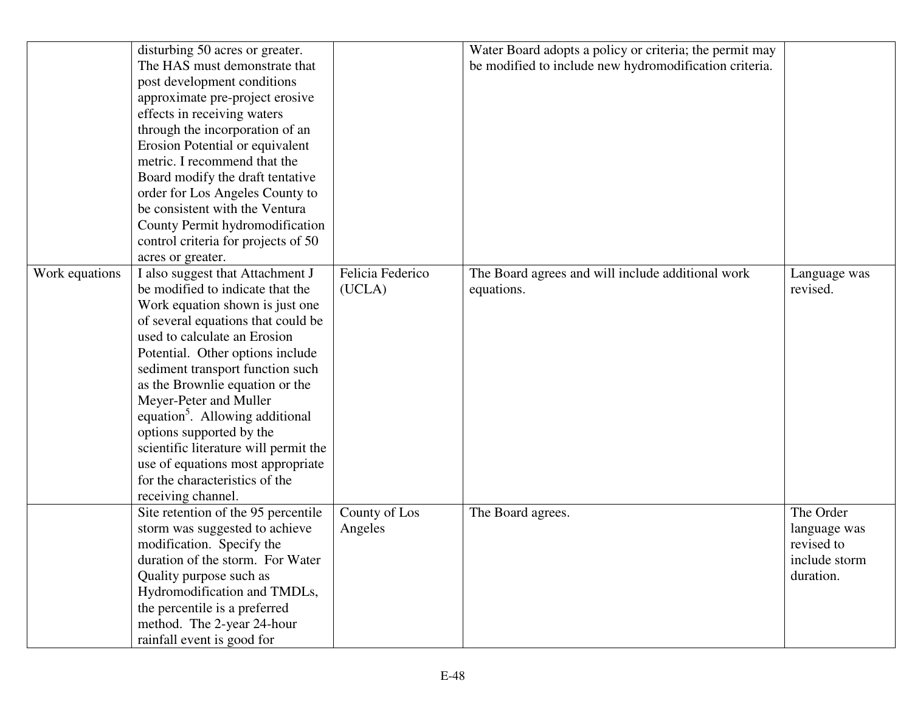| | | | | |
|---|---|---|---|---|
| | disturbing 50 acres or greater. The HAS must demonstrate that post development conditions approximate pre-project erosive effects in receiving waters through the incorporation of an Erosion Potential or equivalent metric. I recommend that the Board modify the draft tentative order for Los Angeles County to be consistent with the Ventura County Permit hydromodification control criteria for projects of 50 acres or greater. | | Water Board adopts a policy or criteria; the permit may be modified to include new hydromodification criteria. | |
| Work equations | I also suggest that Attachment J be modified to indicate that the Work equation shown is just one of several equations that could be used to calculate an Erosion Potential. Other options include sediment transport function such as the Brownlie equation or the Meyer-Peter and Muller equation[5]. Allowing additional options supported by the scientific literature will permit the use of equations most appropriate for the characteristics of the receiving channel. | Felicia Federico (UCLA) | The Board agrees and will include additional work equations. | Language was revised. |
| | Site retention of the 95 percentile storm was suggested to achieve modification. Specify the duration of the storm. For Water Quality purpose such as Hydromodification and TMDLs, the percentile is a preferred method. The 2-year 24-hour rainfall event is good for | County of Los Angeles | The Board agrees. | The Order language was revised to include storm duration. |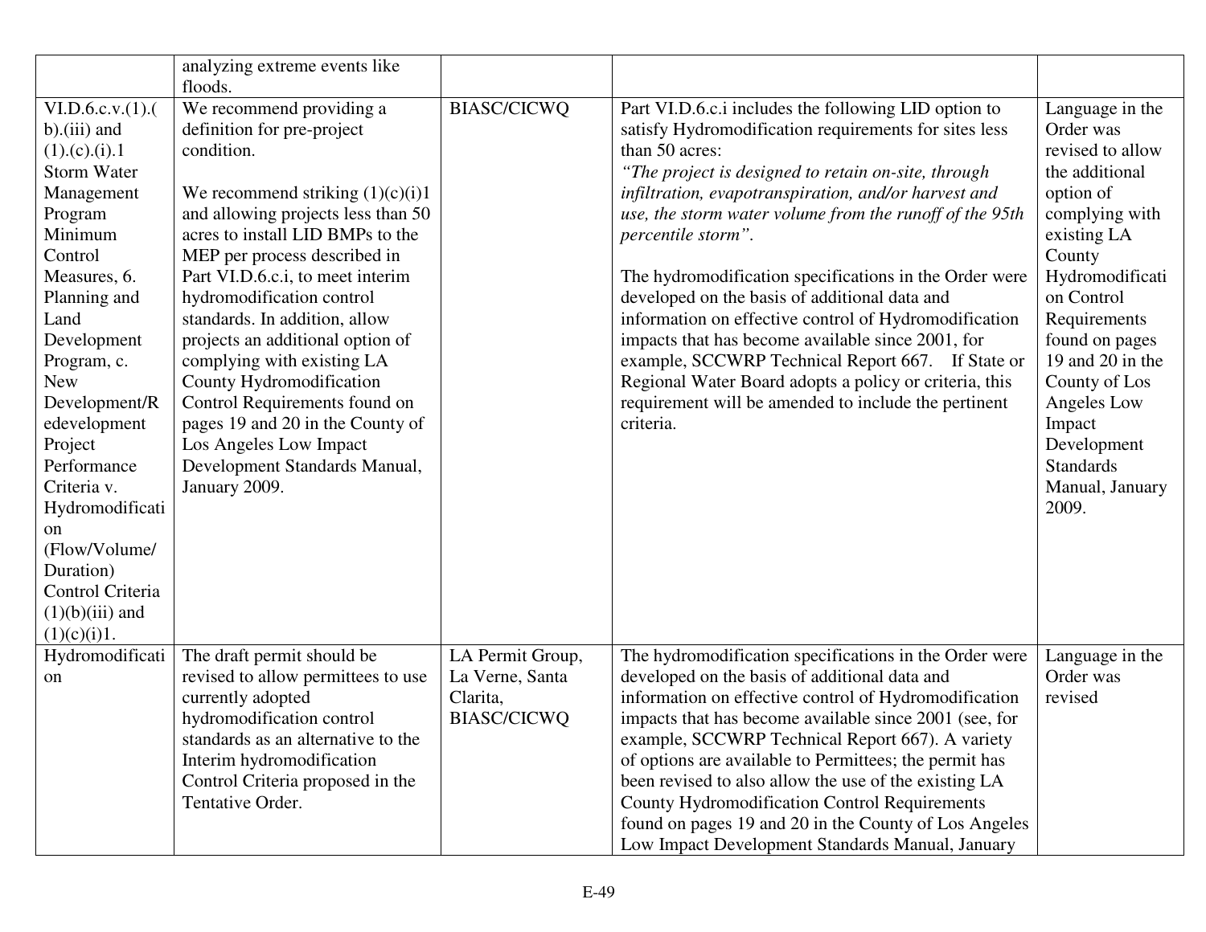| | | | | |
|---|---|---|---|---|
| | analyzing extreme events like floods. | | | |
| VI.D.6.c.v.(1).(b).(iii) and (1).(c).(i).1 Storm Water Management Program Minimum Control Measures, 6. Planning and Land Development Program, c. New Development/Redevelopment Project Performance Criteria v. Hydromodification (Flow/Volume/ Duration) Control Criteria (1)(b)(iii) and (1)(c)(i)1. | We recommend providing a definition for pre-project condition.<br><br>We recommend striking (1)(c)(i)1 and allowing projects less than 50 acres to install LID BMPs to the MEP per process described in Part VI.D.6.c.i, to meet interim hydromodification control standards. In addition, allow projects an additional option of complying with existing LA County Hydromodification Control Requirements found on pages 19 and 20 in the County of Los Angeles Low Impact Development Standards Manual, January 2009. | BIASC/CICWQ | Part VI.D.6.c.i includes the following LID option to satisfy Hydromodification requirements for sites less than 50 acres:<br>*"The project is designed to retain on-site, through infiltration, evapotranspiration, and/or harvest and use, the storm water volume from the runoff of the 95th percentile storm"*.<br><br>The hydromodification specifications in the Order were developed on the basis of additional data and information on effective control of Hydromodification impacts that has become available since 2001, for example, SCCWRP Technical Report 667. If State or Regional Water Board adopts a policy or criteria, this requirement will be amended to include the pertinent criteria. | Language in the Order was revised to allow the additional option of complying with existing LA County Hydromodification Control Requirements found on pages 19 and 20 in the County of Los Angeles Low Impact Development Standards Manual, January 2009. |
| Hydromodification | The draft permit should be revised to allow permittees to use currently adopted hydromodification control standards as an alternative to the Interim hydromodification Control Criteria proposed in the Tentative Order. | LA Permit Group, La Verne, Santa Clarita, BIASC/CICWQ | The hydromodification specifications in the Order were developed on the basis of additional data and information on effective control of Hydromodification impacts that has become available since 2001 (see, for example, SCCWRP Technical Report 667). A variety of options are available to Permittees; the permit has been revised to also allow the use of the existing LA County Hydromodification Control Requirements found on pages 19 and 20 in the County of Los Angeles Low Impact Development Standards Manual, January | Language in the Order was revised |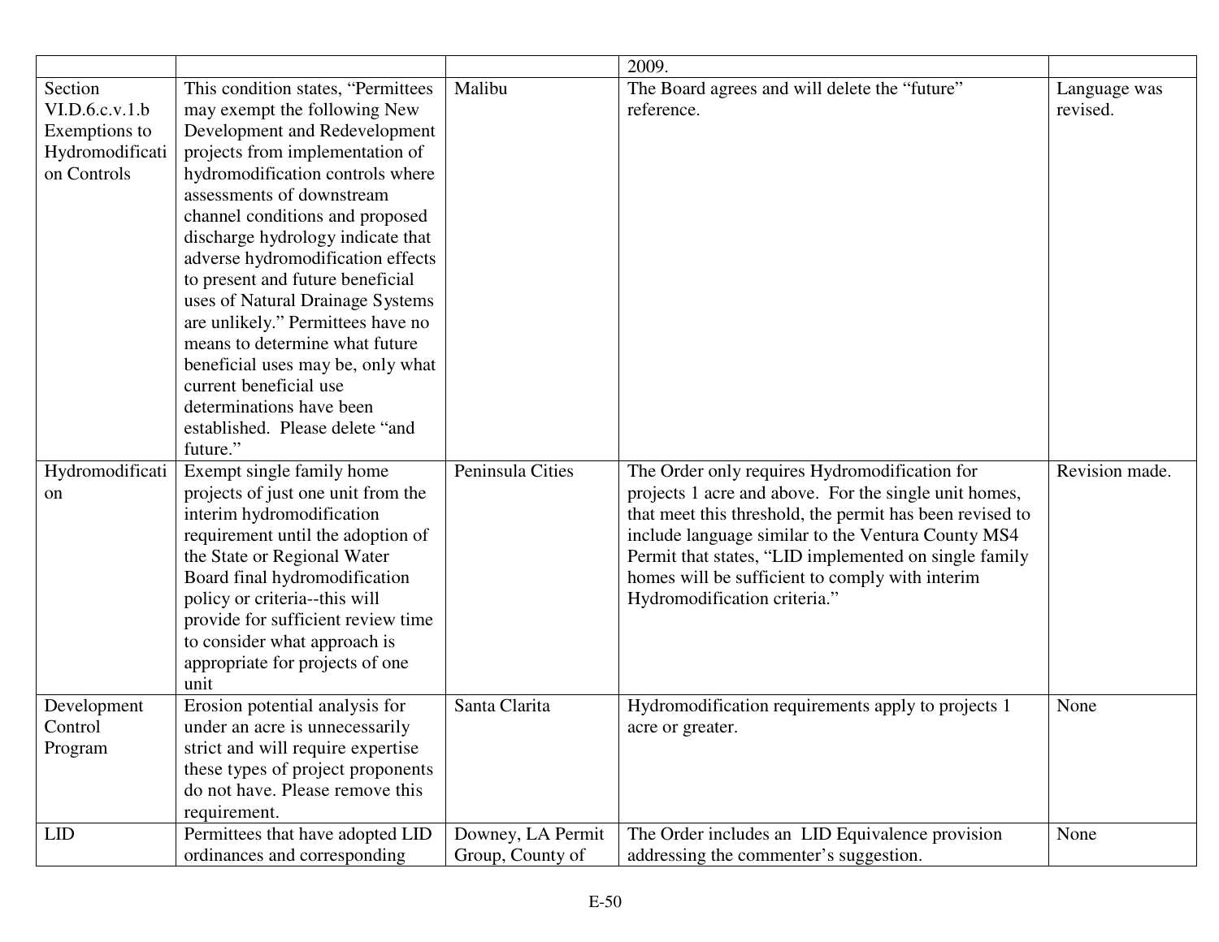| | | | 2009. | |
|---|---|---|---|---|
| Section VI.D.6.c.v.1.b Exemptions to Hydromodification Controls | This condition states, "Permittees may exempt the following New Development and Redevelopment projects from implementation of hydromodification controls where assessments of downstream channel conditions and proposed discharge hydrology indicate that adverse hydromodification effects to present and future beneficial uses of Natural Drainage Systems are unlikely." Permittees have no means to determine what future beneficial uses may be, only what current beneficial use determinations have been established. Please delete "and future." | Malibu | The Board agrees and will delete the "future" reference. | Language was revised. |
| Hydromodification | Exempt single family home projects of just one unit from the interim hydromodification requirement until the adoption of the State or Regional Water Board final hydromodification policy or criteria--this will provide for sufficient review time to consider what approach is appropriate for projects of one unit | Peninsula Cities | The Order only requires Hydromodification for projects 1 acre and above. For the single unit homes, that meet this threshold, the permit has been revised to include language similar to the Ventura County MS4 Permit that states, "LID implemented on single family homes will be sufficient to comply with interim Hydromodification criteria." | Revision made. |
| Development Control Program | Erosion potential analysis for under an acre is unnecessarily strict and will require expertise these types of project proponents do not have. Please remove this requirement. | Santa Clarita | Hydromodification requirements apply to projects 1 acre or greater. | None |
| LID | Permittees that have adopted LID ordinances and corresponding | Downey, LA Permit Group, County of | The Order includes an LID Equivalence provision addressing the commenter's suggestion. | None |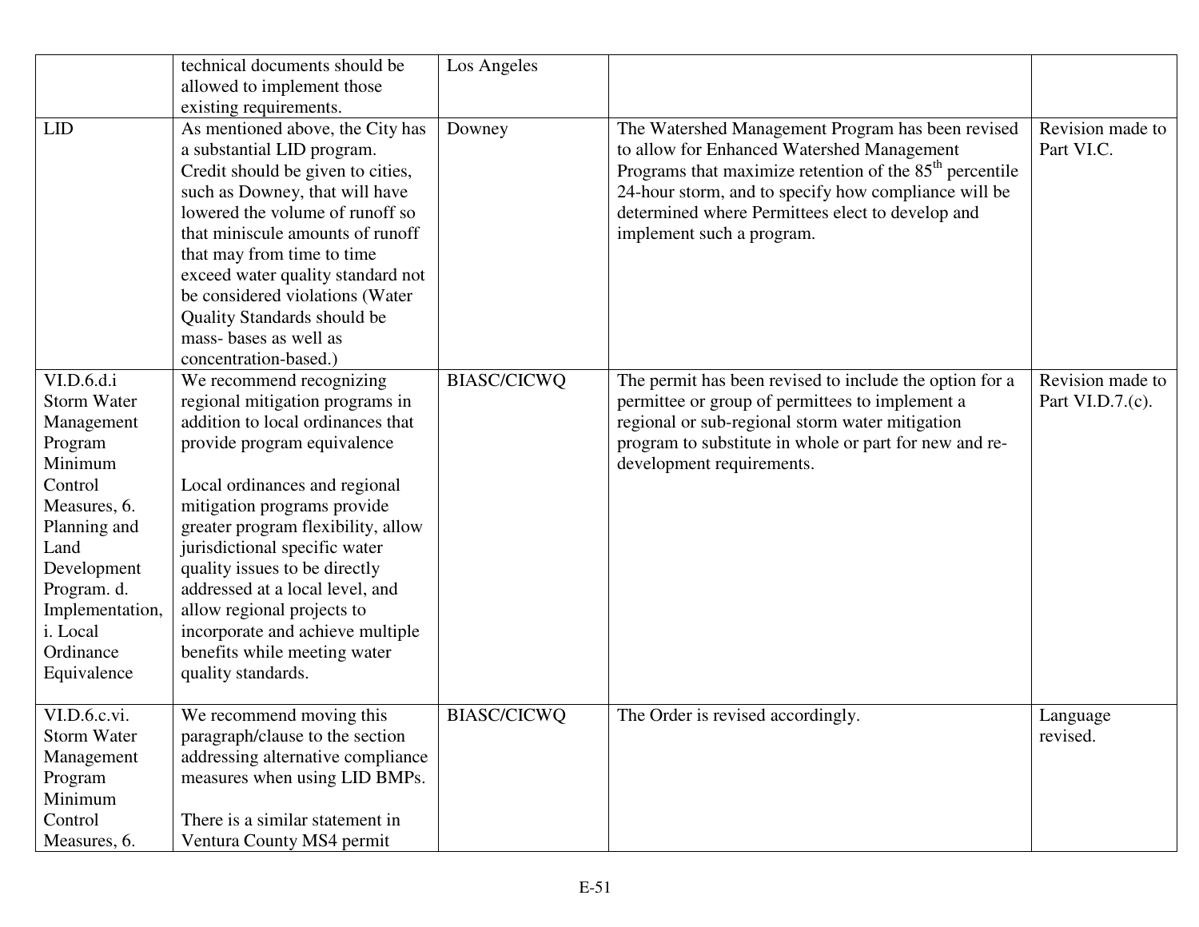| | | | | |
|---|---|---|---|---|
| | technical documents should be allowed to implement those existing requirements. | Los Angeles | | |
| LID | As mentioned above, the City has a substantial LID program. Credit should be given to cities, such as Downey, that will have lowered the volume of runoff so that miniscule amounts of runoff that may from time to time exceed water quality standard not be considered violations (Water Quality Standards should be mass- bases as well as concentration-based.) | Downey | The Watershed Management Program has been revised to allow for Enhanced Watershed Management Programs that maximize retention of the 85$^{th}$ percentile 24-hour storm, and to specify how compliance will be determined where Permittees elect to develop and implement such a program. | Revision made to Part VI.C. |
| VI.D.6.d.i Storm Water Management Program Minimum Control Measures, 6. Planning and Land Development Program. d. Implementation, i. Local Ordinance Equivalence | We recommend recognizing regional mitigation programs in addition to local ordinances that provide program equivalence<br><br>Local ordinances and regional mitigation programs provide greater program flexibility, allow jurisdictional specific water quality issues to be directly addressed at a local level, and allow regional projects to incorporate and achieve multiple benefits while meeting water quality standards. | BIASC/CICWQ | The permit has been revised to include the option for a permittee or group of permittees to implement a regional or sub-regional storm water mitigation program to substitute in whole or part for new and re-development requirements. | Revision made to Part VI.D.7.(c). |
| VI.D.6.c.vi. Storm Water Management Program Minimum Control Measures, 6. | We recommend moving this paragraph/clause to the section addressing alternative compliance measures when using LID BMPs.<br><br>There is a similar statement in Ventura County MS4 permit | BIASC/CICWQ | The Order is revised accordingly. | Language revised. |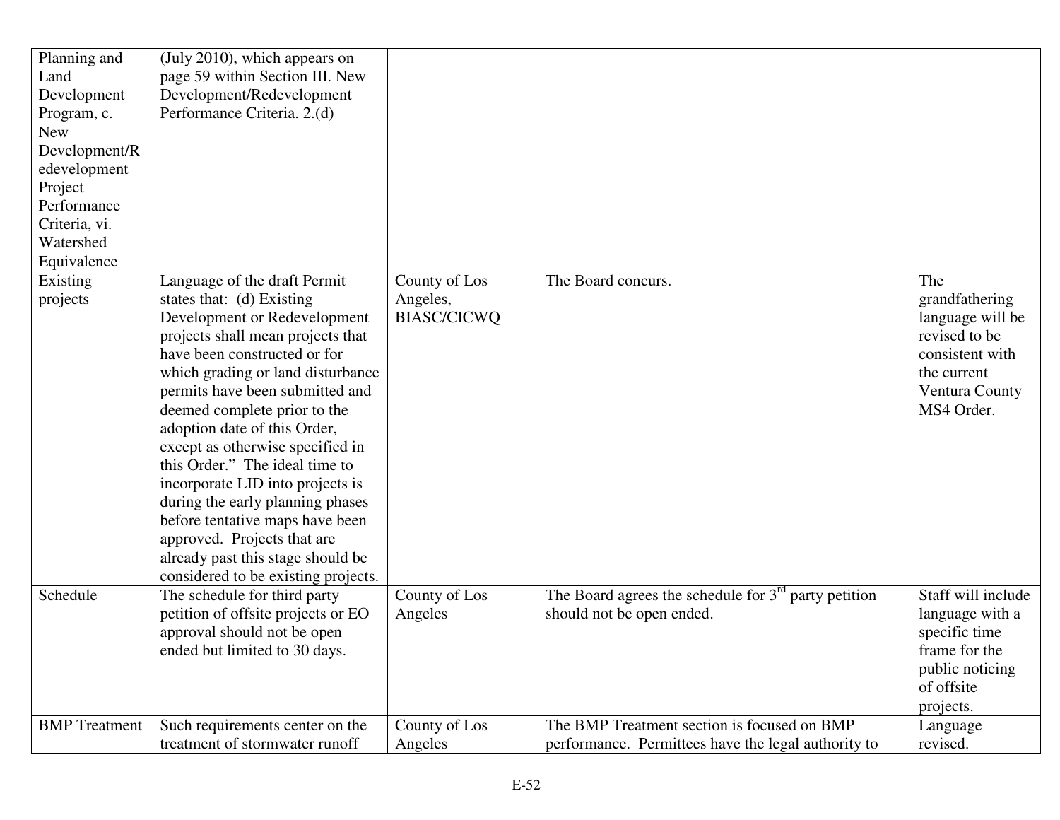| | | | | |
|---|---|---|---|---|
| Planning and Land Development Program, c. New Development/Redevelopment Project Performance Criteria, vi. Watershed Equivalence | (July 2010), which appears on page 59 within Section III. New Development/Redevelopment Performance Criteria. 2.(d) | | | |
| Existing projects | Language of the draft Permit states that: (d) Existing Development or Redevelopment projects shall mean projects that have been constructed or for which grading or land disturbance permits have been submitted and deemed complete prior to the adoption date of this Order, except as otherwise specified in this Order." The ideal time to incorporate LID into projects is during the early planning phases before tentative maps have been approved. Projects that are already past this stage should be considered to be existing projects. | County of Los Angeles, BIASC/CICWQ | The Board concurs. | The grandfathering language will be revised to be consistent with the current Ventura County MS4 Order. |
| Schedule | The schedule for third party petition of offsite projects or EO approval should not be open ended but limited to 30 days. | County of Los Angeles | The Board agrees the schedule for 3rd party petition should not be open ended. | Staff will include language with a specific time frame for the public noticing of offsite projects. |
| BMP Treatment | Such requirements center on the treatment of stormwater runoff | County of Los Angeles | The BMP Treatment section is focused on BMP performance. Permittees have the legal authority to | Language revised. |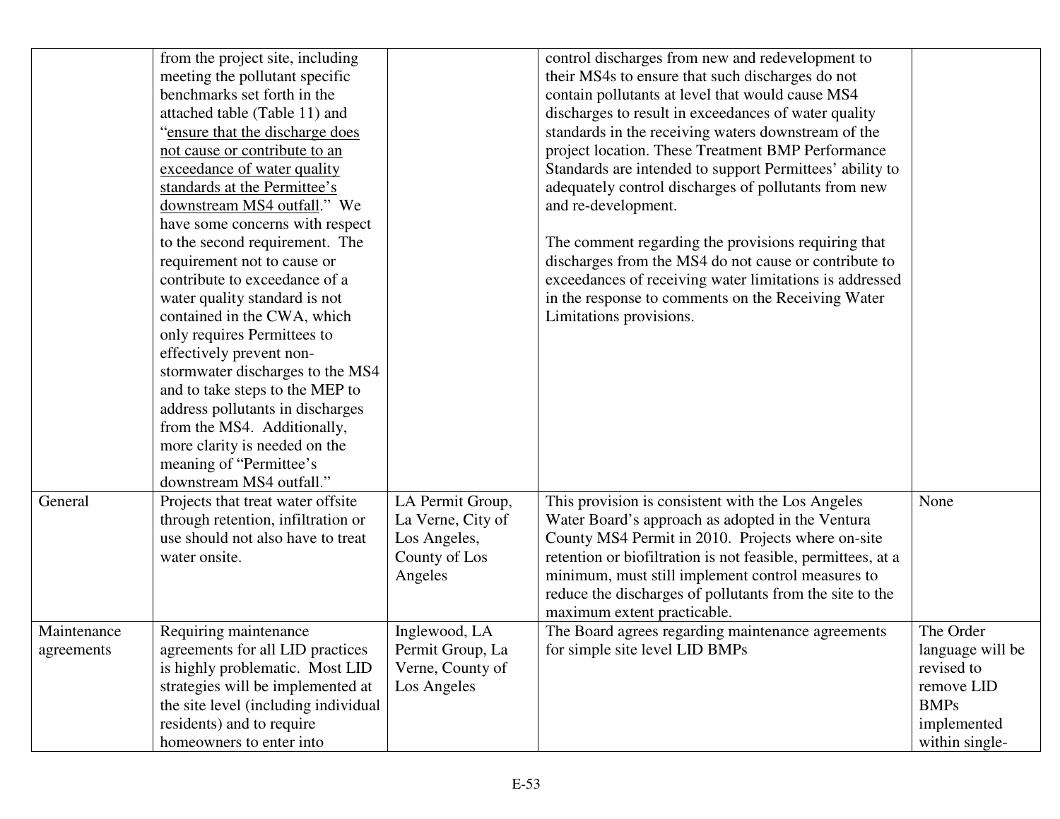| | | | | |
|---|---|---|---|---|
| | from the project site, including meeting the pollutant specific benchmarks set forth in the attached table (Table 11) and "ensure that the discharge does not cause or contribute to an exceedance of water quality standards at the Permittee's downstream MS4 outfall." We have some concerns with respect to the second requirement. The requirement not to cause or contribute to exceedance of a water quality standard is not contained in the CWA, which only requires Permittees to effectively prevent non-stormwater discharges to the MS4 and to take steps to the MEP to address pollutants in discharges from the MS4. Additionally, more clarity is needed on the meaning of "Permittee's downstream MS4 outfall." | | control discharges from new and redevelopment to their MS4s to ensure that such discharges do not contain pollutants at level that would cause MS4 discharges to result in exceedances of water quality standards in the receiving waters downstream of the project location. These Treatment BMP Performance Standards are intended to support Permittees' ability to adequately control discharges of pollutants from new and re-development.<br><br>The comment regarding the provisions requiring that discharges from the MS4 do not cause or contribute to exceedances of receiving water limitations is addressed in the response to comments on the Receiving Water Limitations provisions. | |
| General | Projects that treat water offsite through retention, infiltration or use should not also have to treat water onsite. | LA Permit Group, La Verne, City of Los Angeles, County of Los Angeles | This provision is consistent with the Los Angeles Water Board's approach as adopted in the Ventura County MS4 Permit in 2010. Projects where on-site retention or biofiltration is not feasible, permittees, at a minimum, must still implement control measures to reduce the discharges of pollutants from the site to the maximum extent practicable. | None |
| Maintenance agreements | Requiring maintenance agreements for all LID practices is highly problematic. Most LID strategies will be implemented at the site level (including individual residents) and to require homeowners to enter into | Inglewood, LA Permit Group, La Verne, County of Los Angeles | The Board agrees regarding maintenance agreements for simple site level LID BMPs | The Order language will be revised to remove LID BMPs implemented within single- |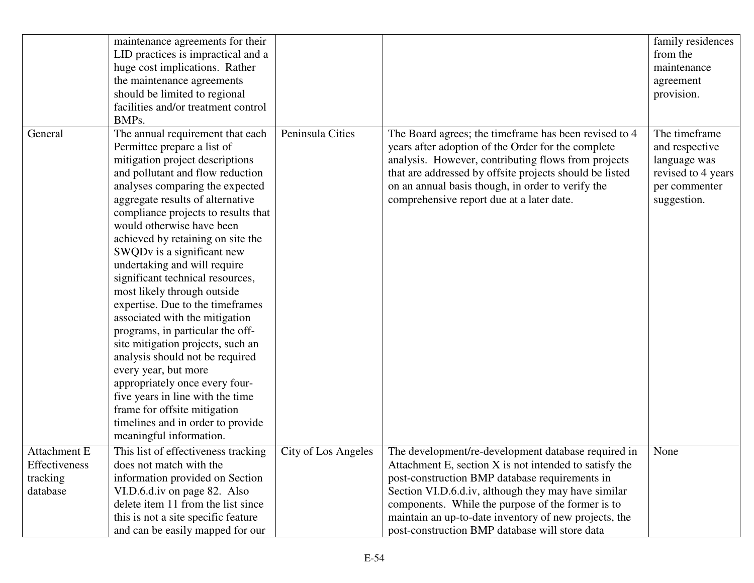| | | | | |
|---|---|---|---|---|
| | maintenance agreements for their LID practices is impractical and a huge cost implications. Rather the maintenance agreements should be limited to regional facilities and/or treatment control BMPs. | | | family residences from the maintenance agreement provision. |
| General | The annual requirement that each Permittee prepare a list of mitigation project descriptions and pollutant and flow reduction analyses comparing the expected aggregate results of alternative compliance projects to results that would otherwise have been achieved by retaining on site the SWQDv is a significant new undertaking and will require significant technical resources, most likely through outside expertise. Due to the timeframes associated with the mitigation programs, in particular the off-site mitigation projects, such an analysis should not be required every year, but more appropriately once every four-five years in line with the time frame for offsite mitigation timelines and in order to provide meaningful information. | Peninsula Cities | The Board agrees; the timeframe has been revised to 4 years after adoption of the Order for the complete analysis. However, contributing flows from projects that are addressed by offsite projects should be listed on an annual basis though, in order to verify the comprehensive report due at a later date. | The timeframe and respective language was revised to 4 years per commenter suggestion. |
| Attachment E Effectiveness tracking database | This list of effectiveness tracking does not match with the information provided on Section VI.D.6.d.iv on page 82. Also delete item 11 from the list since this is not a site specific feature and can be easily mapped for our | City of Los Angeles | The development/re-development database required in Attachment E, section X is not intended to satisfy the post-construction BMP database requirements in Section VI.D.6.d.iv, although they may have similar components. While the purpose of the former is to maintain an up-to-date inventory of new projects, the post-construction BMP database will store data | None |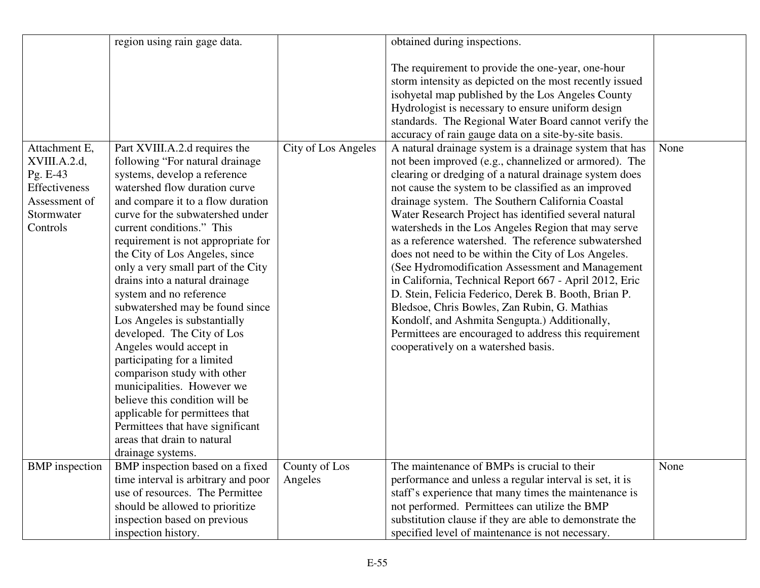| | | | | |
|---|---|---|---|---|
| | region using rain gage data. | | obtained during inspections.<br><br>The requirement to provide the one-year, one-hour storm intensity as depicted on the most recently issued isohyetal map published by the Los Angeles County Hydrologist is necessary to ensure uniform design standards. The Regional Water Board cannot verify the accuracy of rain gauge data on a site-by-site basis. | |
| Attachment E, XVIII.A.2.d, Pg. E-43 Effectiveness Assessment of Stormwater Controls | Part XVIII.A.2.d requires the following "For natural drainage systems, develop a reference watershed flow duration curve and compare it to a flow duration curve for the subwatershed under current conditions." This requirement is not appropriate for the City of Los Angeles, since only a very small part of the City drains into a natural drainage system and no reference subwatershed may be found since Los Angeles is substantially developed. The City of Los Angeles would accept in participating for a limited comparison study with other municipalities. However we believe this condition will be applicable for permittees that Permittees that have significant areas that drain to natural drainage systems. | City of Los Angeles | A natural drainage system is a drainage system that has not been improved (e.g., channelized or armored). The clearing or dredging of a natural drainage system does not cause the system to be classified as an improved drainage system. The Southern California Coastal Water Research Project has identified several natural watersheds in the Los Angeles Region that may serve as a reference watershed. The reference subwatershed does not need to be within the City of Los Angeles. (See Hydromodification Assessment and Management in California, Technical Report 667 - April 2012, Eric D. Stein, Felicia Federico, Derek B. Booth, Brian P. Bledsoe, Chris Bowles, Zan Rubin, G. Mathias Kondolf, and Ashmita Sengupta.) Additionally, Permittees are encouraged to address this requirement cooperatively on a watershed basis. | None |
| BMP inspection | BMP inspection based on a fixed time interval is arbitrary and poor use of resources. The Permittee should be allowed to prioritize inspection based on previous inspection history. | County of Los Angeles | The maintenance of BMPs is crucial to their performance and unless a regular interval is set, it is staff's experience that many times the maintenance is not performed. Permittees can utilize the BMP substitution clause if they are able to demonstrate the specified level of maintenance is not necessary. | None |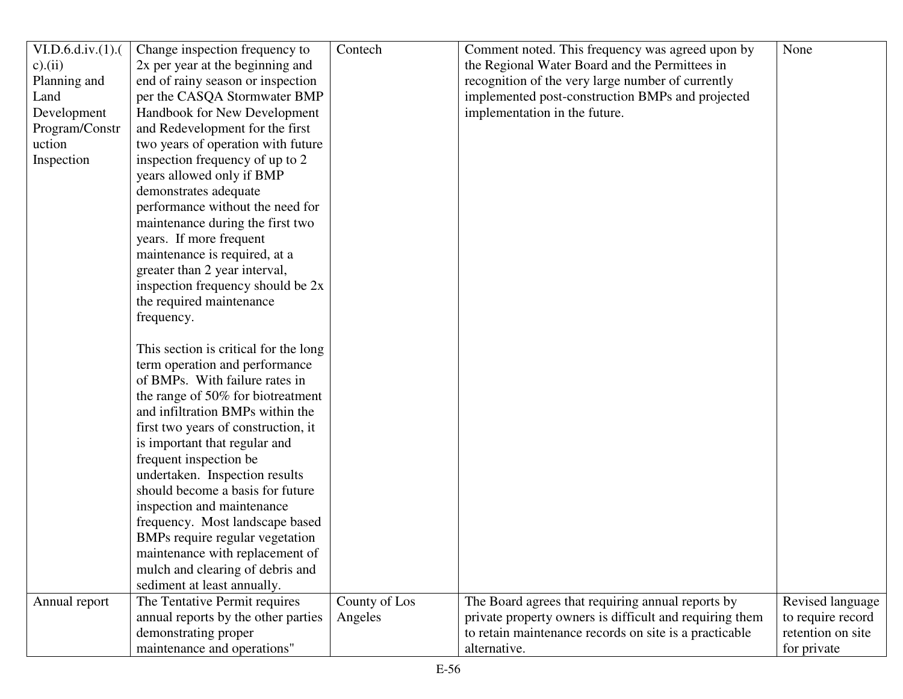| | | | | |
|---|---|---|---|---|
| VI.D.6.d.iv.(1).(c).(ii) Planning and Land Development Program/Construction Inspection | Change inspection frequency to 2x per year at the beginning and end of rainy season or inspection per the CASQA Stormwater BMP Handbook for New Development and Redevelopment for the first two years of operation with future inspection frequency of up to 2 years allowed only if BMP demonstrates adequate performance without the need for maintenance during the first two years. If more frequent maintenance is required, at a greater than 2 year interval, inspection frequency should be 2x the required maintenance frequency.<br><br>This section is critical for the long term operation and performance of BMPs. With failure rates in the range of 50% for biotreatment and infiltration BMPs within the first two years of construction, it is important that regular and frequent inspection be undertaken. Inspection results should become a basis for future inspection and maintenance frequency. Most landscape based BMPs require regular vegetation maintenance with replacement of mulch and clearing of debris and sediment at least annually. | Contech | Comment noted. This frequency was agreed upon by the Regional Water Board and the Permittees in recognition of the very large number of currently implemented post-construction BMPs and projected implementation in the future. | None |
| Annual report | The Tentative Permit requires annual reports by the other parties demonstrating proper maintenance and operations" | County of Los Angeles | The Board agrees that requiring annual reports by private property owners is difficult and requiring them to retain maintenance records on site is a practicable alternative. | Revised language to require record retention on site for private |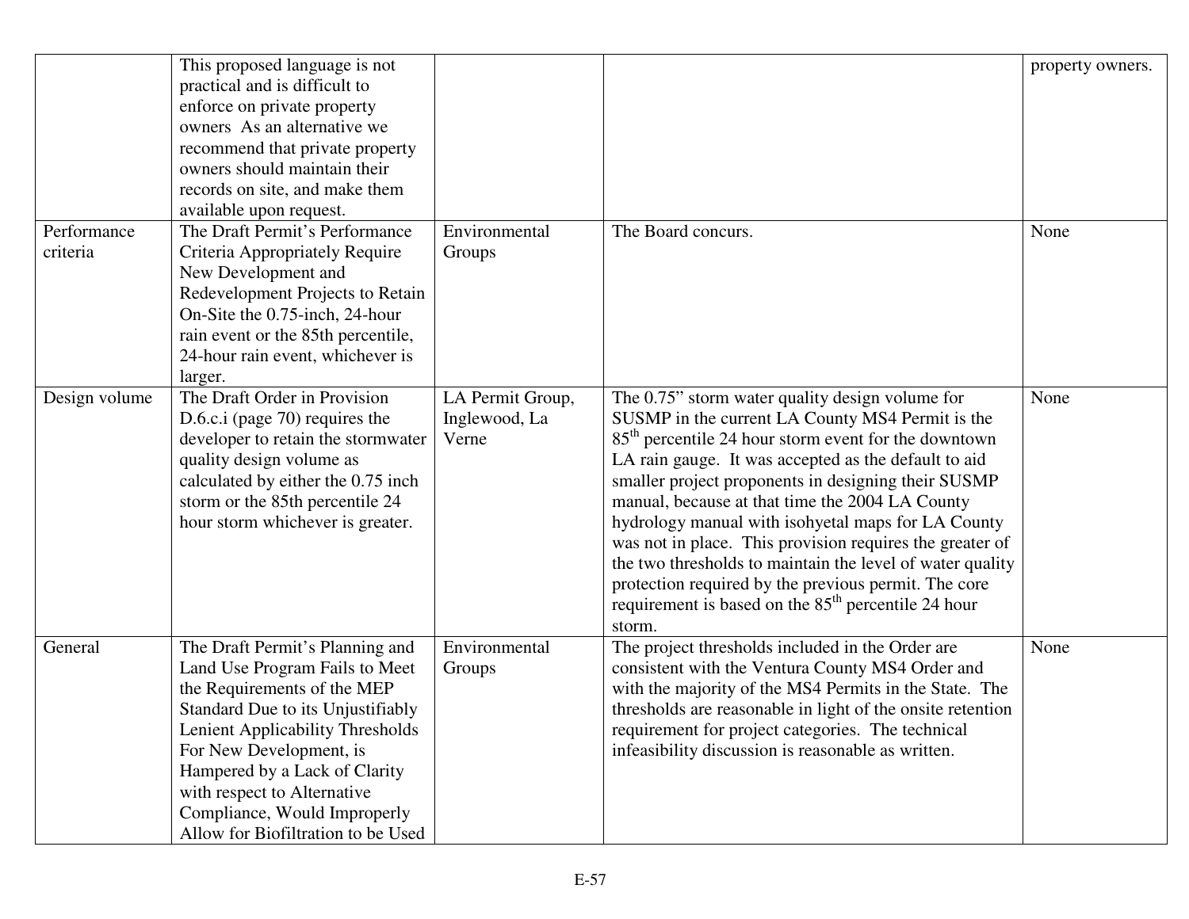| | | | | |
|---|---|---|---|---|
| | This proposed language is not practical and is difficult to enforce on private property owners As an alternative we recommend that private property owners should maintain their records on site, and make them available upon request. | | | property owners. |
| Performance criteria | The Draft Permit's Performance Criteria Appropriately Require New Development and Redevelopment Projects to Retain On-Site the 0.75-inch, 24-hour rain event or the 85th percentile, 24-hour rain event, whichever is larger. | Environmental Groups | The Board concurs. | None |
| Design volume | The Draft Order in Provision D.6.c.i (page 70) requires the developer to retain the stormwater quality design volume as calculated by either the 0.75 inch storm or the 85th percentile 24 hour storm whichever is greater. | LA Permit Group, Inglewood, La Verne | The 0.75" storm water quality design volume for SUSMP in the current LA County MS4 Permit is the 85$^{th}$ percentile 24 hour storm event for the downtown LA rain gauge. It was accepted as the default to aid smaller project proponents in designing their SUSMP manual, because at that time the 2004 LA County hydrology manual with isohyetal maps for LA County was not in place. This provision requires the greater of the two thresholds to maintain the level of water quality protection required by the previous permit. The core requirement is based on the 85$^{th}$ percentile 24 hour storm. | None |
| General | The Draft Permit's Planning and Land Use Program Fails to Meet the Requirements of the MEP Standard Due to its Unjustifiably Lenient Applicability Thresholds For New Development, is Hampered by a Lack of Clarity with respect to Alternative Compliance, Would Improperly Allow for Biofiltration to be Used | Environmental Groups | The project thresholds included in the Order are consistent with the Ventura County MS4 Order and with the majority of the MS4 Permits in the State. The thresholds are reasonable in light of the onsite retention requirement for project categories. The technical infeasibility discussion is reasonable as written. | None |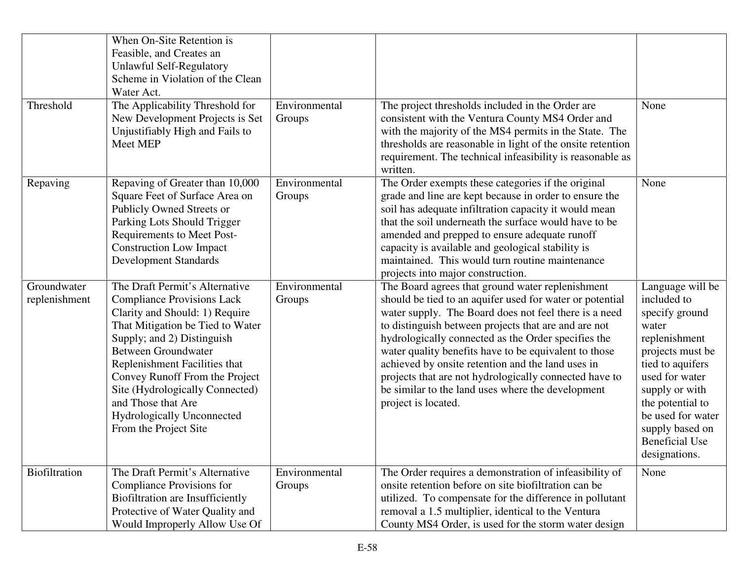| | | | | |
|---|---|---|---|---|
| | When On-Site Retention is Feasible, and Creates an Unlawful Self-Regulatory Scheme in Violation of the Clean Water Act. | | | |
| Threshold | The Applicability Threshold for New Development Projects is Set Unjustifiably High and Fails to Meet MEP | Environmental Groups | The project thresholds included in the Order are consistent with the Ventura County MS4 Order and with the majority of the MS4 permits in the State. The thresholds are reasonable in light of the onsite retention requirement. The technical infeasibility is reasonable as written. | None |
| Repaving | Repaving of Greater than 10,000 Square Feet of Surface Area on Publicly Owned Streets or Parking Lots Should Trigger Requirements to Meet Post-Construction Low Impact Development Standards | Environmental Groups | The Order exempts these categories if the original grade and line are kept because in order to ensure the soil has adequate infiltration capacity it would mean that the soil underneath the surface would have to be amended and prepped to ensure adequate runoff capacity is available and geological stability is maintained. This would turn routine maintenance projects into major construction. | None |
| Groundwater replenishment | The Draft Permit's Alternative Compliance Provisions Lack Clarity and Should: 1) Require That Mitigation be Tied to Water Supply; and 2) Distinguish Between Groundwater Replenishment Facilities that Convey Runoff From the Project Site (Hydrologically Connected) and Those that Are Hydrologically Unconnected From the Project Site | Environmental Groups | The Board agrees that ground water replenishment should be tied to an aquifer used for water or potential water supply. The Board does not feel there is a need to distinguish between projects that are and are not hydrologically connected as the Order specifies the water quality benefits have to be equivalent to those achieved by onsite retention and the land uses in projects that are not hydrologically connected have to be similar to the land uses where the development project is located. | Language will be included to specify ground water replenishment projects must be tied to aquifers used for water supply or with the potential to be used for water supply based on Beneficial Use designations. |
| Biofiltration | The Draft Permit's Alternative Compliance Provisions for Biofiltration are Insufficiently Protective of Water Quality and Would Improperly Allow Use Of | Environmental Groups | The Order requires a demonstration of infeasibility of onsite retention before on site biofiltration can be utilized. To compensate for the difference in pollutant removal a 1.5 multiplier, identical to the Ventura County MS4 Order, is used for the storm water design | None |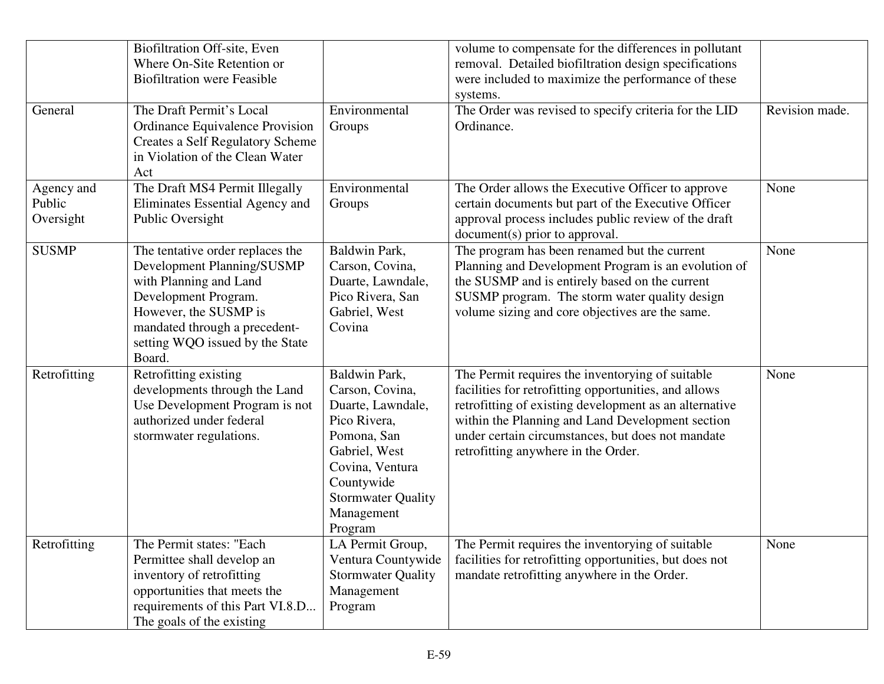| | | | | |
|---|---|---|---|---|
| | Biofiltration Off-site, Even Where On-Site Retention or Biofiltration were Feasible | | volume to compensate for the differences in pollutant removal. Detailed biofiltration design specifications were included to maximize the performance of these systems. | |
| General | The Draft Permit's Local Ordinance Equivalence Provision Creates a Self Regulatory Scheme in Violation of the Clean Water Act | Environmental Groups | The Order was revised to specify criteria for the LID Ordinance. | Revision made. |
| Agency and Public Oversight | The Draft MS4 Permit Illegally Eliminates Essential Agency and Public Oversight | Environmental Groups | The Order allows the Executive Officer to approve certain documents but part of the Executive Officer approval process includes public review of the draft document(s) prior to approval. | None |
| SUSMP | The tentative order replaces the Development Planning/SUSMP with Planning and Land Development Program. However, the SUSMP is mandated through a precedent-setting WQO issued by the State Board. | Baldwin Park, Carson, Covina, Duarte, Lawndale, Pico Rivera, San Gabriel, West Covina | The program has been renamed but the current Planning and Development Program is an evolution of the SUSMP and is entirely based on the current SUSMP program. The storm water quality design volume sizing and core objectives are the same. | None |
| Retrofitting | Retrofitting existing developments through the Land Use Development Program is not authorized under federal stormwater regulations. | Baldwin Park, Carson, Covina, Duarte, Lawndale, Pico Rivera, Pomona, San Gabriel, West Covina, Ventura Countywide Stormwater Quality Management Program | The Permit requires the inventorying of suitable facilities for retrofitting opportunities, and allows retrofitting of existing development as an alternative within the Planning and Land Development section under certain circumstances, but does not mandate retrofitting anywhere in the Order. | None |
| Retrofitting | The Permit states: "Each Permittee shall develop an inventory of retrofitting opportunities that meets the requirements of this Part VI.8.D... The goals of the existing | LA Permit Group, Ventura Countywide Stormwater Quality Management Program | The Permit requires the inventorying of suitable facilities for retrofitting opportunities, but does not mandate retrofitting anywhere in the Order. | None |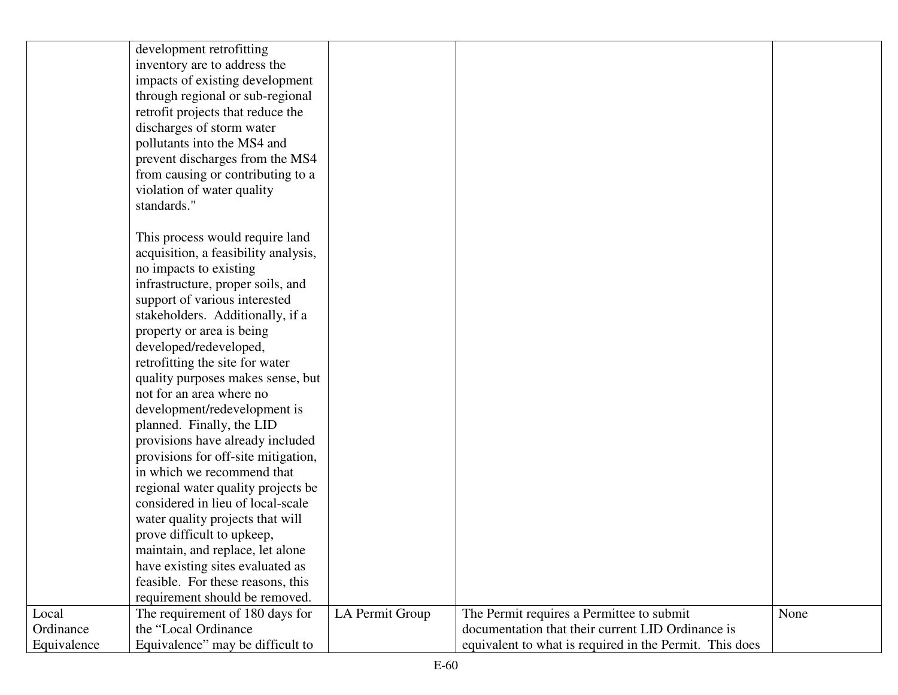| | | | | |
|---|---|---|---|---|
| | development retrofitting inventory are to address the impacts of existing development through regional or sub-regional retrofit projects that reduce the discharges of storm water pollutants into the MS4 and prevent discharges from the MS4 from causing or contributing to a violation of water quality standards."<br><br>This process would require land acquisition, a feasibility analysis, no impacts to existing infrastructure, proper soils, and support of various interested stakeholders. Additionally, if a property or area is being developed/redeveloped, retrofitting the site for water quality purposes makes sense, but not for an area where no development/redevelopment is planned. Finally, the LID provisions have already included provisions for off-site mitigation, in which we recommend that regional water quality projects be considered in lieu of local-scale water quality projects that will prove difficult to upkeep, maintain, and replace, let alone have existing sites evaluated as feasible. For these reasons, this requirement should be removed. | | | |
| Local Ordinance Equivalence | The requirement of 180 days for the "Local Ordinance Equivalence" may be difficult to | LA Permit Group | The Permit requires a Permittee to submit documentation that their current LID Ordinance is equivalent to what is required in the Permit. This does | None |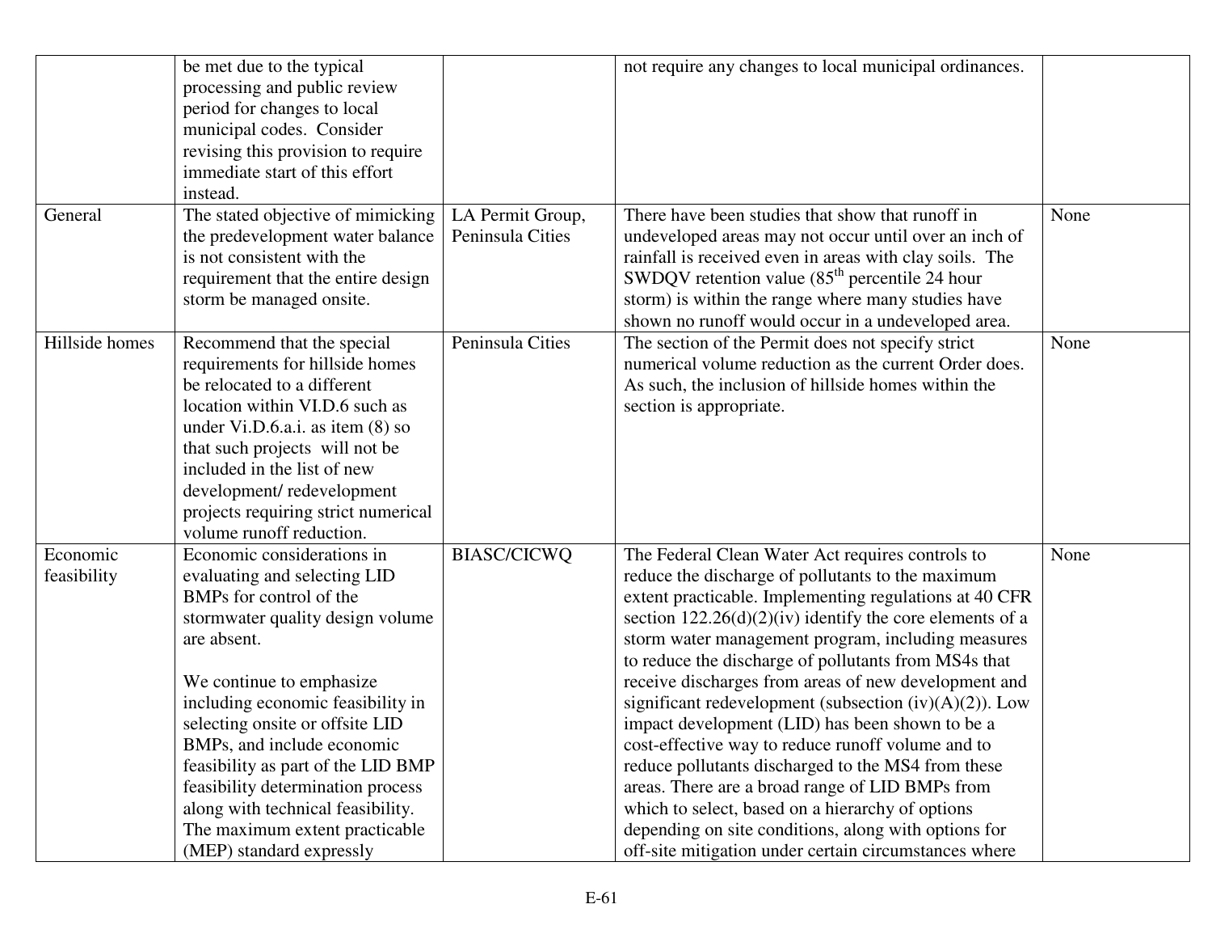| | | | | |
|---|---|---|---|---|
| | be met due to the typical processing and public review period for changes to local municipal codes. Consider revising this provision to require immediate start of this effort instead. | | not require any changes to local municipal ordinances. | |
| General | The stated objective of mimicking the predevelopment water balance is not consistent with the requirement that the entire design storm be managed onsite. | LA Permit Group, Peninsula Cities | There have been studies that show that runoff in undeveloped areas may not occur until over an inch of rainfall is received even in areas with clay soils. The SWDQV retention value (85$^{th}$ percentile 24 hour storm) is within the range where many studies have shown no runoff would occur in a undeveloped area. | None |
| Hillside homes | Recommend that the special requirements for hillside homes be relocated to a different location within VI.D.6 such as under Vi.D.6.a.i. as item (8) so that such projects will not be included in the list of new development/ redevelopment projects requiring strict numerical volume runoff reduction. | Peninsula Cities | The section of the Permit does not specify strict numerical volume reduction as the current Order does. As such, the inclusion of hillside homes within the section is appropriate. | None |
| Economic feasibility | Economic considerations in evaluating and selecting LID BMPs for control of the stormwater quality design volume are absent.<br><br>We continue to emphasize including economic feasibility in selecting onsite or offsite LID BMPs, and include economic feasibility as part of the LID BMP feasibility determination process along with technical feasibility. The maximum extent practicable (MEP) standard expressly | BIASC/CICWQ | The Federal Clean Water Act requires controls to reduce the discharge of pollutants to the maximum extent practicable. Implementing regulations at 40 CFR section 122.26(d)(2)(iv) identify the core elements of a storm water management program, including measures to reduce the discharge of pollutants from MS4s that receive discharges from areas of new development and significant redevelopment (subsection (iv)(A)(2)). Low impact development (LID) has been shown to be a cost-effective way to reduce runoff volume and to reduce pollutants discharged to the MS4 from these areas. There are a broad range of LID BMPs from which to select, based on a hierarchy of options depending on site conditions, along with options for off-site mitigation under certain circumstances where | None |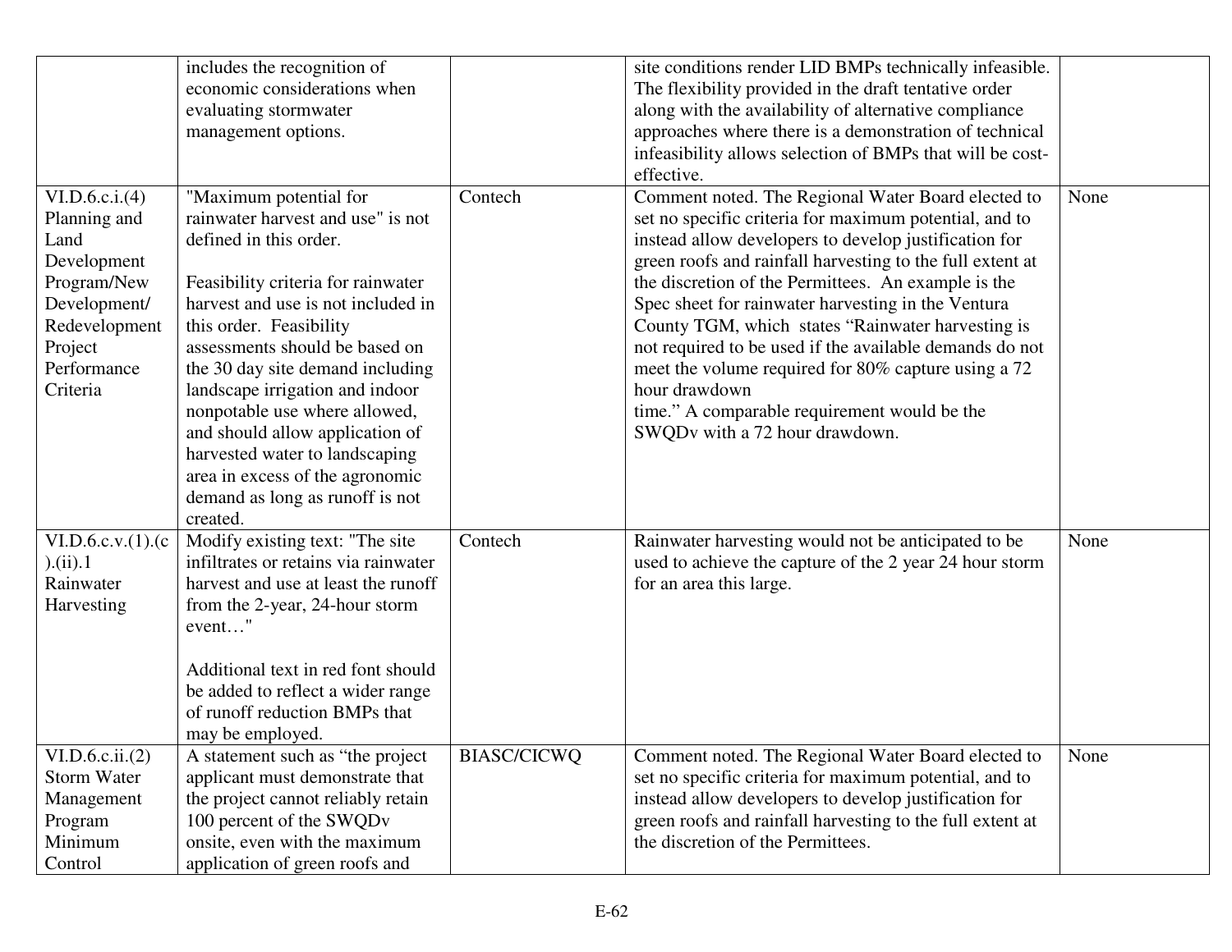| | | | | |
|---|---|---|---|---|
| | includes the recognition of economic considerations when evaluating stormwater management options. | | site conditions render LID BMPs technically infeasible. The flexibility provided in the draft tentative order along with the availability of alternative compliance approaches where there is a demonstration of technical infeasibility allows selection of BMPs that will be cost-effective. | |
| VI.D.6.c.i.(4) Planning and Land Development Program/New Development/ Redevelopment Project Performance Criteria | "Maximum potential for rainwater harvest and use" is not defined in this order.<br><br>Feasibility criteria for rainwater harvest and use is not included in this order. Feasibility assessments should be based on the 30 day site demand including landscape irrigation and indoor nonpotable use where allowed, and should allow application of harvested water to landscaping area in excess of the agronomic demand as long as runoff is not created. | Contech | Comment noted. The Regional Water Board elected to set no specific criteria for maximum potential, and to instead allow developers to develop justification for green roofs and rainfall harvesting to the full extent at the discretion of the Permittees. An example is the Spec sheet for rainwater harvesting in the Ventura County TGM, which states "Rainwater harvesting is not required to be used if the available demands do not meet the volume required for 80% capture using a 72 hour drawdown time." A comparable requirement would be the SWQDv with a 72 hour drawdown. | None |
| VI.D.6.c.v.(1).(c).(ii).1 Rainwater Harvesting | Modify existing text: "The site infiltrates or retains via rainwater harvest and use at least the runoff from the 2-year, 24-hour storm event…"<br><br>Additional text in red font should be added to reflect a wider range of runoff reduction BMPs that may be employed. | Contech | Rainwater harvesting would not be anticipated to be used to achieve the capture of the 2 year 24 hour storm for an area this large. | None |
| VI.D.6.c.ii.(2) Storm Water Management Program Minimum Control | A statement such as "the project applicant must demonstrate that the project cannot reliably retain 100 percent of the SWQDv onsite, even with the maximum application of green roofs and | BIASC/CICWQ | Comment noted. The Regional Water Board elected to set no specific criteria for maximum potential, and to instead allow developers to develop justification for green roofs and rainfall harvesting to the full extent at the discretion of the Permittees. | None |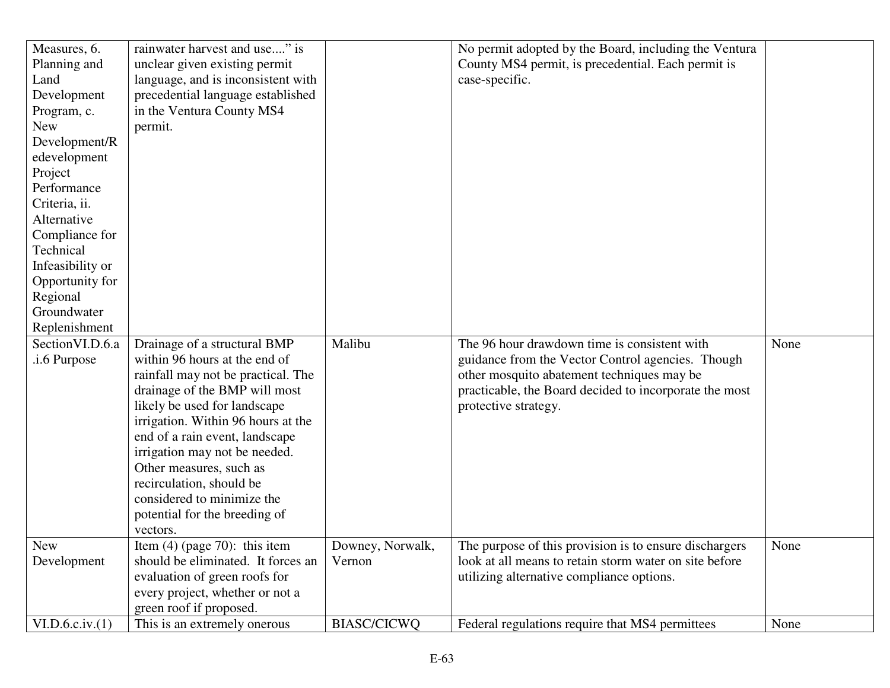| | | | | |
|---|---|---|---|---|
| Measures, 6. Planning and Land Development Program, c. New Development/Redevelopment Project Performance Criteria, ii. Alternative Compliance for Technical Infeasibility or Opportunity for Regional Groundwater Replenishment | rainwater harvest and use....” is unclear given existing permit language, and is inconsistent with precedential language established in the Ventura County MS4 permit. | | No permit adopted by the Board, including the Ventura County MS4 permit, is precedential. Each permit is case-specific. | |
| SectionVI.D.6.a.i.6 Purpose | Drainage of a structural BMP within 96 hours at the end of rainfall may not be practical. The drainage of the BMP will most likely be used for landscape irrigation. Within 96 hours at the end of a rain event, landscape irrigation may not be needed. Other measures, such as recirculation, should be considered to minimize the potential for the breeding of vectors. | Malibu | The 96 hour drawdown time is consistent with guidance from the Vector Control agencies. Though other mosquito abatement techniques may be practicable, the Board decided to incorporate the most protective strategy. | None |
| New Development | Item (4) (page 70): this item should be eliminated. It forces an evaluation of green roofs for every project, whether or not a green roof if proposed. | Downey, Norwalk, Vernon | The purpose of this provision is to ensure dischargers look at all means to retain storm water on site before utilizing alternative compliance options. | None |
| VI.D.6.c.iv.(1) | This is an extremely onerous | BIASC/CICWQ | Federal regulations require that MS4 permittees | None |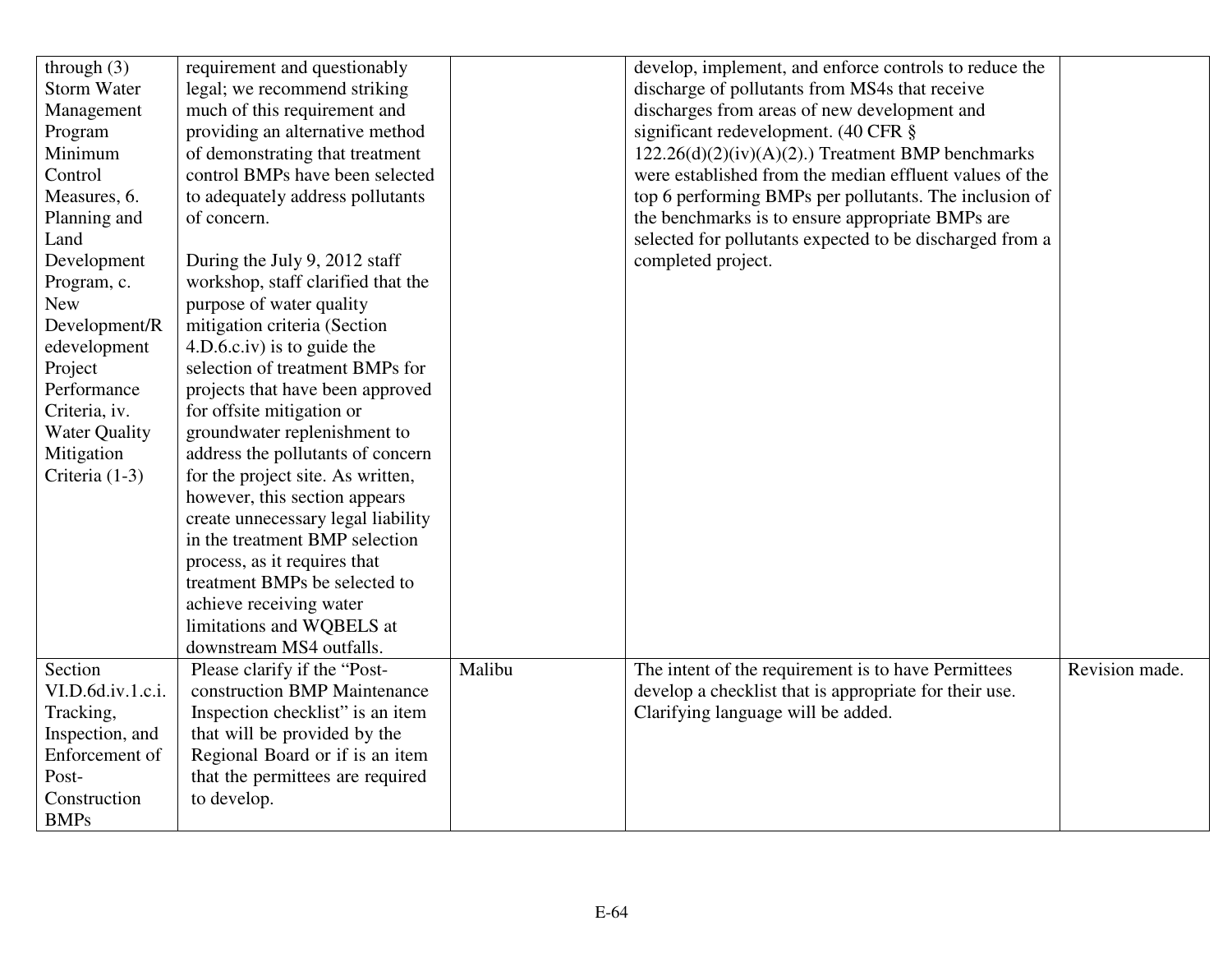| | | | | |
|---|---|---|---|---|
| through (3) Storm Water Management Program Minimum Control Measures, 6. Planning and Land Development Program, c. New Development/Redevelopment Project Performance Criteria, iv. Water Quality Mitigation Criteria (1-3) | requirement and questionably legal; we recommend striking much of this requirement and providing an alternative method of demonstrating that treatment control BMPs have been selected to adequately address pollutants of concern.<br><br>During the July 9, 2012 staff workshop, staff clarified that the purpose of water quality mitigation criteria (Section 4.D.6.c.iv) is to guide the selection of treatment BMPs for projects that have been approved for offsite mitigation or groundwater replenishment to address the pollutants of concern for the project site. As written, however, this section appears create unnecessary legal liability in the treatment BMP selection process, as it requires that treatment BMPs be selected to achieve receiving water limitations and WQBELS at downstream MS4 outfalls. | | develop, implement, and enforce controls to reduce the discharge of pollutants from MS4s that receive discharges from areas of new development and significant redevelopment. (40 CFR § 122.26(d)(2)(iv)(A)(2).) Treatment BMP benchmarks were established from the median effluent values of the top 6 performing BMPs per pollutants. The inclusion of the benchmarks is to ensure appropriate BMPs are selected for pollutants expected to be discharged from a completed project. | |
| Section VI.D.6d.iv.1.c.i. Tracking, Inspection, and Enforcement of Post-Construction BMPs | Please clarify if the "Post-construction BMP Maintenance Inspection checklist" is an item that will be provided by the Regional Board or if is an item that the permittees are required to develop. | Malibu | The intent of the requirement is to have Permittees develop a checklist that is appropriate for their use. Clarifying language will be added. | Revision made. |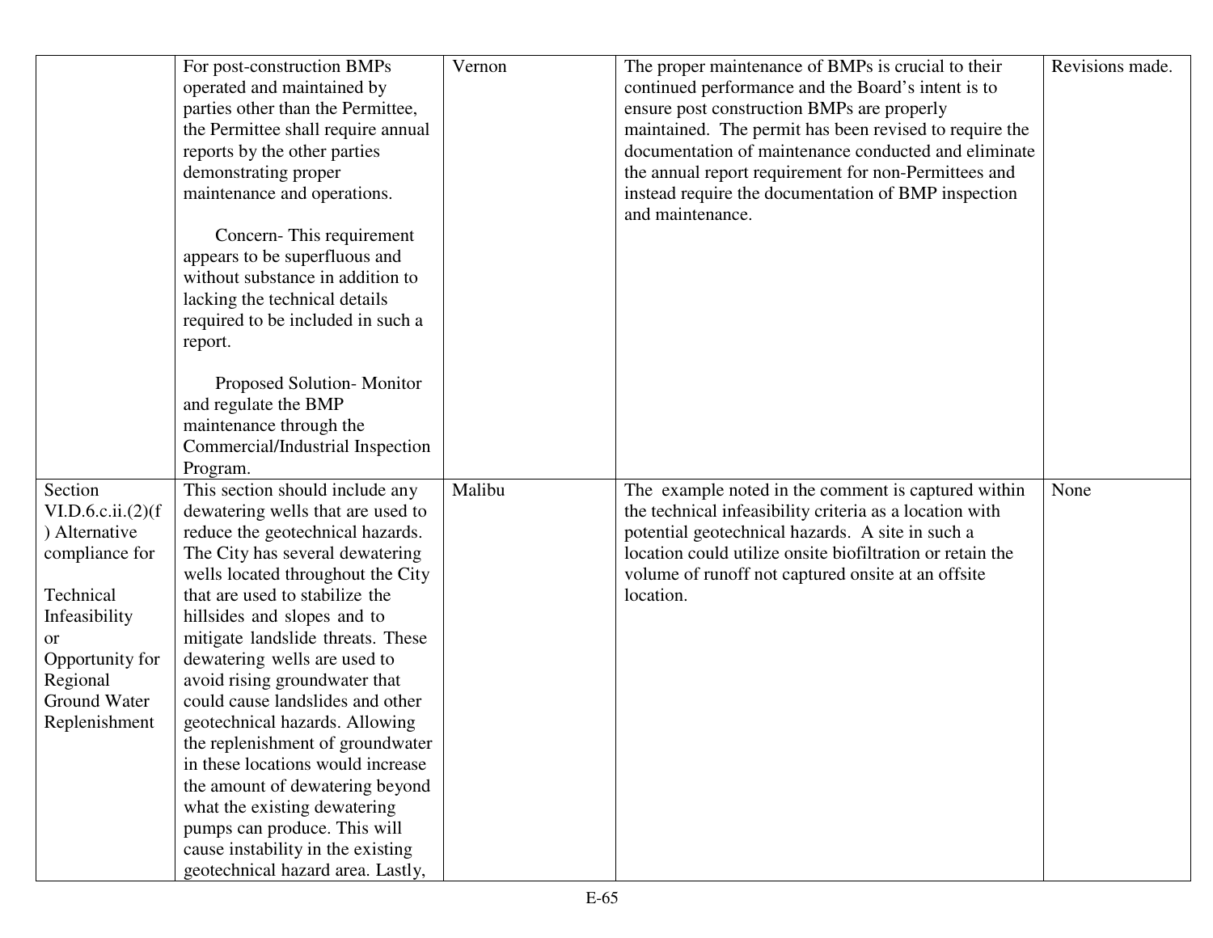| | | | | |
|---|---|---|---|---|
| | For post-construction BMPs operated and maintained by parties other than the Permittee, the Permittee shall require annual reports by the other parties demonstrating proper maintenance and operations.<br><br>Concern- This requirement appears to be superfluous and without substance in addition to lacking the technical details required to be included in such a report.<br><br>Proposed Solution- Monitor and regulate the BMP maintenance through the Commercial/Industrial Inspection Program. | Vernon | The proper maintenance of BMPs is crucial to their continued performance and the Board's intent is to ensure post construction BMPs are properly maintained. The permit has been revised to require the documentation of maintenance conducted and eliminate the annual report requirement for non-Permittees and instead require the documentation of BMP inspection and maintenance. | Revisions made. |
| Section VI.D.6.c.ii.(2)(f) Alternative compliance for Technical Infeasibility or Opportunity for Regional Ground Water Replenishment | This section should include any dewatering wells that are used to reduce the geotechnical hazards. The City has several dewatering wells located throughout the City that are used to stabilize the hillsides and slopes and to mitigate landslide threats. These dewatering wells are used to avoid rising groundwater that could cause landslides and other geotechnical hazards. Allowing the replenishment of groundwater in these locations would increase the amount of dewatering beyond what the existing dewatering pumps can produce. This will cause instability in the existing geotechnical hazard area. Lastly, | Malibu | The example noted in the comment is captured within the technical infeasibility criteria as a location with potential geotechnical hazards. A site in such a location could utilize onsite biofiltration or retain the volume of runoff not captured onsite at an offsite location. | None |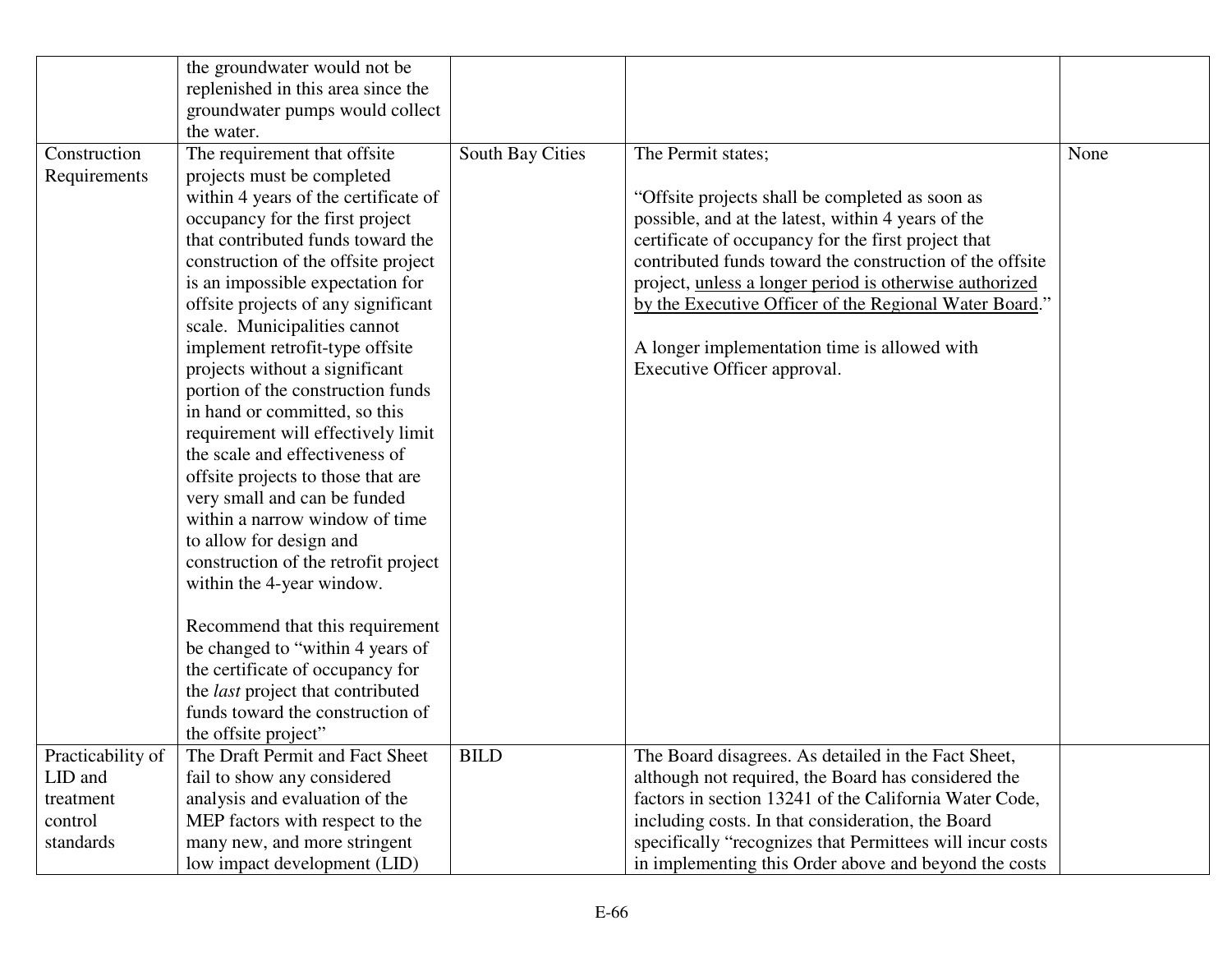| | | | | |
|---|---|---|---|---|
| | the groundwater would not be replenished in this area since the groundwater pumps would collect the water. | | | |
| Construction Requirements | The requirement that offsite projects must be completed within 4 years of the certificate of occupancy for the first project that contributed funds toward the construction of the offsite project is an impossible expectation for offsite projects of any significant scale. Municipalities cannot implement retrofit-type offsite projects without a significant portion of the construction funds in hand or committed, so this requirement will effectively limit the scale and effectiveness of offsite projects to those that are very small and can be funded within a narrow window of time to allow for design and construction of the retrofit project within the 4-year window.<br><br>Recommend that this requirement be changed to "within 4 years of the certificate of occupancy for the *last* project that contributed funds toward the construction of the offsite project" | South Bay Cities | The Permit states;<br><br>"Offsite projects shall be completed as soon as possible, and at the latest, within 4 years of the certificate of occupancy for the first project that contributed funds toward the construction of the offsite project, <u>unless a longer period is otherwise authorized by the Executive Officer of the Regional Water Board</u>."<br><br>A longer implementation time is allowed with Executive Officer approval. | None |
| Practicability of LID and treatment control standards | The Draft Permit and Fact Sheet fail to show any considered analysis and evaluation of the MEP factors with respect to the many new, and more stringent low impact development (LID) | BILD | The Board disagrees. As detailed in the Fact Sheet, although not required, the Board has considered the factors in section 13241 of the California Water Code, including costs. In that consideration, the Board specifically "recognizes that Permittees will incur costs in implementing this Order above and beyond the costs | |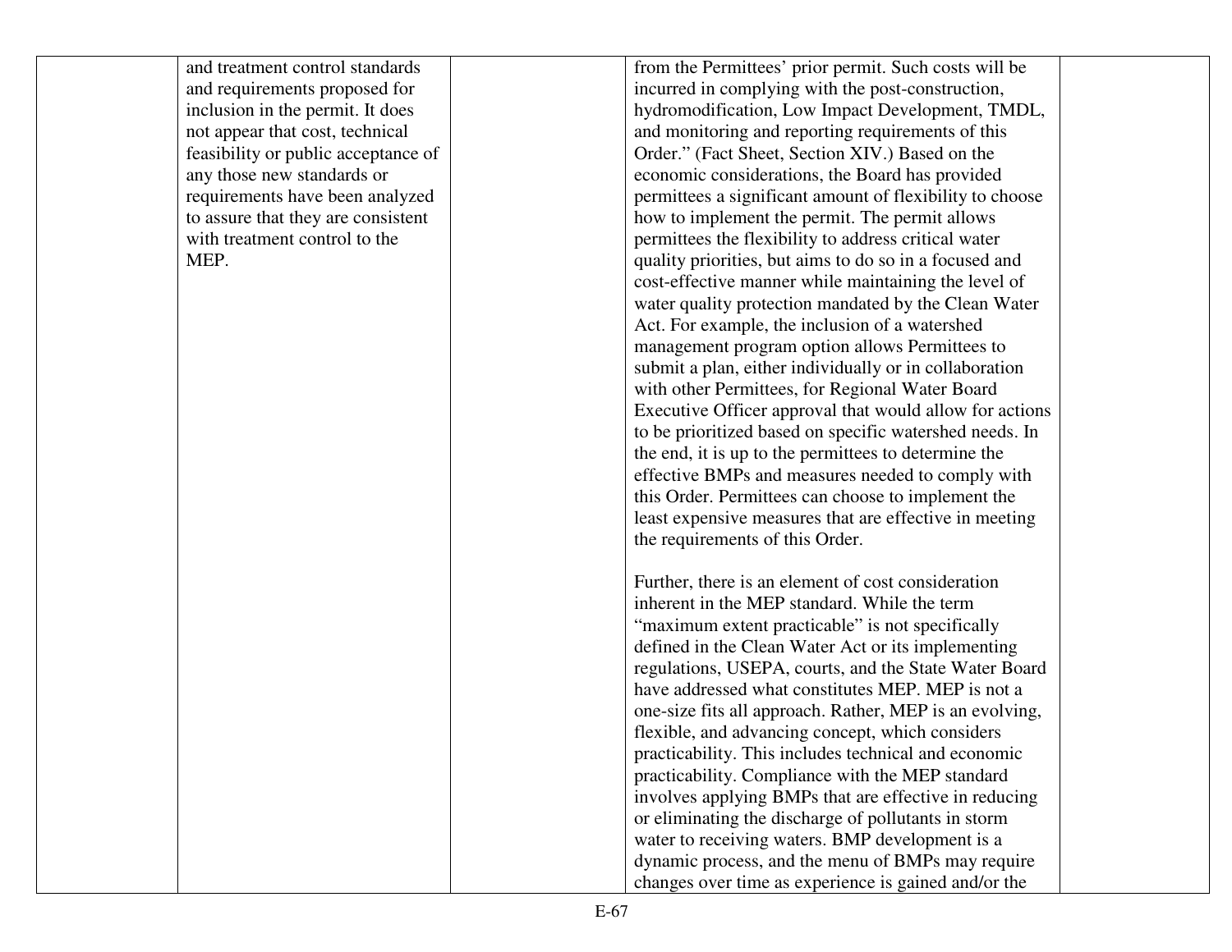|  |  |  |  |  |
|---|---|---|---|---|
|  | and treatment control standards and requirements proposed for inclusion in the permit. It does not appear that cost, technical feasibility or public acceptance of any those new standards or requirements have been analyzed to assure that they are consistent with treatment control to the MEP. |  | from the Permittees' prior permit. Such costs will be incurred in complying with the post-construction, hydromodification, Low Impact Development, TMDL, and monitoring and reporting requirements of this Order." (Fact Sheet, Section XIV.) Based on the economic considerations, the Board has provided permittees a significant amount of flexibility to choose how to implement the permit. The permit allows permittees the flexibility to address critical water quality priorities, but aims to do so in a focused and cost-effective manner while maintaining the level of water quality protection mandated by the Clean Water Act. For example, the inclusion of a watershed management program option allows Permittees to submit a plan, either individually or in collaboration with other Permittees, for Regional Water Board Executive Officer approval that would allow for actions to be prioritized based on specific watershed needs. In the end, it is up to the permittees to determine the effective BMPs and measures needed to comply with this Order. Permittees can choose to implement the least expensive measures that are effective in meeting the requirements of this Order.<br><br>Further, there is an element of cost consideration inherent in the MEP standard. While the term "maximum extent practicable" is not specifically defined in the Clean Water Act or its implementing regulations, USEPA, courts, and the State Water Board have addressed what constitutes MEP. MEP is not a one-size fits all approach. Rather, MEP is an evolving, flexible, and advancing concept, which considers practicability. This includes technical and economic practicability. Compliance with the MEP standard involves applying BMPs that are effective in reducing or eliminating the discharge of pollutants in storm water to receiving waters. BMP development is a dynamic process, and the menu of BMPs may require changes over time as experience is gained and/or the |  |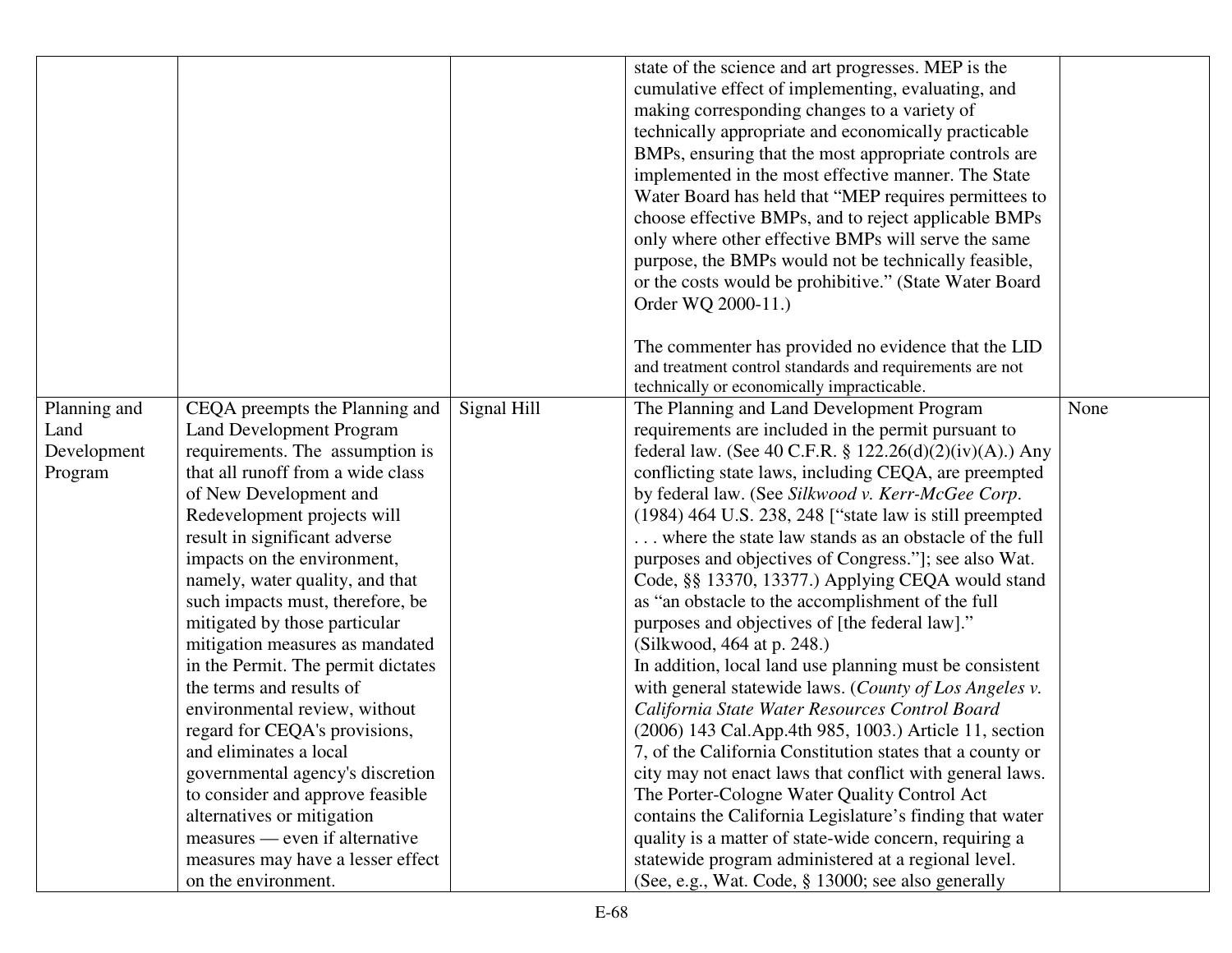| | | | | |
|---|---|---|---|---|
| | | | state of the science and art progresses. MEP is the cumulative effect of implementing, evaluating, and making corresponding changes to a variety of technically appropriate and economically practicable BMPs, ensuring that the most appropriate controls are implemented in the most effective manner. The State Water Board has held that "MEP requires permittees to choose effective BMPs, and to reject applicable BMPs only where other effective BMPs will serve the same purpose, the BMPs would not be technically feasible, or the costs would be prohibitive." (State Water Board Order WQ 2000-11.)<br><br>The commenter has provided no evidence that the LID and treatment control standards and requirements are not technically or economically impracticable. | |
| Planning and Land Development Program | CEQA preempts the Planning and Land Development Program requirements. The assumption is that all runoff from a wide class of New Development and Redevelopment projects will result in significant adverse impacts on the environment, namely, water quality, and that such impacts must, therefore, be mitigated by those particular mitigation measures as mandated in the Permit. The permit dictates the terms and results of environmental review, without regard for CEQA's provisions, and eliminates a local governmental agency's discretion to consider and approve feasible alternatives or mitigation measures — even if alternative measures may have a lesser effect on the environment. | Signal Hill | The Planning and Land Development Program requirements are included in the permit pursuant to federal law. (See 40 C.F.R. § 122.26(d)(2)(iv)(A).) Any conflicting state laws, including CEQA, are preempted by federal law. (See *Silkwood v. Kerr-McGee Corp.* (1984) 464 U.S. 238, 248 ["state law is still preempted . . . where the state law stands as an obstacle of the full purposes and objectives of Congress."]; see also Wat. Code, §§ 13370, 13377.) Applying CEQA would stand as "an obstacle to the accomplishment of the full purposes and objectives of [the federal law]." (Silkwood, 464 at p. 248.)<br>In addition, local land use planning must be consistent with general statewide laws. (*County of Los Angeles v. California State Water Resources Control Board* (2006) 143 Cal.App.4th 985, 1003.) Article 11, section 7, of the California Constitution states that a county or city may not enact laws that conflict with general laws. The Porter-Cologne Water Quality Control Act contains the California Legislature's finding that water quality is a matter of state-wide concern, requiring a statewide program administered at a regional level. (See, e.g., Wat. Code, § 13000; see also generally | None |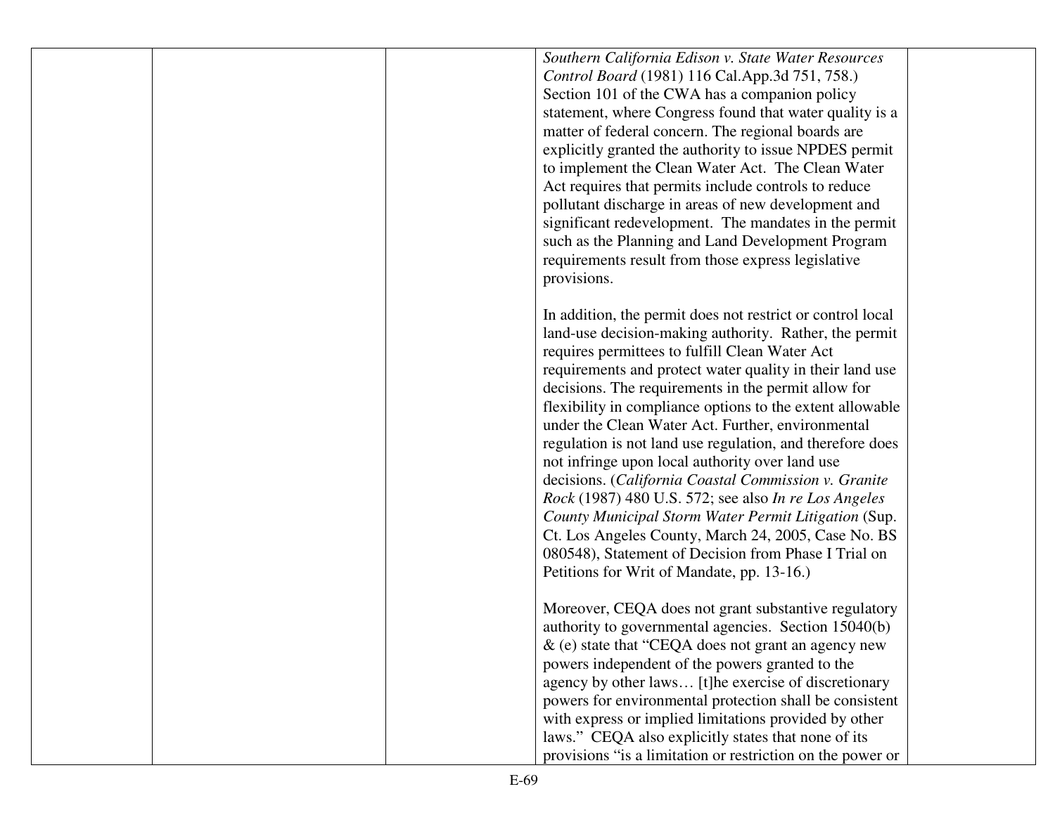| | | | *Southern California Edison v. State Water Resources Control Board* (1981) 116 Cal.App.3d 751, 758.) Section 101 of the CWA has a companion policy statement, where Congress found that water quality is a matter of federal concern. The regional boards are explicitly granted the authority to issue NPDES permit to implement the Clean Water Act. The Clean Water Act requires that permits include controls to reduce pollutant discharge in areas of new development and significant redevelopment. The mandates in the permit such as the Planning and Land Development Program requirements result from those express legislative provisions.<br><br>In addition, the permit does not restrict or control local land-use decision-making authority. Rather, the permit requires permittees to fulfill Clean Water Act requirements and protect water quality in their land use decisions. The requirements in the permit allow for flexibility in compliance options to the extent allowable under the Clean Water Act. Further, environmental regulation is not land use regulation, and therefore does not infringe upon local authority over land use decisions. (*California Coastal Commission v. Granite Rock* (1987) 480 U.S. 572; see also *In re Los Angeles County Municipal Storm Water Permit Litigation* (Sup. Ct. Los Angeles County, March 24, 2005, Case No. BS 080548), Statement of Decision from Phase I Trial on Petitions for Writ of Mandate, pp. 13-16.)<br><br>Moreover, CEQA does not grant substantive regulatory authority to governmental agencies. Section 15040(b) & (e) state that "CEQA does not grant an agency new powers independent of the powers granted to the agency by other laws… [t]he exercise of discretionary powers for environmental protection shall be consistent with express or implied limitations provided by other laws." CEQA also explicitly states that none of its provisions "is a limitation or restriction on the power or | |
|---|---|---|---|---|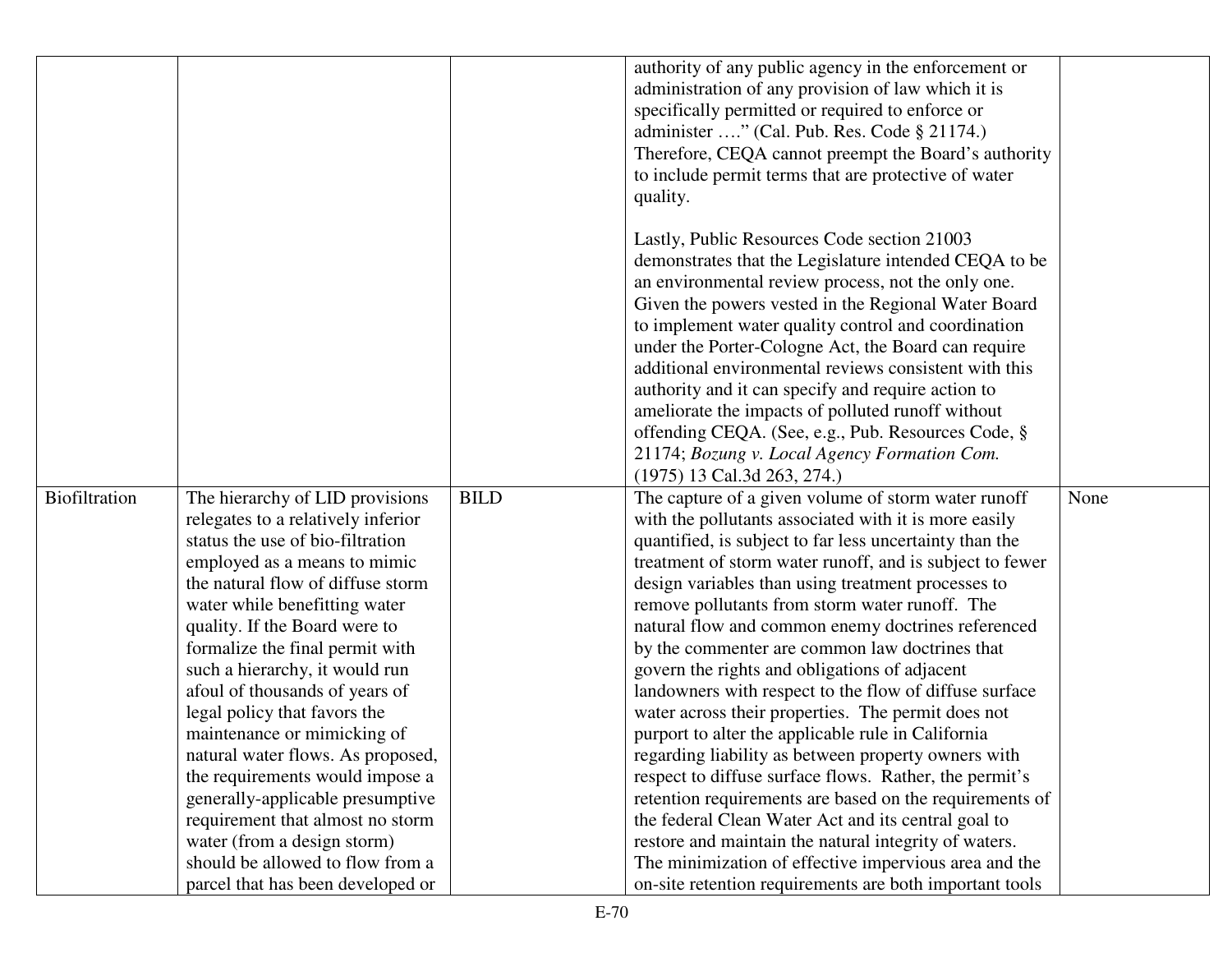| | | | | |
|---|---|---|---|---|
| | | | authority of any public agency in the enforcement or administration of any provision of law which it is specifically permitted or required to enforce or administer …." (Cal. Pub. Res. Code § 21174.) Therefore, CEQA cannot preempt the Board's authority to include permit terms that are protective of water quality.<br><br>Lastly, Public Resources Code section 21003 demonstrates that the Legislature intended CEQA to be an environmental review process, not the only one. Given the powers vested in the Regional Water Board to implement water quality control and coordination under the Porter-Cologne Act, the Board can require additional environmental reviews consistent with this authority and it can specify and require action to ameliorate the impacts of polluted runoff without offending CEQA. (See, e.g., Pub. Resources Code, § 21174; *Bozung v. Local Agency Formation Com.* (1975) 13 Cal.3d 263, 274.) | |
| Biofiltration | The hierarchy of LID provisions relegates to a relatively inferior status the use of bio-filtration employed as a means to mimic the natural flow of diffuse storm water while benefitting water quality. If the Board were to formalize the final permit with such a hierarchy, it would run afoul of thousands of years of legal policy that favors the maintenance or mimicking of natural water flows. As proposed, the requirements would impose a generally-applicable presumptive requirement that almost no storm water (from a design storm) should be allowed to flow from a parcel that has been developed or | BILD | The capture of a given volume of storm water runoff with the pollutants associated with it is more easily quantified, is subject to far less uncertainty than the treatment of storm water runoff, and is subject to fewer design variables than using treatment processes to remove pollutants from storm water runoff. The natural flow and common enemy doctrines referenced by the commenter are common law doctrines that govern the rights and obligations of adjacent landowners with respect to the flow of diffuse surface water across their properties. The permit does not purport to alter the applicable rule in California regarding liability as between property owners with respect to diffuse surface flows. Rather, the permit's retention requirements are based on the requirements of the federal Clean Water Act and its central goal to restore and maintain the natural integrity of waters. The minimization of effective impervious area and the on-site retention requirements are both important tools | None |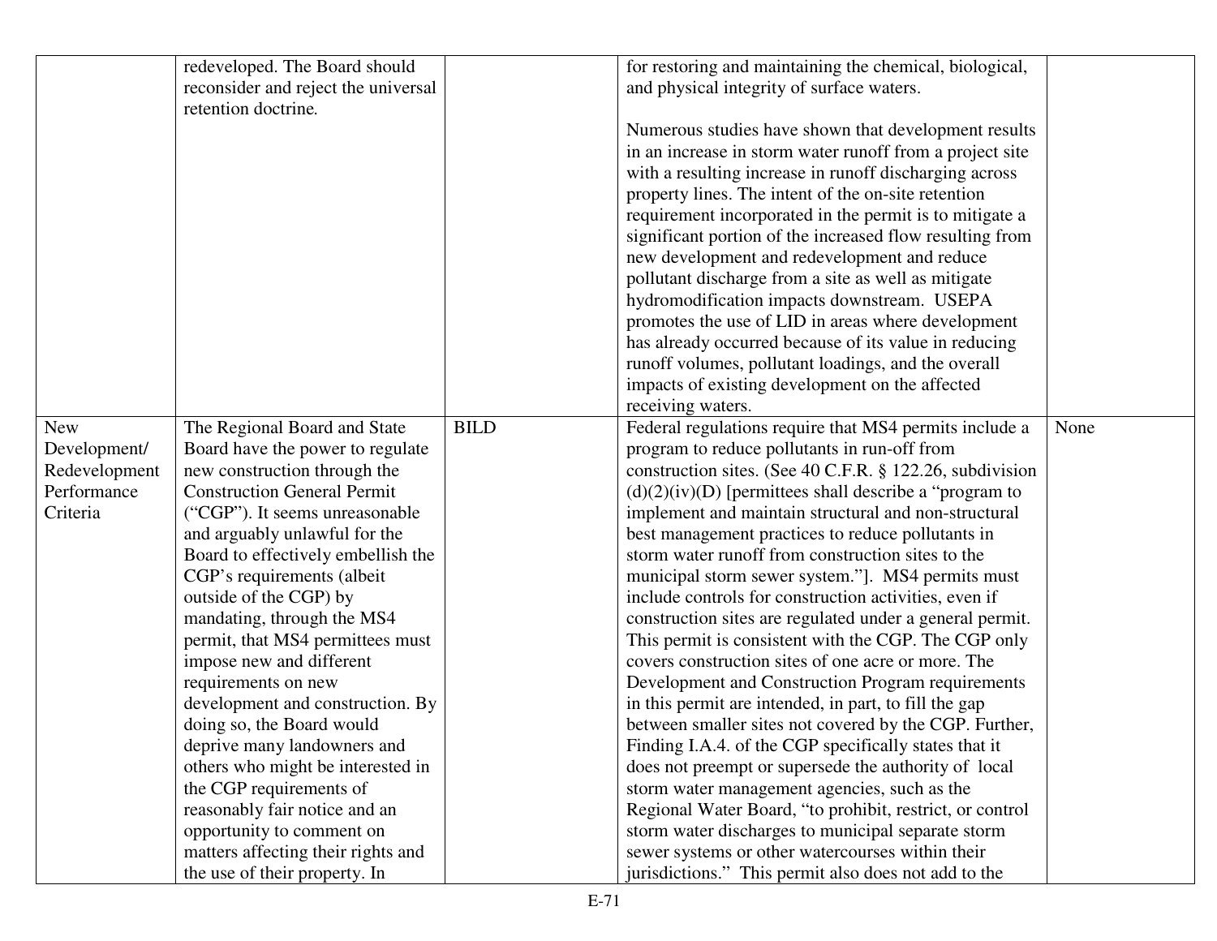| | | | | |
|---|---|---|---|---|
| | redeveloped. The Board should reconsider and reject the universal retention doctrine. | | for restoring and maintaining the chemical, biological, and physical integrity of surface waters.<br><br>Numerous studies have shown that development results in an increase in storm water runoff from a project site with a resulting increase in runoff discharging across property lines. The intent of the on-site retention requirement incorporated in the permit is to mitigate a significant portion of the increased flow resulting from new development and redevelopment and reduce pollutant discharge from a site as well as mitigate hydromodification impacts downstream. USEPA promotes the use of LID in areas where development has already occurred because of its value in reducing runoff volumes, pollutant loadings, and the overall impacts of existing development on the affected receiving waters. | |
| New Development/ Redevelopment Performance Criteria | The Regional Board and State Board have the power to regulate new construction through the Construction General Permit ("CGP"). It seems unreasonable and arguably unlawful for the Board to effectively embellish the CGP's requirements (albeit outside of the CGP) by mandating, through the MS4 permit, that MS4 permittees must impose new and different requirements on new development and construction. By doing so, the Board would deprive many landowners and others who might be interested in the CGP requirements of reasonably fair notice and an opportunity to comment on matters affecting their rights and the use of their property. In | BILD | Federal regulations require that MS4 permits include a program to reduce pollutants in run-off from construction sites. (See 40 C.F.R. § 122.26, subdivision (d)(2)(iv)(D) [permittees shall describe a "program to implement and maintain structural and non-structural best management practices to reduce pollutants in storm water runoff from construction sites to the municipal storm sewer system."]. MS4 permits must include controls for construction activities, even if construction sites are regulated under a general permit. This permit is consistent with the CGP. The CGP only covers construction sites of one acre or more. The Development and Construction Program requirements in this permit are intended, in part, to fill the gap between smaller sites not covered by the CGP. Further, Finding I.A.4. of the CGP specifically states that it does not preempt or supersede the authority of local storm water management agencies, such as the Regional Water Board, "to prohibit, restrict, or control storm water discharges to municipal separate storm sewer systems or other watercourses within their jurisdictions." This permit also does not add to the | None |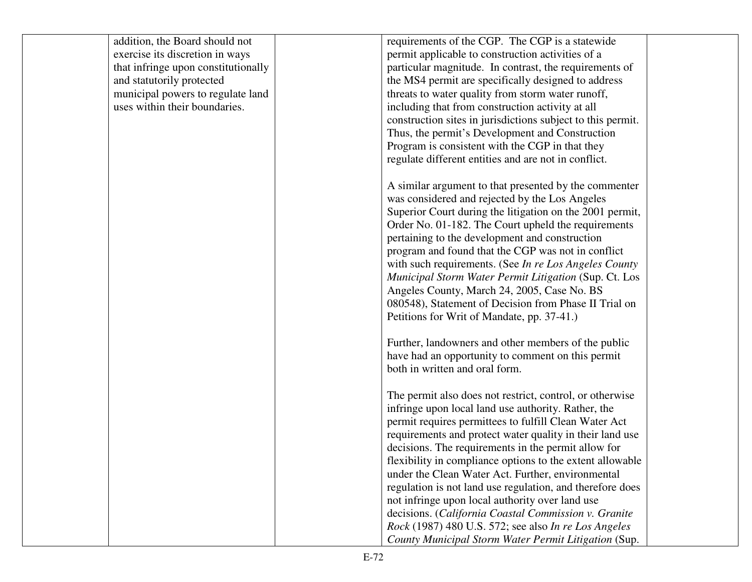| | | | | |
|---|---|---|---|---|
| | addition, the Board should not exercise its discretion in ways that infringe upon constitutionally and statutorily protected municipal powers to regulate land uses within their boundaries. | | requirements of the CGP. The CGP is a statewide permit applicable to construction activities of a particular magnitude. In contrast, the requirements of the MS4 permit are specifically designed to address threats to water quality from storm water runoff, including that from construction activity at all construction sites in jurisdictions subject to this permit. Thus, the permit's Development and Construction Program is consistent with the CGP in that they regulate different entities and are not in conflict.<br><br>A similar argument to that presented by the commenter was considered and rejected by the Los Angeles Superior Court during the litigation on the 2001 permit, Order No. 01-182. The Court upheld the requirements pertaining to the development and construction program and found that the CGP was not in conflict with such requirements. (See *In re Los Angeles County Municipal Storm Water Permit Litigation* (Sup. Ct. Los Angeles County, March 24, 2005, Case No. BS 080548), Statement of Decision from Phase II Trial on Petitions for Writ of Mandate, pp. 37-41.)<br><br>Further, landowners and other members of the public have had an opportunity to comment on this permit both in written and oral form.<br><br>The permit also does not restrict, control, or otherwise infringe upon local land use authority. Rather, the permit requires permittees to fulfill Clean Water Act requirements and protect water quality in their land use decisions. The requirements in the permit allow for flexibility in compliance options to the extent allowable under the Clean Water Act. Further, environmental regulation is not land use regulation, and therefore does not infringe upon local authority over land use decisions. (*California Coastal Commission v. Granite Rock* (1987) 480 U.S. 572; see also *In re Los Angeles County Municipal Storm Water Permit Litigation* (Sup. | |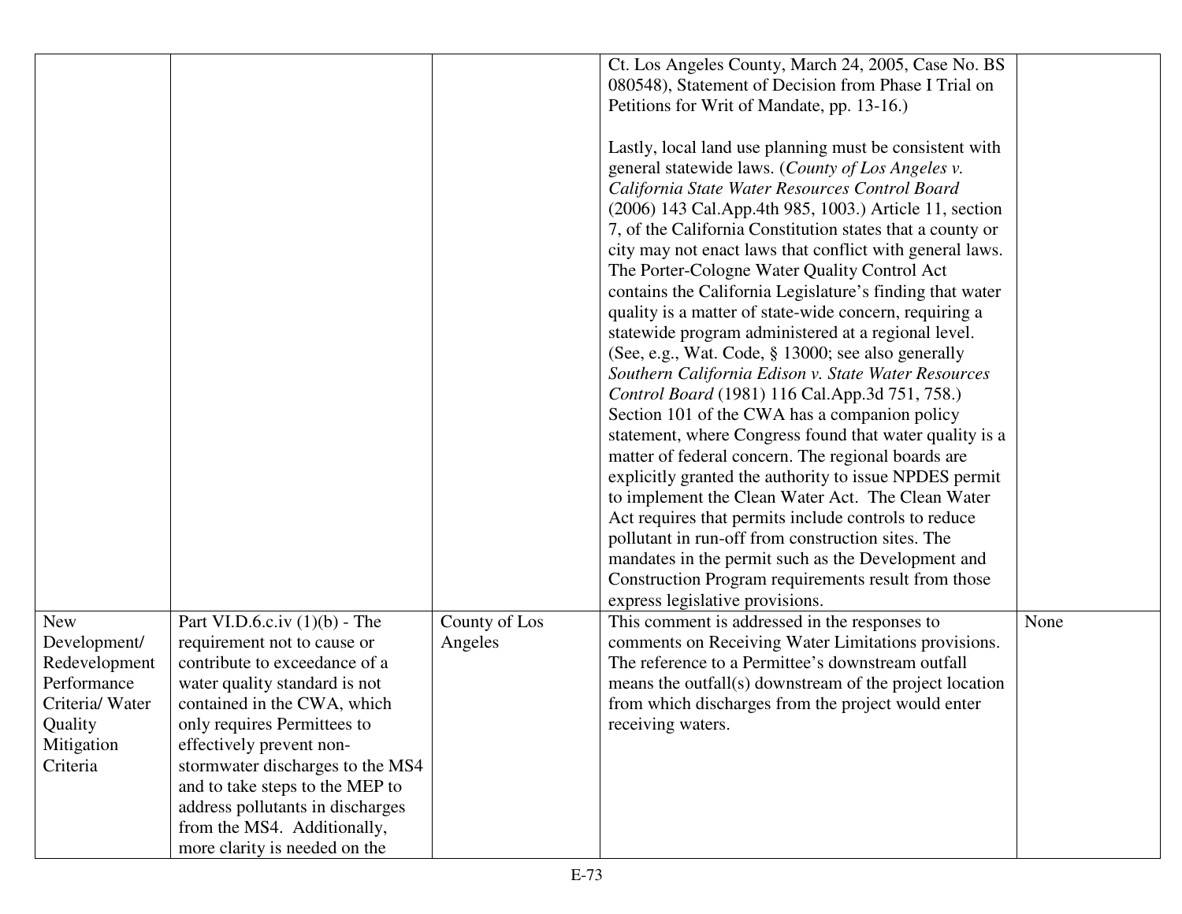| | | | | |
|---|---|---|---|---|
| | | | Ct. Los Angeles County, March 24, 2005, Case No. BS 080548), Statement of Decision from Phase I Trial on Petitions for Writ of Mandate, pp. 13-16.)<br><br>Lastly, local land use planning must be consistent with general statewide laws. (*County of Los Angeles v. California State Water Resources Control Board* (2006) 143 Cal.App.4th 985, 1003.) Article 11, section 7, of the California Constitution states that a county or city may not enact laws that conflict with general laws. The Porter-Cologne Water Quality Control Act contains the California Legislature's finding that water quality is a matter of state-wide concern, requiring a statewide program administered at a regional level. (See, e.g., Wat. Code, § 13000; see also generally *Southern California Edison v. State Water Resources Control Board* (1981) 116 Cal.App.3d 751, 758.) Section 101 of the CWA has a companion policy statement, where Congress found that water quality is a matter of federal concern. The regional boards are explicitly granted the authority to issue NPDES permit to implement the Clean Water Act. The Clean Water Act requires that permits include controls to reduce pollutant in run-off from construction sites. The mandates in the permit such as the Development and Construction Program requirements result from those express legislative provisions. | |
| New Development/ Redevelopment Performance Criteria/ Water Quality Mitigation Criteria | Part VI.D.6.c.iv (1)(b) - The requirement not to cause or contribute to exceedance of a water quality standard is not contained in the CWA, which only requires Permittees to effectively prevent non-stormwater discharges to the MS4 and to take steps to the MEP to address pollutants in discharges from the MS4. Additionally, more clarity is needed on the | County of Los Angeles | This comment is addressed in the responses to comments on Receiving Water Limitations provisions. The reference to a Permittee's downstream outfall means the outfall(s) downstream of the project location from which discharges from the project would enter receiving waters. | None |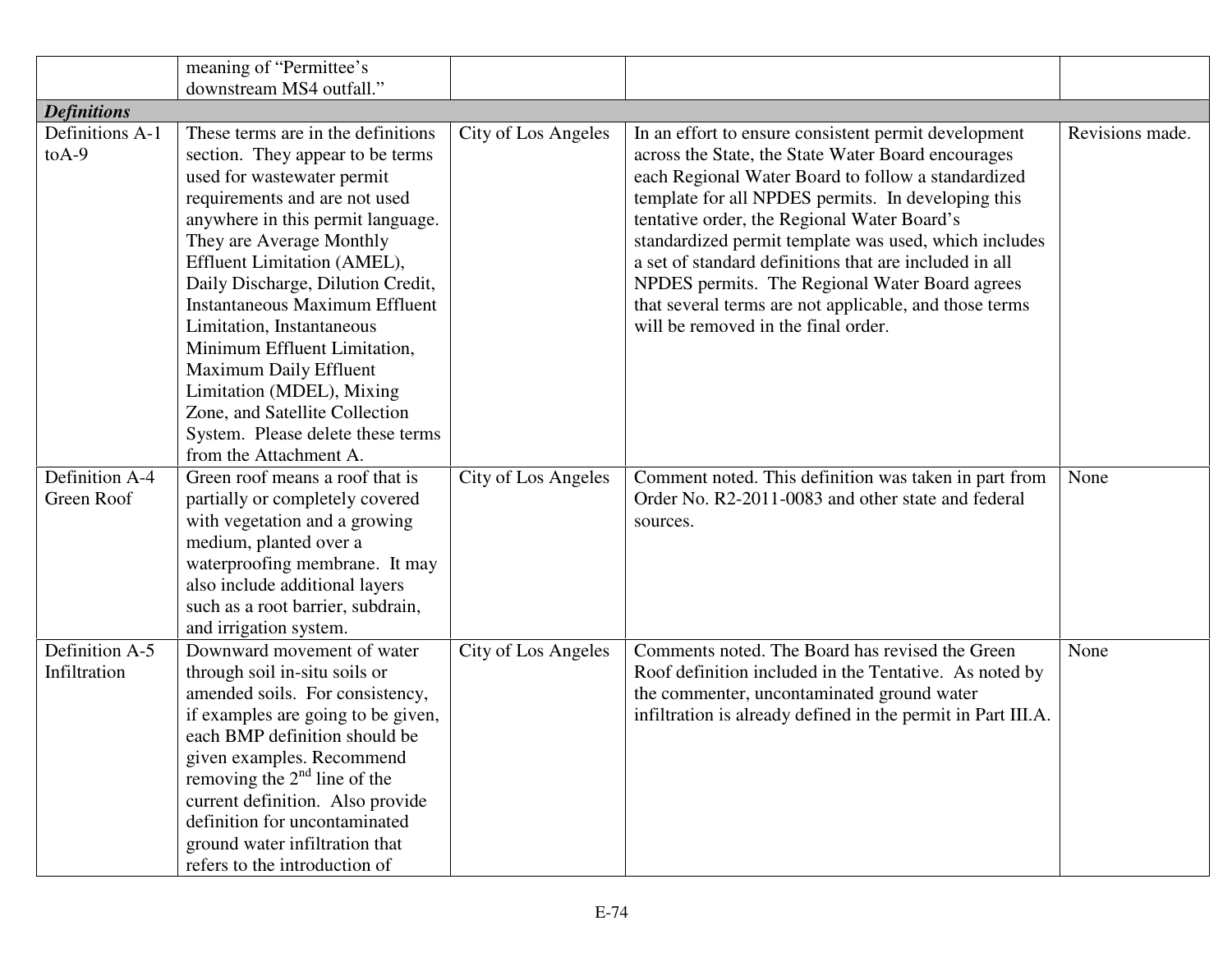| | | | | |
|---|---|---|---|---|
| | meaning of "Permittee's downstream MS4 outfall." | | | |
| ***Definitions*** | | | | |
| Definitions A-1 toA-9 | These terms are in the definitions section. They appear to be terms used for wastewater permit requirements and are not used anywhere in this permit language. They are Average Monthly Effluent Limitation (AMEL), Daily Discharge, Dilution Credit, Instantaneous Maximum Effluent Limitation, Instantaneous Minimum Effluent Limitation, Maximum Daily Effluent Limitation (MDEL), Mixing Zone, and Satellite Collection System. Please delete these terms from the Attachment A. | City of Los Angeles | In an effort to ensure consistent permit development across the State, the State Water Board encourages each Regional Water Board to follow a standardized template for all NPDES permits. In developing this tentative order, the Regional Water Board's standardized permit template was used, which includes a set of standard definitions that are included in all NPDES permits. The Regional Water Board agrees that several terms are not applicable, and those terms will be removed in the final order. | Revisions made. |
| Definition A-4 Green Roof | Green roof means a roof that is partially or completely covered with vegetation and a growing medium, planted over a waterproofing membrane. It may also include additional layers such as a root barrier, subdrain, and irrigation system. | City of Los Angeles | Comment noted. This definition was taken in part from Order No. R2-2011-0083 and other state and federal sources. | None |
| Definition A-5 Infiltration | Downward movement of water through soil in-situ soils or amended soils. For consistency, if examples are going to be given, each BMP definition should be given examples. Recommend removing the 2nd line of the current definition. Also provide definition for uncontaminated ground water infiltration that refers to the introduction of | City of Los Angeles | Comments noted. The Board has revised the Green Roof definition included in the Tentative. As noted by the commenter, uncontaminated ground water infiltration is already defined in the permit in Part III.A. | None |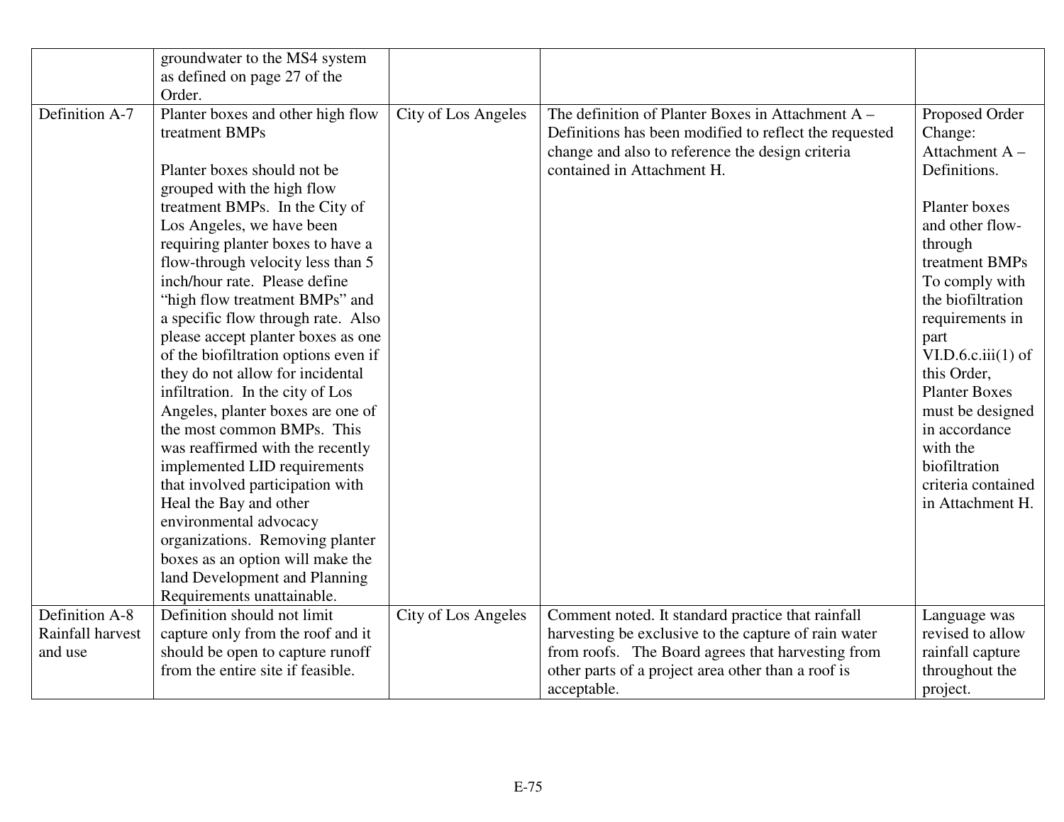| | | | | |
|---|---|---|---|---|
| | groundwater to the MS4 system as defined on page 27 of the Order. | | | |
| Definition A-7 | Planter boxes and other high flow treatment BMPs<br><br>Planter boxes should not be grouped with the high flow treatment BMPs. In the City of Los Angeles, we have been requiring planter boxes to have a flow-through velocity less than 5 inch/hour rate. Please define "high flow treatment BMPs" and a specific flow through rate. Also please accept planter boxes as one of the biofiltration options even if they do not allow for incidental infiltration. In the city of Los Angeles, planter boxes are one of the most common BMPs. This was reaffirmed with the recently implemented LID requirements that involved participation with Heal the Bay and other environmental advocacy organizations. Removing planter boxes as an option will make the land Development and Planning Requirements unattainable. | City of Los Angeles | The definition of Planter Boxes in Attachment A – Definitions has been modified to reflect the requested change and also to reference the design criteria contained in Attachment H. | Proposed Order Change: Attachment A – Definitions.<br><br>Planter boxes and other flow-through treatment BMPs To comply with the biofiltration requirements in part VI.D.6.c.iii(1) of this Order, Planter Boxes must be designed in accordance with the biofiltration criteria contained in Attachment H. |
| Definition A-8 Rainfall harvest and use | Definition should not limit capture only from the roof and it should be open to capture runoff from the entire site if feasible. | City of Los Angeles | Comment noted. It standard practice that rainfall harvesting be exclusive to the capture of rain water from roofs. The Board agrees that harvesting from other parts of a project area other than a roof is acceptable. | Language was revised to allow rainfall capture throughout the project. |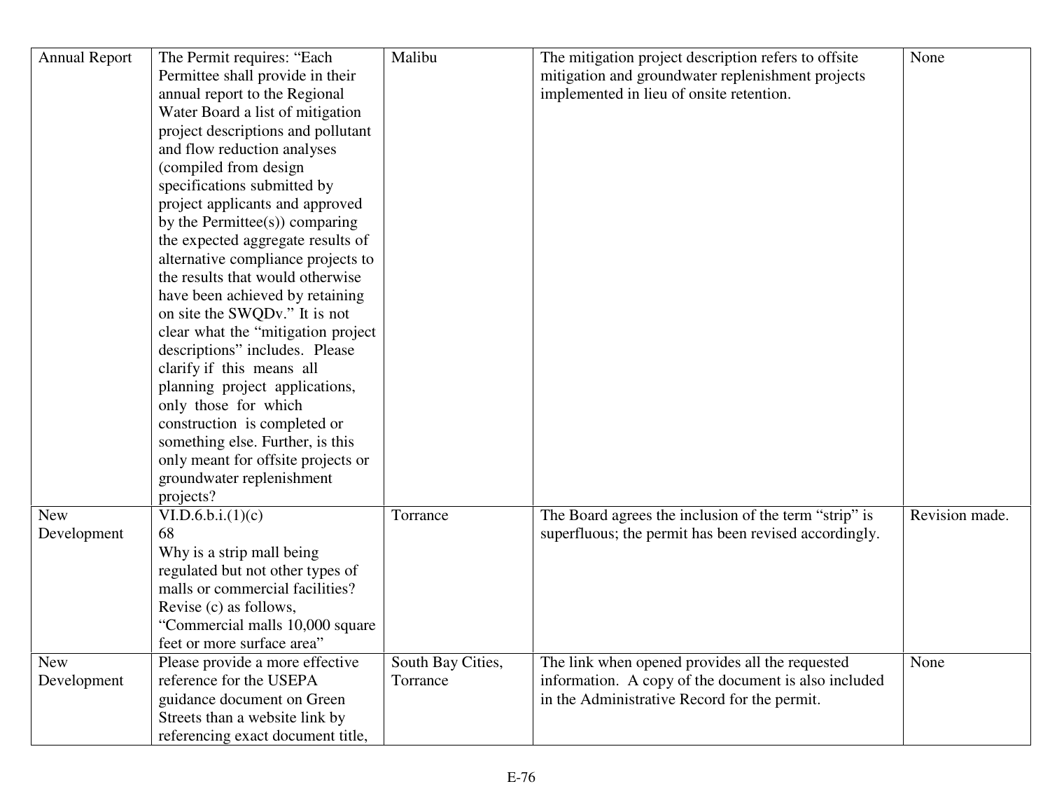| Annual Report | The Permit requires: "Each Permittee shall provide in their annual report to the Regional Water Board a list of mitigation project descriptions and pollutant and flow reduction analyses (compiled from design specifications submitted by project applicants and approved by the Permittee(s)) comparing the expected aggregate results of alternative compliance projects to the results that would otherwise have been achieved by retaining on site the SWQDv." It is not clear what the "mitigation project descriptions" includes. Please clarify if this means all planning project applications, only those for which construction is completed or something else. Further, is this only meant for offsite projects or groundwater replenishment projects? | Malibu | The mitigation project description refers to offsite mitigation and groundwater replenishment projects implemented in lieu of onsite retention. | None |
|---|---|---|---|---|
| New Development | VI.D.6.b.i.(1)(c)<br>68<br>Why is a strip mall being regulated but not other types of malls or commercial facilities? Revise (c) as follows, "Commercial malls 10,000 square feet or more surface area" | Torrance | The Board agrees the inclusion of the term "strip" is superfluous; the permit has been revised accordingly. | Revision made. |
| New Development | Please provide a more effective reference for the USEPA guidance document on Green Streets than a website link by referencing exact document title, | South Bay Cities, Torrance | The link when opened provides all the requested information. A copy of the document is also included in the Administrative Record for the permit. | None |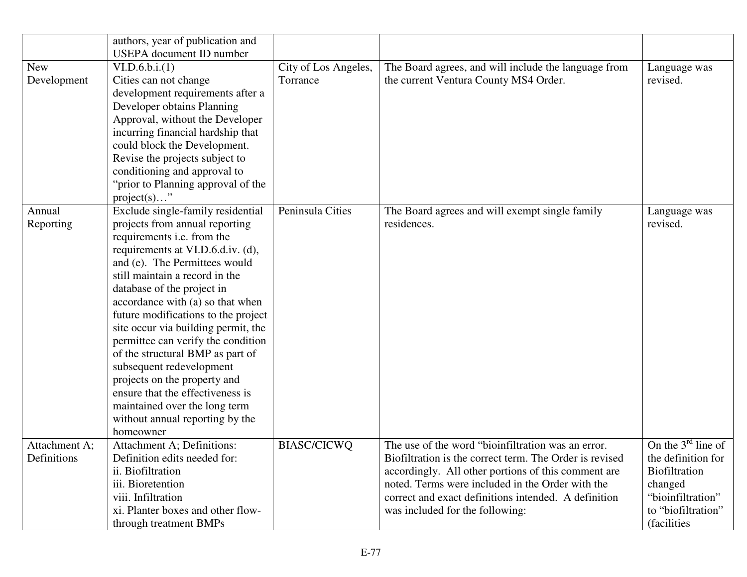| | | | | |
|---|---|---|---|---|
| | authors, year of publication and USEPA document ID number | | | |
| New Development | VI.D.6.b.i.(1) Cities can not change development requirements after a Developer obtains Planning Approval, without the Developer incurring financial hardship that could block the Development. Revise the projects subject to conditioning and approval to "prior to Planning approval of the project(s)…" | City of Los Angeles, Torrance | The Board agrees, and will include the language from the current Ventura County MS4 Order. | Language was revised. |
| Annual Reporting | Exclude single-family residential projects from annual reporting requirements i.e. from the requirements at VI.D.6.d.iv. (d), and (e). The Permittees would still maintain a record in the database of the project in accordance with (a) so that when future modifications to the project site occur via building permit, the permittee can verify the condition of the structural BMP as part of subsequent redevelopment projects on the property and ensure that the effectiveness is maintained over the long term without annual reporting by the homeowner | Peninsula Cities | The Board agrees and will exempt single family residences. | Language was revised. |
| Attachment A; Definitions | Attachment A; Definitions: Definition edits needed for: ii. Biofiltration iii. Bioretention viii. Infiltration xi. Planter boxes and other flow-through treatment BMPs | BIASC/CICWQ | The use of the word "bioinfiltration was an error. Biofiltration is the correct term. The Order is revised accordingly. All other portions of this comment are noted. Terms were included in the Order with the correct and exact definitions intended. A definition was included for the following: | On the 3rd line of the definition for Biofiltration changed "bioinfiltration" to "biofiltration" (facilities |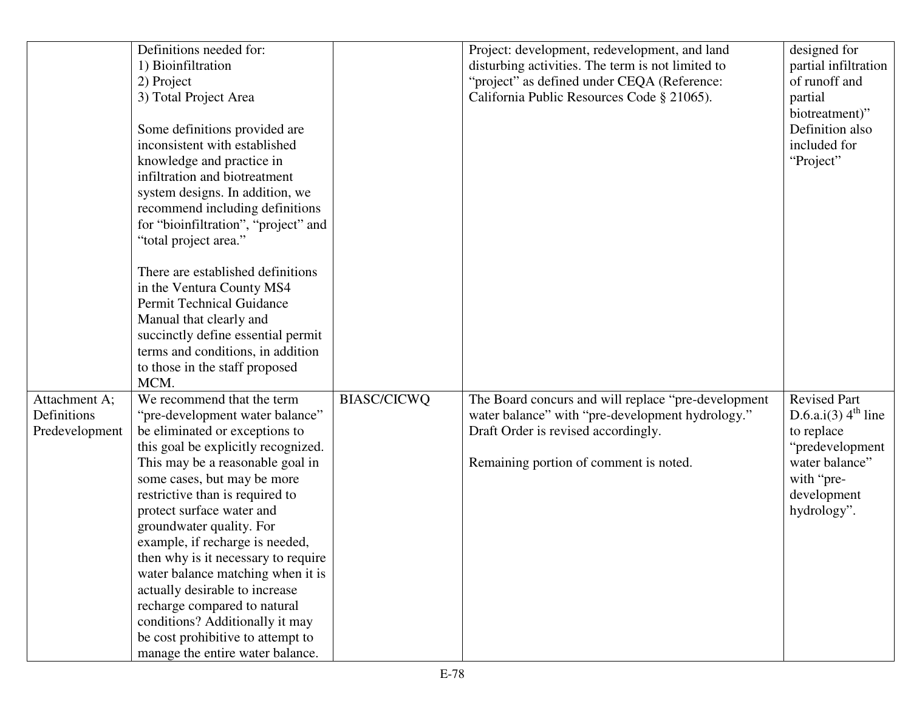| | | | | |
|---|---|---|---|---|
| | Definitions needed for:<br>1) Bioinfiltration<br>2) Project<br>3) Total Project Area<br><br>Some definitions provided are inconsistent with established knowledge and practice in infiltration and biotreatment system designs. In addition, we recommend including definitions for "bioinfiltration", "project" and "total project area."<br><br>There are established definitions in the Ventura County MS4 Permit Technical Guidance Manual that clearly and succinctly define essential permit terms and conditions, in addition to those in the staff proposed MCM. | | Project: development, redevelopment, and land disturbing activities. The term is not limited to "project" as defined under CEQA (Reference: California Public Resources Code § 21065). | designed for partial infiltration of runoff and partial biotreatment)" Definition also included for "Project" |
| Attachment A; Definitions Predevelopment | We recommend that the term "pre-development water balance" be eliminated or exceptions to this goal be explicitly recognized. This may be a reasonable goal in some cases, but may be more restrictive than is required to protect surface water and groundwater quality. For example, if recharge is needed, then why is it necessary to require water balance matching when it is actually desirable to increase recharge compared to natural conditions? Additionally it may be cost prohibitive to attempt to manage the entire water balance. | BIASC/CICWQ | The Board concurs and will replace "pre-development water balance" with "pre-development hydrology." Draft Order is revised accordingly.<br><br>Remaining portion of comment is noted. | Revised Part D.6.a.i(3) 4th line to replace "predevelopment water balance" with "pre-development hydrology". |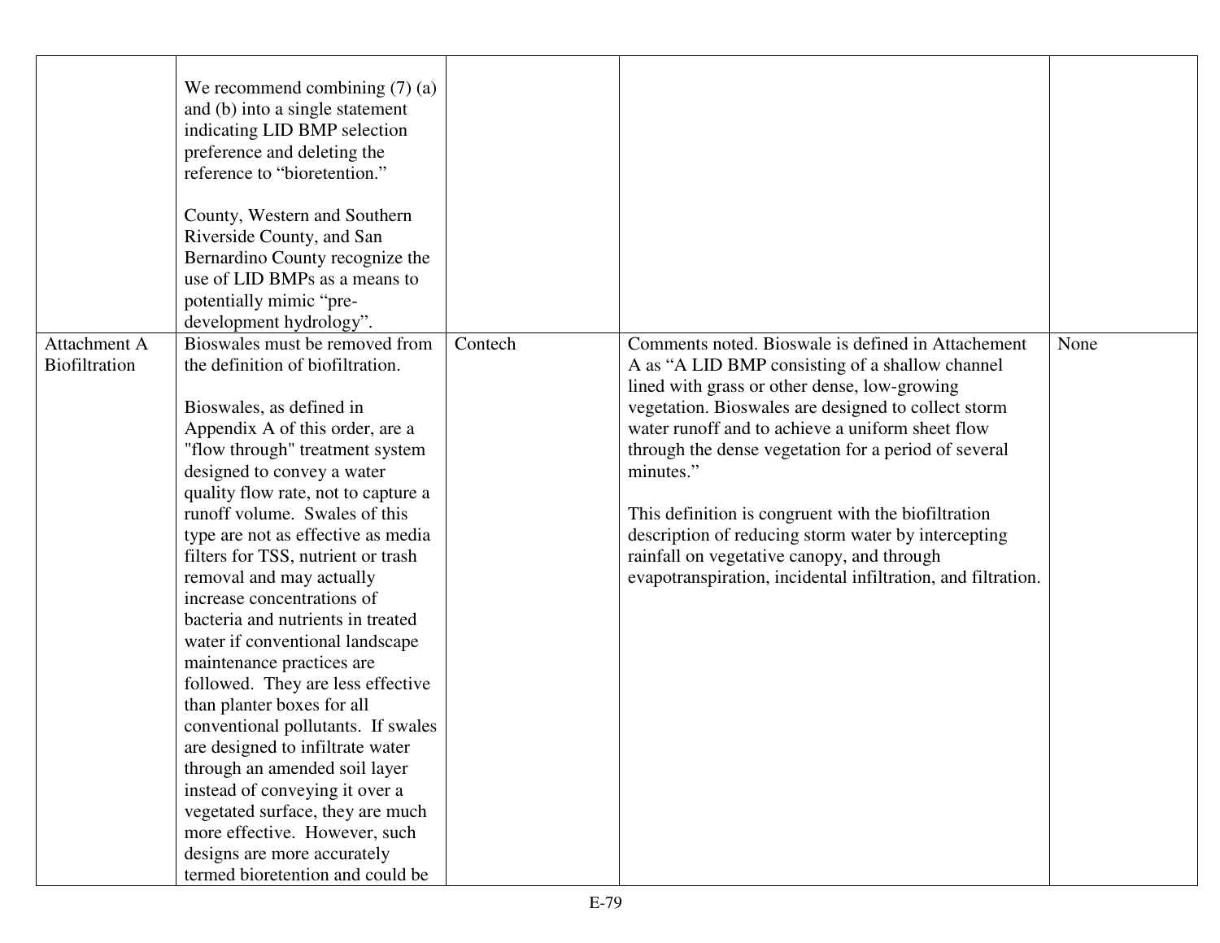| | | | | |
|---|---|---|---|---|
| | We recommend combining (7) (a) and (b) into a single statement indicating LID BMP selection preference and deleting the reference to "bioretention."<br><br>County, Western and Southern Riverside County, and San Bernardino County recognize the use of LID BMPs as a means to potentially mimic "pre-development hydrology". | | | |
| Attachment A Biofiltration | Bioswales must be removed from the definition of biofiltration.<br><br>Bioswales, as defined in Appendix A of this order, are a "flow through" treatment system designed to convey a water quality flow rate, not to capture a runoff volume. Swales of this type are not as effective as media filters for TSS, nutrient or trash removal and may actually increase concentrations of bacteria and nutrients in treated water if conventional landscape maintenance practices are followed. They are less effective than planter boxes for all conventional pollutants. If swales are designed to infiltrate water through an amended soil layer instead of conveying it over a vegetated surface, they are much more effective. However, such designs are more accurately termed bioretention and could be | Contech | Comments noted. Bioswale is defined in Attachement A as "A LID BMP consisting of a shallow channel lined with grass or other dense, low-growing vegetation. Bioswales are designed to collect storm water runoff and to achieve a uniform sheet flow through the dense vegetation for a period of several minutes."<br><br>This definition is congruent with the biofiltration description of reducing storm water by intercepting rainfall on vegetative canopy, and through evapotranspiration, incidental infiltration, and filtration. | None |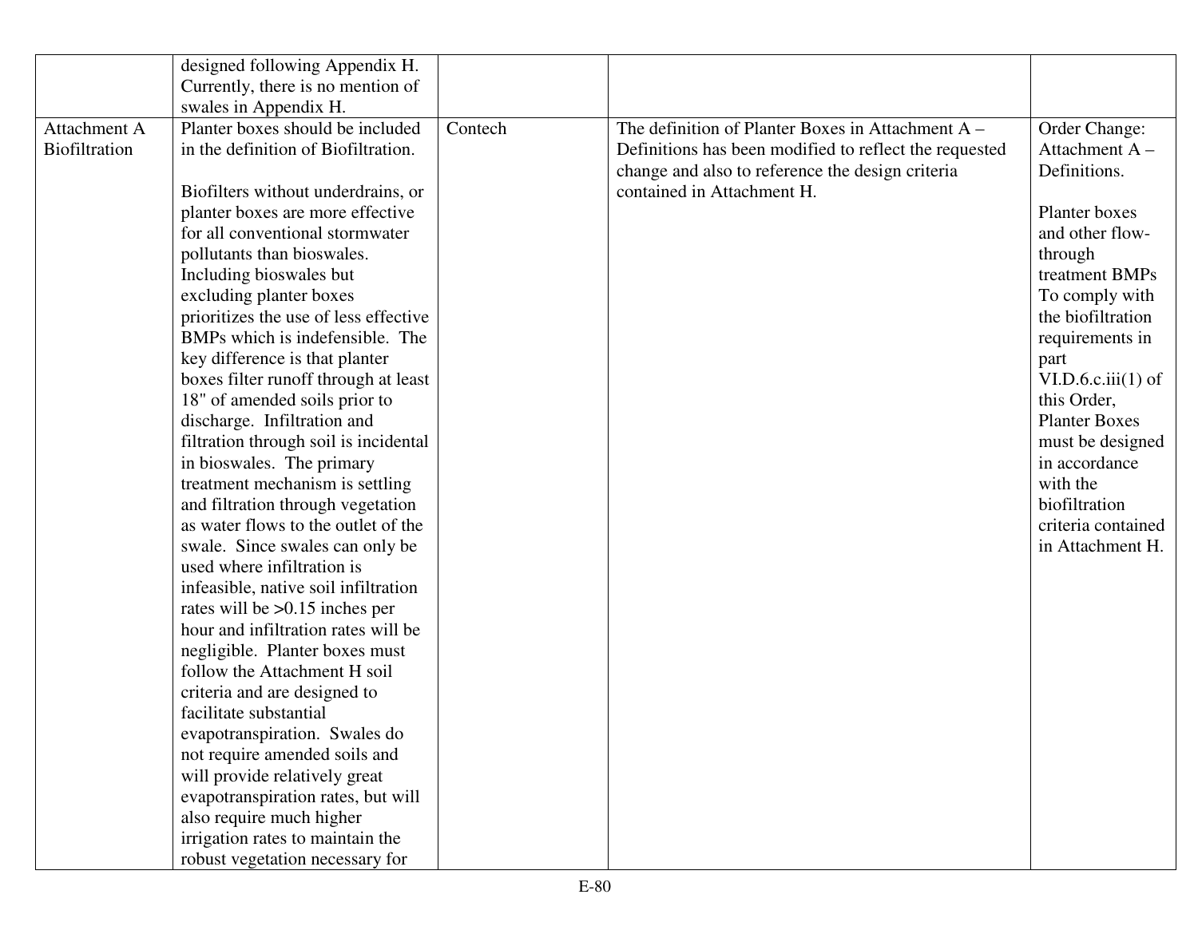| | | | | |
|---|---|---|---|---|
| | designed following Appendix H. Currently, there is no mention of swales in Appendix H. | | | |
| Attachment A Biofiltration | Planter boxes should be included in the definition of Biofiltration.<br><br>Biofilters without underdrains, or planter boxes are more effective for all conventional stormwater pollutants than bioswales. Including bioswales but excluding planter boxes prioritizes the use of less effective BMPs which is indefensible. The key difference is that planter boxes filter runoff through at least 18" of amended soils prior to discharge. Infiltration and filtration through soil is incidental in bioswales. The primary treatment mechanism is settling and filtration through vegetation as water flows to the outlet of the swale. Since swales can only be used where infiltration is infeasible, native soil infiltration rates will be >0.15 inches per hour and infiltration rates will be negligible. Planter boxes must follow the Attachment H soil criteria and are designed to facilitate substantial evapotranspiration. Swales do not require amended soils and will provide relatively great evapotranspiration rates, but will also require much higher irrigation rates to maintain the robust vegetation necessary for | Contech | The definition of Planter Boxes in Attachment A – Definitions has been modified to reflect the requested change and also to reference the design criteria contained in Attachment H. | Order Change: Attachment A – Definitions.<br><br>Planter boxes and other flow-through treatment BMPs To comply with the biofiltration requirements in part VI.D.6.c.iii(1) of this Order, Planter Boxes must be designed in accordance with the biofiltration criteria contained in Attachment H. |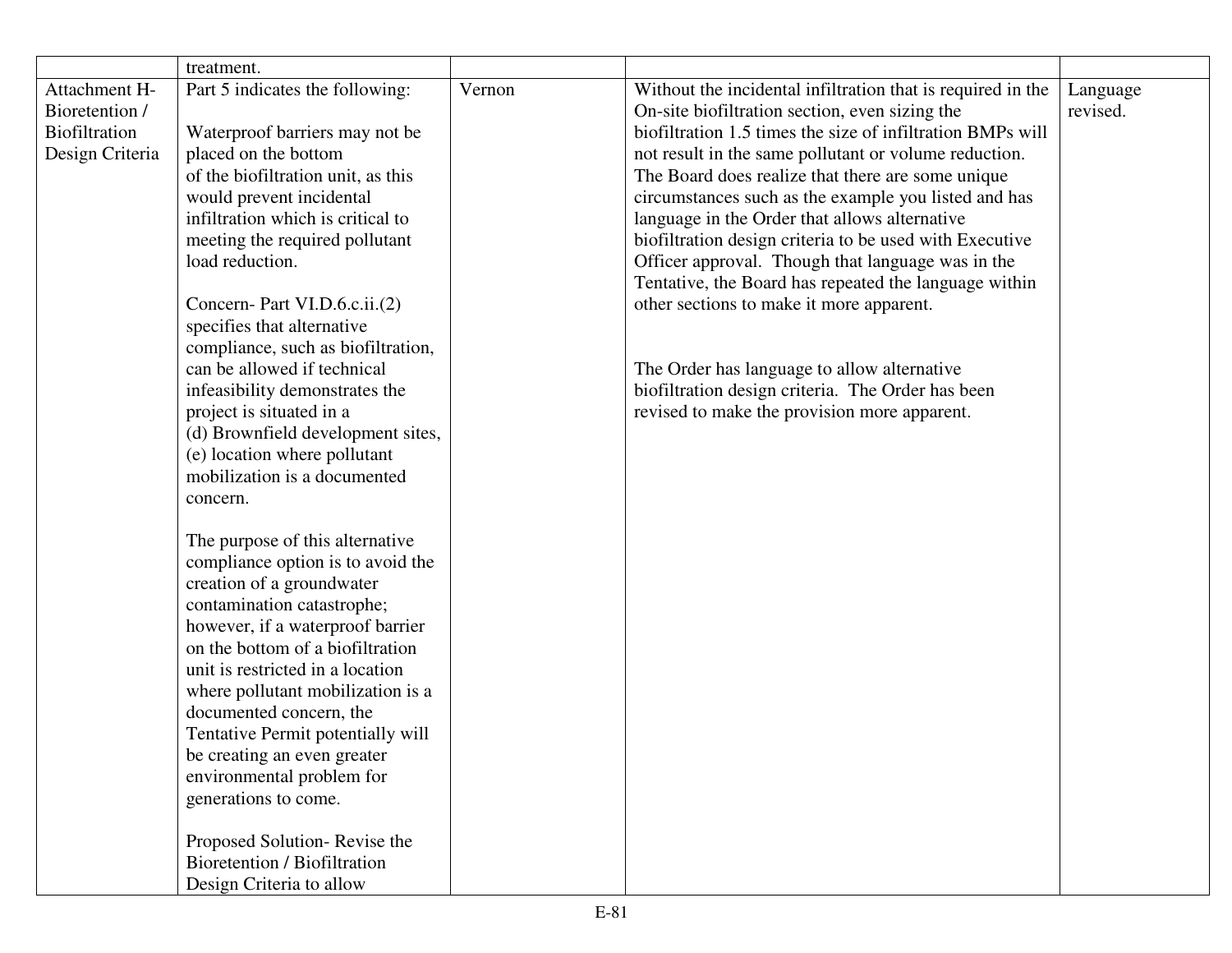| | | | | |
|---|---|---|---|---|
| | treatment. | | | |
| Attachment H- Bioretention / Biofiltration Design Criteria | Part 5 indicates the following:<br><br>Waterproof barriers may not be placed on the bottom of the biofiltration unit, as this would prevent incidental infiltration which is critical to meeting the required pollutant load reduction.<br><br>Concern- Part VI.D.6.c.ii.(2) specifies that alternative compliance, such as biofiltration, can be allowed if technical infeasibility demonstrates the project is situated in a (d) Brownfield development sites, (e) location where pollutant mobilization is a documented concern.<br><br>The purpose of this alternative compliance option is to avoid the creation of a groundwater contamination catastrophe; however, if a waterproof barrier on the bottom of a biofiltration unit is restricted in a location where pollutant mobilization is a documented concern, the Tentative Permit potentially will be creating an even greater environmental problem for generations to come.<br><br>Proposed Solution- Revise the Bioretention / Biofiltration Design Criteria to allow | Vernon | Without the incidental infiltration that is required in the On-site biofiltration section, even sizing the biofiltration 1.5 times the size of infiltration BMPs will not result in the same pollutant or volume reduction. The Board does realize that there are some unique circumstances such as the example you listed and has language in the Order that allows alternative biofiltration design criteria to be used with Executive Officer approval. Though that language was in the Tentative, the Board has repeated the language within other sections to make it more apparent.<br><br>The Order has language to allow alternative biofiltration design criteria. The Order has been revised to make the provision more apparent. | Language revised. |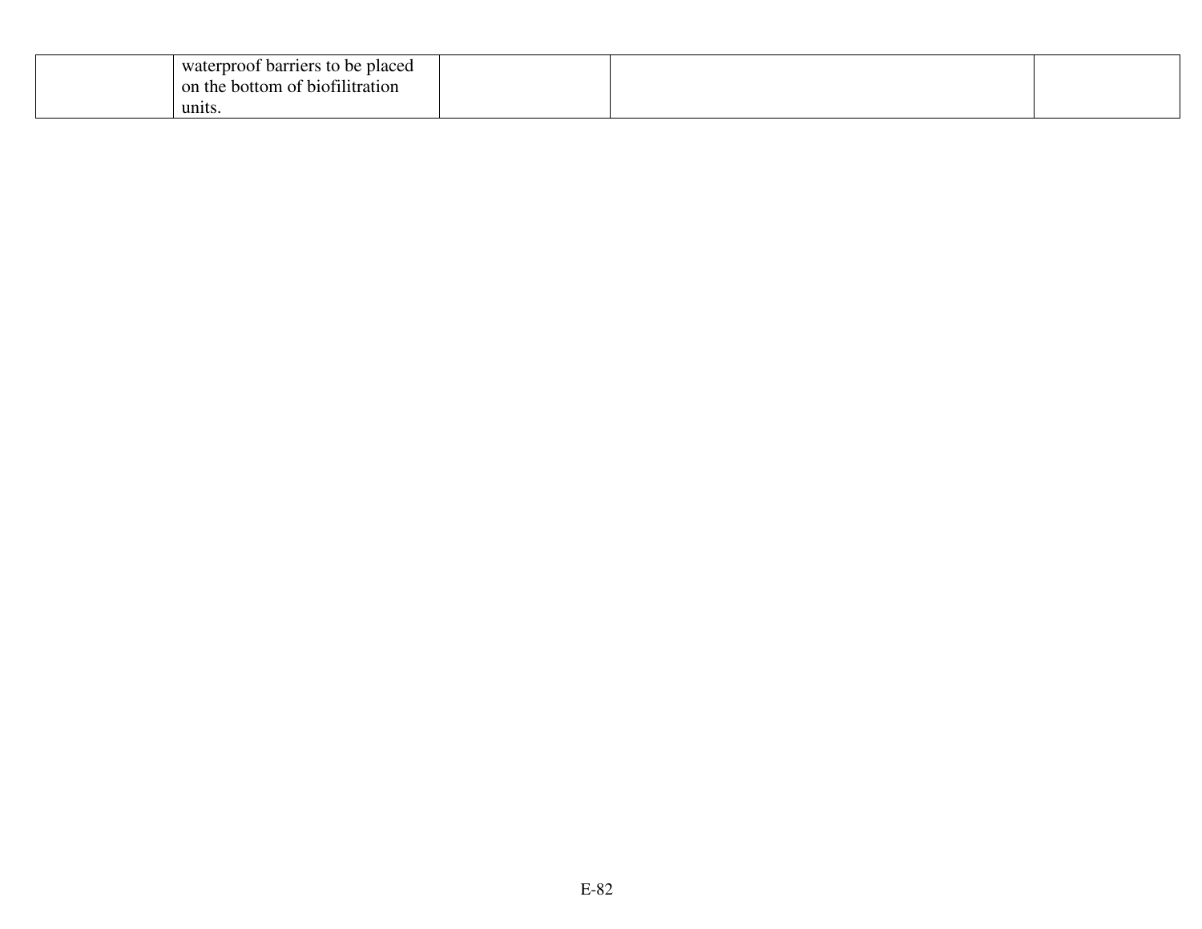| | | | | |
|---|---|---|---|---|
| | waterproof barriers to be placed on the bottom of biofiltration units. | | | |